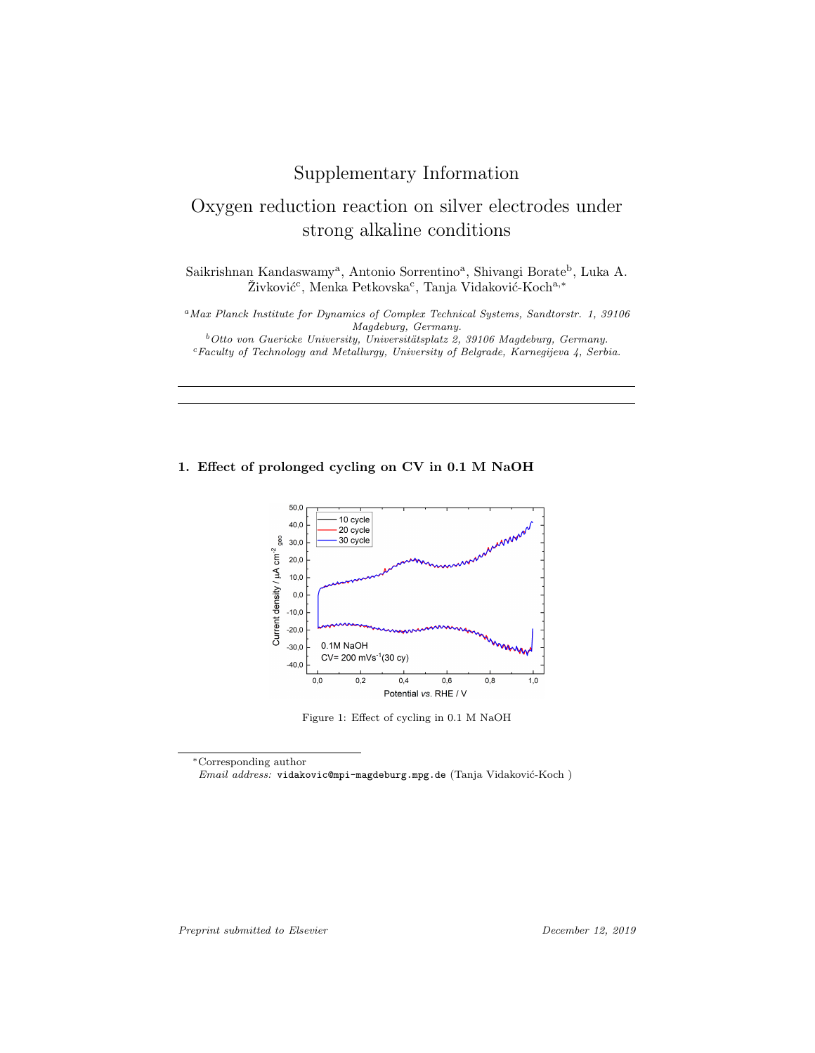# Supplementary Information

# Oxygen reduction reaction on silver electrodes under strong alkaline conditions

Saikrishnan Kandaswamy[a], Antonio Sorrentino[a], Shivangi Borate[b], Luka A. Živković[c], Menka Petkovska[c], Tanja Vidaković-Koch[a,*]

[a] *Max Planck Institute for Dynamics of Complex Technical Systems, Sandtorstr. 1, 39106 Magdeburg, Germany.*
[b] *Otto von Guericke University, Universitätsplatz 2, 39106 Magdeburg, Germany.*
[c] *Faculty of Technology and Metallurgy, University of Belgrade, Karnegijeva 4, Serbia.*

---

## 1. Effect of prolonged cycling on CV in 0.1 M NaOH

Figure 1: Effect of cycling in 0.1 M NaOH

---

*Corresponding author
*Email address:* vidakovic@mpi-magdeburg.mpg.de (Tanja Vidaković-Koch )

*Preprint submitted to Elsevier* — *December 12, 2019*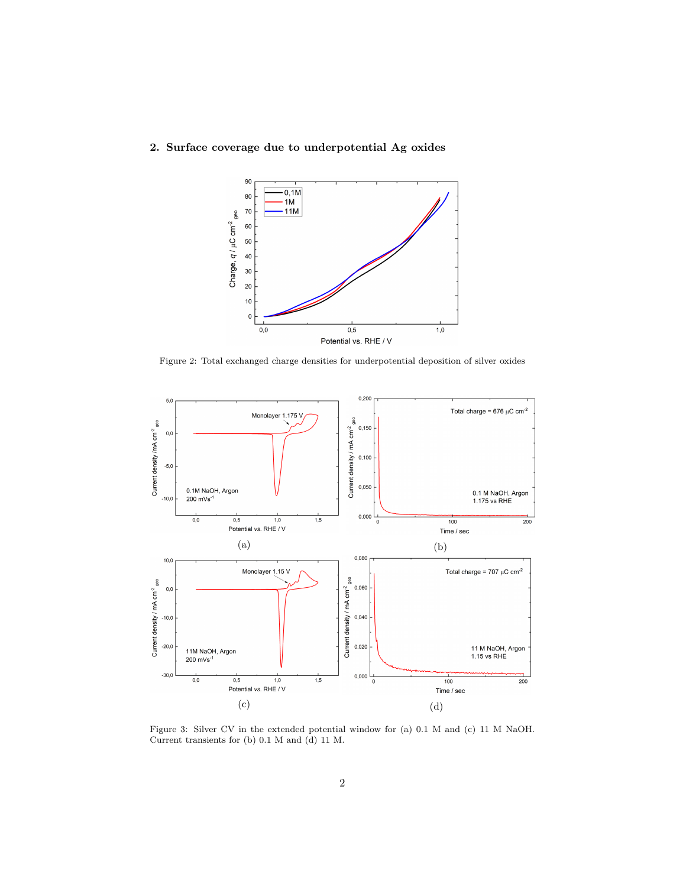## 2. Surface coverage due to underpotential Ag oxides

Figure 2: Total exchanged charge densities for underpotential deposition of silver oxides

Figure 3: Silver CV in the extended potential window for (a) 0.1 M and (c) 11 M NaOH. Current transients for (b) 0.1 M and (d) 11 M.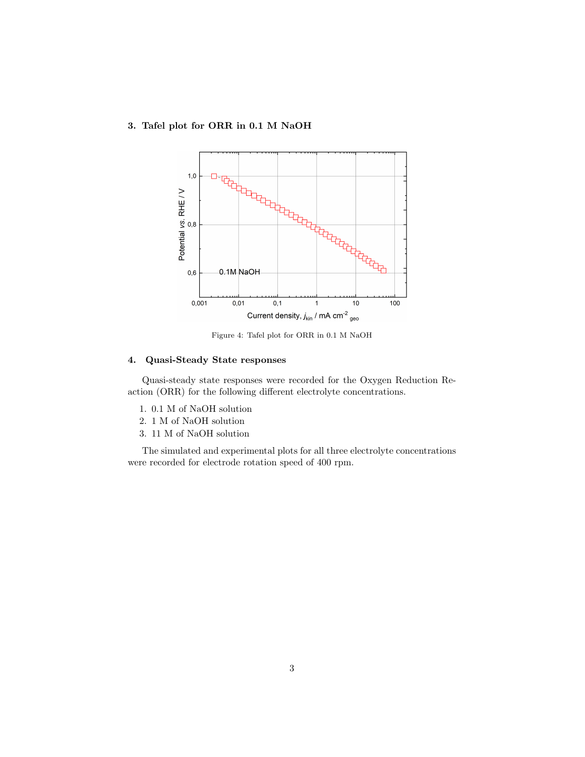## 3. Tafel plot for ORR in 0.1 M NaOH

Figure 4: Tafel plot for ORR in 0.1 M NaOH

## 4. Quasi-Steady State responses

Quasi-steady state responses were recorded for the Oxygen Reduction Reaction (ORR) for the following different electrolyte concentrations.

1. 0.1 M of NaOH solution
2. 1 M of NaOH solution
3. 11 M of NaOH solution

The simulated and experimental plots for all three electrolyte concentrations were recorded for electrode rotation speed of 400 rpm.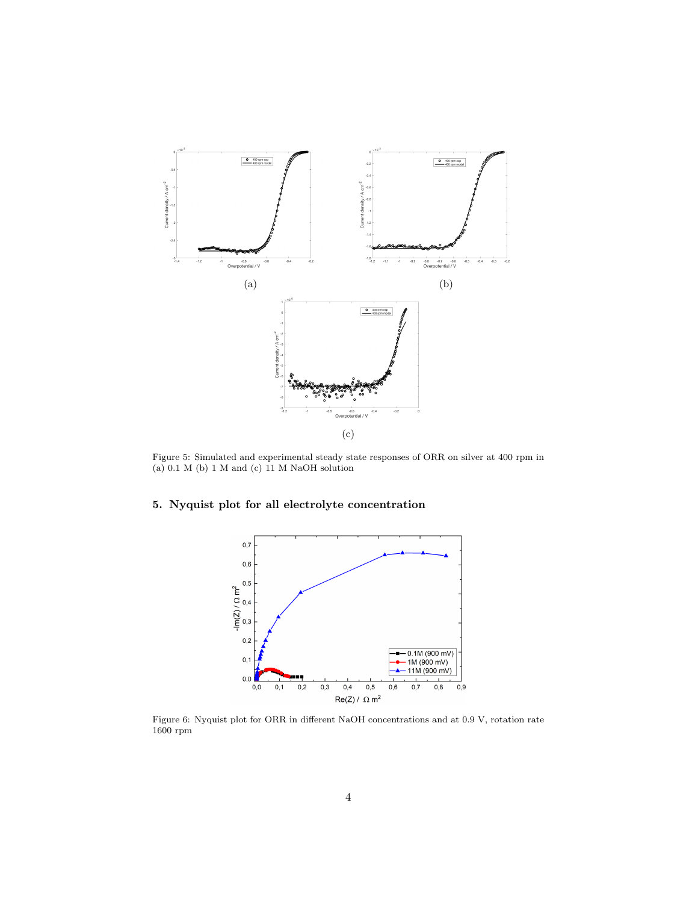(a)

(b)

(c)

Figure 5: Simulated and experimental steady state responses of ORR on silver at 400 rpm in (a) 0.1 M (b) 1 M and (c) 11 M NaOH solution

## 5. Nyquist plot for all electrolyte concentration

Figure 6: Nyquist plot for ORR in different NaOH concentrations and at 0.9 V, rotation rate 1600 rpm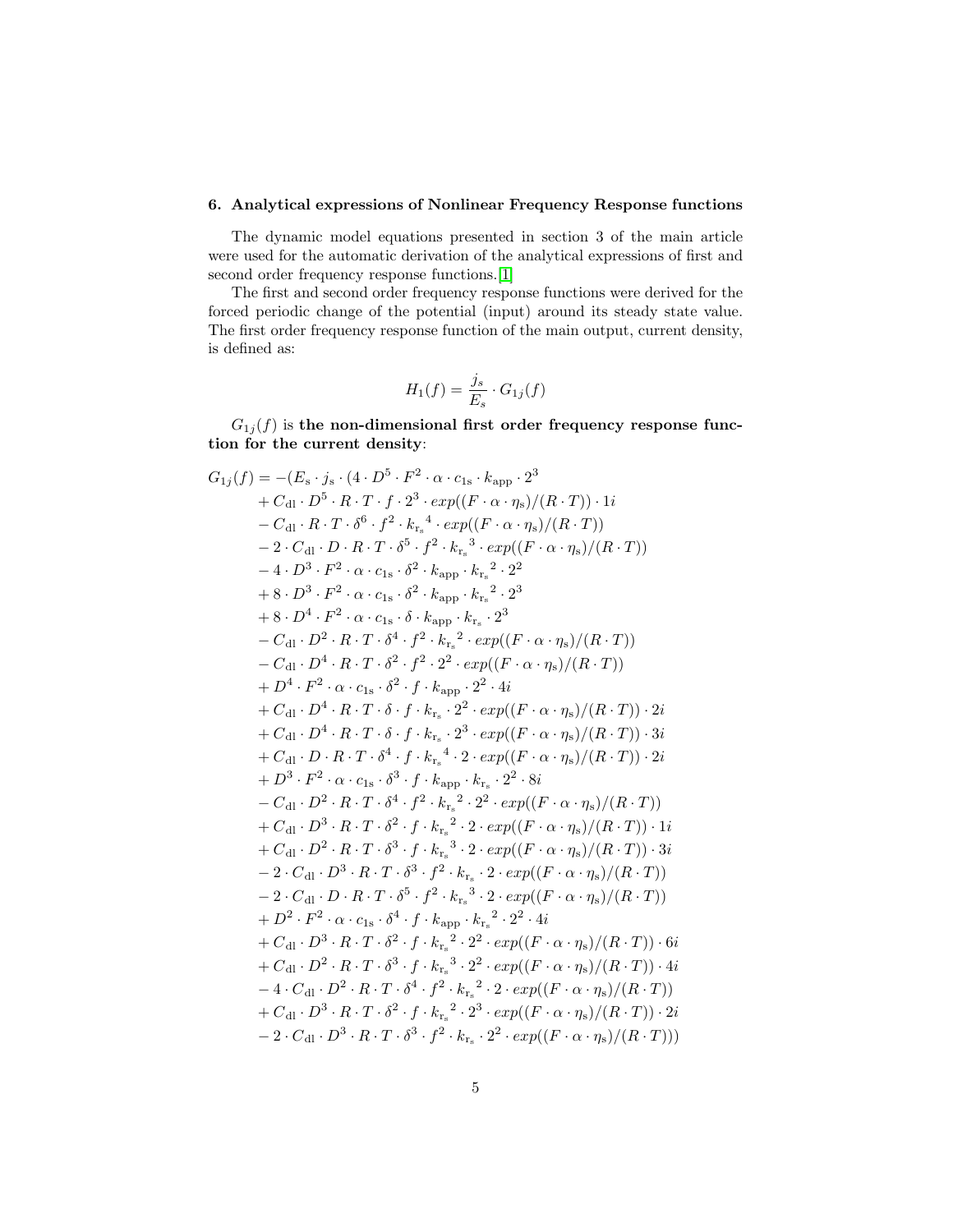### 6. Analytical expressions of Nonlinear Frequency Response functions

The dynamic model equations presented in section 3 of the main article were used for the automatic derivation of the analytical expressions of first and second order frequency response functions.[1]

The first and second order frequency response functions were derived for the forced periodic change of the potential (input) around its steady state value. The first order frequency response function of the main output, current density, is defined as:

$$H_1(f) = \frac{j_s}{E_s} \cdot G_{1j}(f)$$

$G_{1j}(f)$ is **the non-dimensional first order frequency response function for the current density**:

$$
\begin{aligned}
G_{1j}(f) = &-(E_{\rm s} \cdot j_{\rm s} \cdot (4 \cdot D^5 \cdot F^2 \cdot \alpha \cdot c_{1\rm s} \cdot k_{\rm app} \cdot 2^3 \\
&+ C_{\rm dl} \cdot D^5 \cdot R \cdot T \cdot f \cdot 2^3 \cdot exp((F \cdot \alpha \cdot \eta_{\rm s})/(R \cdot T)) \cdot 1i \\
&- C_{\rm dl} \cdot R \cdot T \cdot \delta^6 \cdot f^2 \cdot {k_{\rm r_s}}^4 \cdot exp((F \cdot \alpha \cdot \eta_{\rm s})/(R \cdot T)) \\
&- 2 \cdot C_{\rm dl} \cdot D \cdot R \cdot T \cdot \delta^5 \cdot f^2 \cdot {k_{\rm r_s}}^3 \cdot exp((F \cdot \alpha \cdot \eta_{\rm s})/(R \cdot T)) \\
&- 4 \cdot D^3 \cdot F^2 \cdot \alpha \cdot c_{1\rm s} \cdot \delta^2 \cdot k_{\rm app} \cdot {k_{\rm r_s}}^2 \cdot 2^2 \\
&+ 8 \cdot D^3 \cdot F^2 \cdot \alpha \cdot c_{1\rm s} \cdot \delta^2 \cdot k_{\rm app} \cdot {k_{\rm r_s}}^2 \cdot 2^3 \\
&+ 8 \cdot D^4 \cdot F^2 \cdot \alpha \cdot c_{1\rm s} \cdot \delta \cdot k_{\rm app} \cdot k_{\rm r_s} \cdot 2^3 \\
&- C_{\rm dl} \cdot D^2 \cdot R \cdot T \cdot \delta^4 \cdot f^2 \cdot {k_{\rm r_s}}^2 \cdot exp((F \cdot \alpha \cdot \eta_{\rm s})/(R \cdot T)) \\
&- C_{\rm dl} \cdot D^4 \cdot R \cdot T \cdot \delta^2 \cdot f^2 \cdot 2^2 \cdot exp((F \cdot \alpha \cdot \eta_{\rm s})/(R \cdot T)) \\
&+ D^4 \cdot F^2 \cdot \alpha \cdot c_{1\rm s} \cdot \delta^2 \cdot f \cdot k_{\rm app} \cdot 2^2 \cdot 4i \\
&+ C_{\rm dl} \cdot D^4 \cdot R \cdot T \cdot \delta \cdot f \cdot k_{\rm r_s} \cdot 2^2 \cdot exp((F \cdot \alpha \cdot \eta_{\rm s})/(R \cdot T)) \cdot 2i \\
&+ C_{\rm dl} \cdot D^4 \cdot R \cdot T \cdot \delta \cdot f \cdot k_{\rm r_s} \cdot 2^3 \cdot exp((F \cdot \alpha \cdot \eta_{\rm s})/(R \cdot T)) \cdot 3i \\
&+ C_{\rm dl} \cdot D \cdot R \cdot T \cdot \delta^4 \cdot f \cdot {k_{\rm r_s}}^4 \cdot 2 \cdot exp((F \cdot \alpha \cdot \eta_{\rm s})/(R \cdot T)) \cdot 2i \\
&+ D^3 \cdot F^2 \cdot \alpha \cdot c_{1\rm s} \cdot \delta^3 \cdot f \cdot k_{\rm app} \cdot k_{\rm r_s} \cdot 2^2 \cdot 8i \\
&- C_{\rm dl} \cdot D^2 \cdot R \cdot T \cdot \delta^4 \cdot f^2 \cdot {k_{\rm r_s}}^2 \cdot 2^2 \cdot exp((F \cdot \alpha \cdot \eta_{\rm s})/(R \cdot T)) \\
&+ C_{\rm dl} \cdot D^3 \cdot R \cdot T \cdot \delta^2 \cdot f \cdot {k_{\rm r_s}}^2 \cdot 2 \cdot exp((F \cdot \alpha \cdot \eta_{\rm s})/(R \cdot T)) \cdot 1i \\
&+ C_{\rm dl} \cdot D^2 \cdot R \cdot T \cdot \delta^3 \cdot f \cdot {k_{\rm r_s}}^3 \cdot 2 \cdot exp((F \cdot \alpha \cdot \eta_{\rm s})/(R \cdot T)) \cdot 3i \\
&- 2 \cdot C_{\rm dl} \cdot D^3 \cdot R \cdot T \cdot \delta^3 \cdot f^2 \cdot k_{\rm r_s} \cdot 2 \cdot exp((F \cdot \alpha \cdot \eta_{\rm s})/(R \cdot T)) \\
&- 2 \cdot C_{\rm dl} \cdot D \cdot R \cdot T \cdot \delta^5 \cdot f^2 \cdot {k_{\rm r_s}}^3 \cdot 2 \cdot exp((F \cdot \alpha \cdot \eta_{\rm s})/(R \cdot T)) \\
&+ D^2 \cdot F^2 \cdot \alpha \cdot c_{1\rm s} \cdot \delta^4 \cdot f \cdot k_{\rm app} \cdot {k_{\rm r_s}}^2 \cdot 2^2 \cdot 4i \\
&+ C_{\rm dl} \cdot D^3 \cdot R \cdot T \cdot \delta^2 \cdot f \cdot {k_{\rm r_s}}^2 \cdot 2^2 \cdot exp((F \cdot \alpha \cdot \eta_{\rm s})/(R \cdot T)) \cdot 6i \\
&+ C_{\rm dl} \cdot D^2 \cdot R \cdot T \cdot \delta^3 \cdot f \cdot {k_{\rm r_s}}^3 \cdot 2^2 \cdot exp((F \cdot \alpha \cdot \eta_{\rm s})/(R \cdot T)) \cdot 4i \\
&- 4 \cdot C_{\rm dl} \cdot D^2 \cdot R \cdot T \cdot \delta^4 \cdot f^2 \cdot {k_{\rm r_s}}^2 \cdot 2 \cdot exp((F \cdot \alpha \cdot \eta_{\rm s})/(R \cdot T)) \\
&+ C_{\rm dl} \cdot D^3 \cdot R \cdot T \cdot \delta^2 \cdot f \cdot {k_{\rm r_s}}^2 \cdot 2^3 \cdot exp((F \cdot \alpha \cdot \eta_{\rm s})/(R \cdot T)) \cdot 2i \\
&- 2 \cdot C_{\rm dl} \cdot D^3 \cdot R \cdot T \cdot \delta^3 \cdot f^2 \cdot k_{\rm r_s} \cdot 2^2 \cdot exp((F \cdot \alpha \cdot \eta_{\rm s})/(R \cdot T)))
\end{aligned}
$$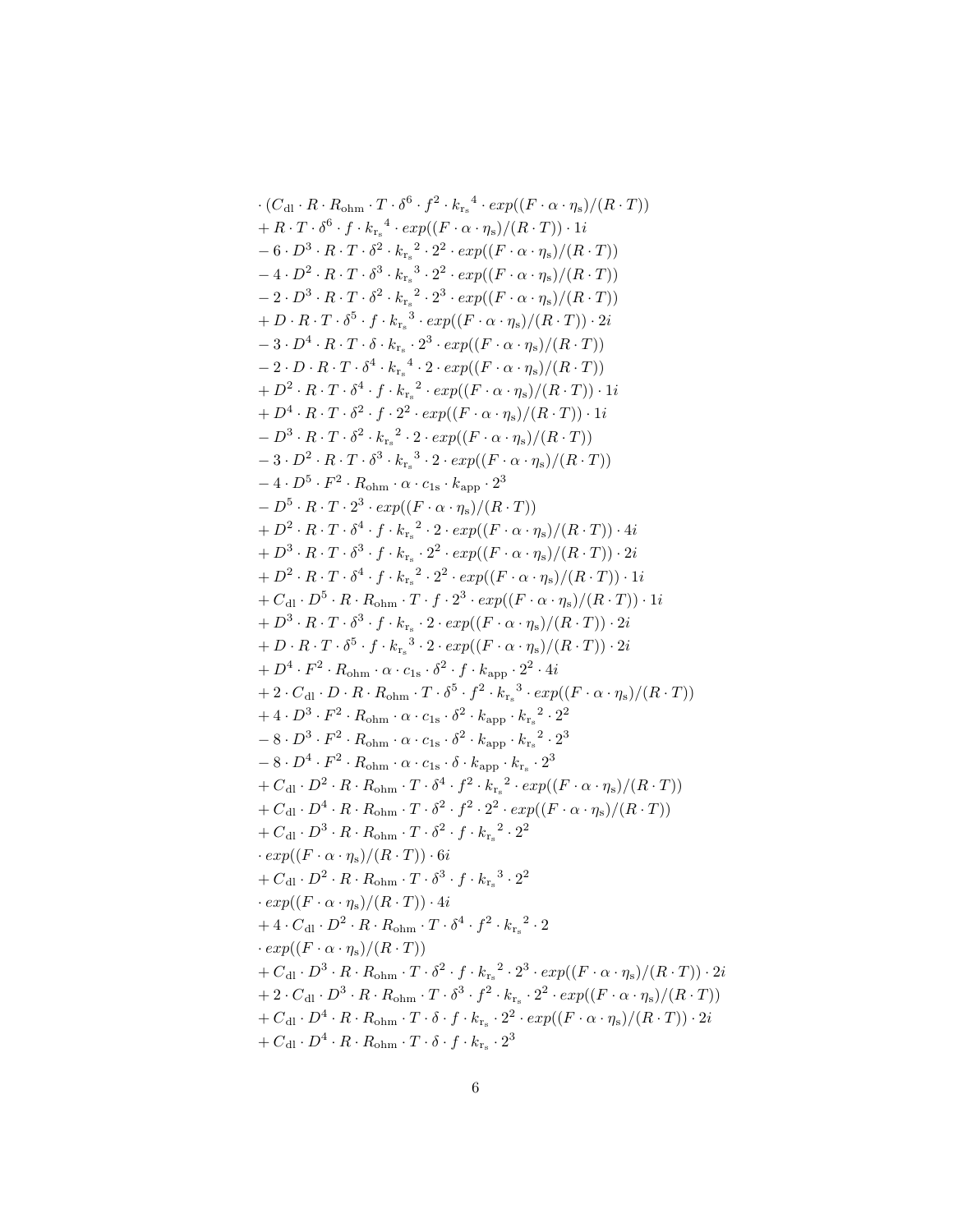$$
\begin{aligned}
&\cdot (C_{\mathrm{dl}} \cdot R \cdot R_{\mathrm{ohm}} \cdot T \cdot \delta^6 \cdot f^2 \cdot {k_{\mathrm{r_s}}}^4 \cdot exp((F \cdot \alpha \cdot \eta_{\mathrm{s}})/(R \cdot T)) \\
&+ R \cdot T \cdot \delta^6 \cdot f \cdot {k_{\mathrm{r_s}}}^4 \cdot exp((F \cdot \alpha \cdot \eta_{\mathrm{s}})/(R \cdot T)) \cdot 1i \\
&- 6 \cdot D^3 \cdot R \cdot T \cdot \delta^2 \cdot {k_{\mathrm{r_s}}}^2 \cdot 2^2 \cdot exp((F \cdot \alpha \cdot \eta_{\mathrm{s}})/(R \cdot T)) \\
&- 4 \cdot D^2 \cdot R \cdot T \cdot \delta^3 \cdot {k_{\mathrm{r_s}}}^3 \cdot 2^2 \cdot exp((F \cdot \alpha \cdot \eta_{\mathrm{s}})/(R \cdot T)) \\
&- 2 \cdot D^3 \cdot R \cdot T \cdot \delta^2 \cdot {k_{\mathrm{r_s}}}^2 \cdot 2^3 \cdot exp((F \cdot \alpha \cdot \eta_{\mathrm{s}})/(R \cdot T)) \\
&+ D \cdot R \cdot T \cdot \delta^5 \cdot f \cdot {k_{\mathrm{r_s}}}^3 \cdot exp((F \cdot \alpha \cdot \eta_{\mathrm{s}})/(R \cdot T)) \cdot 2i \\
&- 3 \cdot D^4 \cdot R \cdot T \cdot \delta \cdot k_{\mathrm{r_s}} \cdot 2^3 \cdot exp((F \cdot \alpha \cdot \eta_{\mathrm{s}})/(R \cdot T)) \\
&- 2 \cdot D \cdot R \cdot T \cdot \delta^4 \cdot {k_{\mathrm{r_s}}}^4 \cdot 2 \cdot exp((F \cdot \alpha \cdot \eta_{\mathrm{s}})/(R \cdot T)) \\
&+ D^2 \cdot R \cdot T \cdot \delta^4 \cdot f \cdot {k_{\mathrm{r_s}}}^2 \cdot exp((F \cdot \alpha \cdot \eta_{\mathrm{s}})/(R \cdot T)) \cdot 1i \\
&+ D^4 \cdot R \cdot T \cdot \delta^2 \cdot f \cdot 2^2 \cdot exp((F \cdot \alpha \cdot \eta_{\mathrm{s}})/(R \cdot T)) \cdot 1i \\
&- D^3 \cdot R \cdot T \cdot \delta^2 \cdot {k_{\mathrm{r_s}}}^2 \cdot 2 \cdot exp((F \cdot \alpha \cdot \eta_{\mathrm{s}})/(R \cdot T)) \\
&- 3 \cdot D^2 \cdot R \cdot T \cdot \delta^3 \cdot {k_{\mathrm{r_s}}}^3 \cdot 2 \cdot exp((F \cdot \alpha \cdot \eta_{\mathrm{s}})/(R \cdot T)) \\
&- 4 \cdot D^5 \cdot F^2 \cdot R_{\mathrm{ohm}} \cdot \alpha \cdot c_{1\mathrm{s}} \cdot k_{\mathrm{app}} \cdot 2^3 \\
&- D^5 \cdot R \cdot T \cdot 2^3 \cdot exp((F \cdot \alpha \cdot \eta_{\mathrm{s}})/(R \cdot T)) \\
&+ D^2 \cdot R \cdot T \cdot \delta^4 \cdot f \cdot {k_{\mathrm{r_s}}}^2 \cdot 2 \cdot exp((F \cdot \alpha \cdot \eta_{\mathrm{s}})/(R \cdot T)) \cdot 4i \\
&+ D^3 \cdot R \cdot T \cdot \delta^3 \cdot f \cdot k_{\mathrm{r_s}} \cdot 2^2 \cdot exp((F \cdot \alpha \cdot \eta_{\mathrm{s}})/(R \cdot T)) \cdot 2i \\
&+ D^2 \cdot R \cdot T \cdot \delta^4 \cdot f \cdot {k_{\mathrm{r_s}}}^2 \cdot 2^2 \cdot exp((F \cdot \alpha \cdot \eta_{\mathrm{s}})/(R \cdot T)) \cdot 1i \\
&+ C_{\mathrm{dl}} \cdot D^5 \cdot R \cdot R_{\mathrm{ohm}} \cdot T \cdot f \cdot 2^3 \cdot exp((F \cdot \alpha \cdot \eta_{\mathrm{s}})/(R \cdot T)) \cdot 1i \\
&+ D^3 \cdot R \cdot T \cdot \delta^3 \cdot f \cdot k_{\mathrm{r_s}} \cdot 2 \cdot exp((F \cdot \alpha \cdot \eta_{\mathrm{s}})/(R \cdot T)) \cdot 2i \\
&+ D \cdot R \cdot T \cdot \delta^5 \cdot f \cdot {k_{\mathrm{r_s}}}^3 \cdot 2 \cdot exp((F \cdot \alpha \cdot \eta_{\mathrm{s}})/(R \cdot T)) \cdot 2i \\
&+ D^4 \cdot F^2 \cdot R_{\mathrm{ohm}} \cdot \alpha \cdot c_{1\mathrm{s}} \cdot \delta^2 \cdot f \cdot k_{\mathrm{app}} \cdot 2^2 \cdot 4i \\
&+ 2 \cdot C_{\mathrm{dl}} \cdot D \cdot R \cdot R_{\mathrm{ohm}} \cdot T \cdot \delta^5 \cdot f^2 \cdot {k_{\mathrm{r_s}}}^3 \cdot exp((F \cdot \alpha \cdot \eta_{\mathrm{s}})/(R \cdot T)) \\
&+ 4 \cdot D^3 \cdot F^2 \cdot R_{\mathrm{ohm}} \cdot \alpha \cdot c_{1\mathrm{s}} \cdot \delta^2 \cdot k_{\mathrm{app}} \cdot {k_{\mathrm{r_s}}}^2 \cdot 2^2 \\
&- 8 \cdot D^3 \cdot F^2 \cdot R_{\mathrm{ohm}} \cdot \alpha \cdot c_{1\mathrm{s}} \cdot \delta^2 \cdot k_{\mathrm{app}} \cdot {k_{\mathrm{r_s}}}^2 \cdot 2^3 \\
&- 8 \cdot D^4 \cdot F^2 \cdot R_{\mathrm{ohm}} \cdot \alpha \cdot c_{1\mathrm{s}} \cdot \delta \cdot k_{\mathrm{app}} \cdot k_{\mathrm{r_s}} \cdot 2^3 \\
&+ C_{\mathrm{dl}} \cdot D^2 \cdot R \cdot R_{\mathrm{ohm}} \cdot T \cdot \delta^4 \cdot f^2 \cdot {k_{\mathrm{r_s}}}^2 \cdot exp((F \cdot \alpha \cdot \eta_{\mathrm{s}})/(R \cdot T)) \\
&+ C_{\mathrm{dl}} \cdot D^4 \cdot R \cdot R_{\mathrm{ohm}} \cdot T \cdot \delta^2 \cdot f^2 \cdot 2^2 \cdot exp((F \cdot \alpha \cdot \eta_{\mathrm{s}})/(R \cdot T)) \\
&+ C_{\mathrm{dl}} \cdot D^3 \cdot R \cdot R_{\mathrm{ohm}} \cdot T \cdot \delta^2 \cdot f \cdot {k_{\mathrm{r_s}}}^2 \cdot 2^2 \\
&\cdot exp((F \cdot \alpha \cdot \eta_{\mathrm{s}})/(R \cdot T)) \cdot 6i \\
&+ C_{\mathrm{dl}} \cdot D^2 \cdot R \cdot R_{\mathrm{ohm}} \cdot T \cdot \delta^3 \cdot f \cdot {k_{\mathrm{r_s}}}^3 \cdot 2^2 \\
&\cdot exp((F \cdot \alpha \cdot \eta_{\mathrm{s}})/(R \cdot T)) \cdot 4i \\
&+ 4 \cdot C_{\mathrm{dl}} \cdot D^2 \cdot R \cdot R_{\mathrm{ohm}} \cdot T \cdot \delta^4 \cdot f^2 \cdot {k_{\mathrm{r_s}}}^2 \cdot 2 \\
&\cdot exp((F \cdot \alpha \cdot \eta_{\mathrm{s}})/(R \cdot T)) \\
&+ C_{\mathrm{dl}} \cdot D^3 \cdot R \cdot R_{\mathrm{ohm}} \cdot T \cdot \delta^2 \cdot f \cdot {k_{\mathrm{r_s}}}^2 \cdot 2^3 \cdot exp((F \cdot \alpha \cdot \eta_{\mathrm{s}})/(R \cdot T)) \cdot 2i \\
&+ 2 \cdot C_{\mathrm{dl}} \cdot D^3 \cdot R \cdot R_{\mathrm{ohm}} \cdot T \cdot \delta^3 \cdot f^2 \cdot k_{\mathrm{r_s}} \cdot 2^2 \cdot exp((F \cdot \alpha \cdot \eta_{\mathrm{s}})/(R \cdot T)) \\
&+ C_{\mathrm{dl}} \cdot D^4 \cdot R \cdot R_{\mathrm{ohm}} \cdot T \cdot \delta \cdot f \cdot k_{\mathrm{r_s}} \cdot 2^2 \cdot exp((F \cdot \alpha \cdot \eta_{\mathrm{s}})/(R \cdot T)) \cdot 2i \\
&+ C_{\mathrm{dl}} \cdot D^4 \cdot R \cdot R_{\mathrm{ohm}} \cdot T \cdot \delta \cdot f \cdot k_{\mathrm{r_s}} \cdot 2^3
\end{aligned}
$$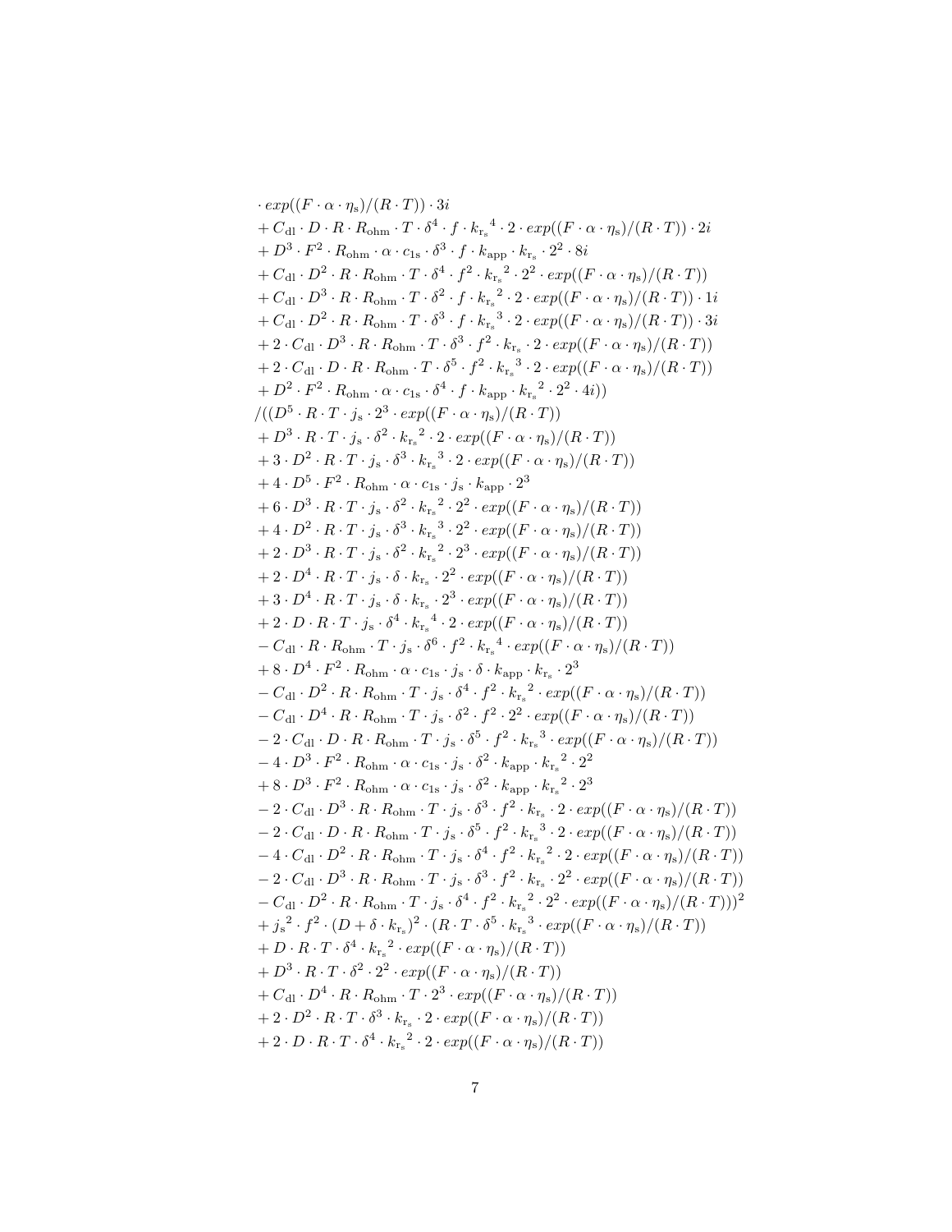$$
\begin{aligned}
&\cdot exp((F\cdot\alpha\cdot\eta_{\mathrm{s}})/(R\cdot T))\cdot 3i\\
&+C_{\mathrm{dl}}\cdot D\cdot R\cdot R_{\mathrm{ohm}}\cdot T\cdot\delta^4\cdot f\cdot {k_{\mathrm{r_s}}}^4\cdot 2\cdot exp((F\cdot\alpha\cdot\eta_{\mathrm{s}})/(R\cdot T))\cdot 2i\\
&+D^3\cdot F^2\cdot R_{\mathrm{ohm}}\cdot\alpha\cdot c_{1\mathrm{s}}\cdot\delta^3\cdot f\cdot k_{\mathrm{app}}\cdot k_{\mathrm{r_s}}\cdot 2^2\cdot 8i\\
&+C_{\mathrm{dl}}\cdot D^2\cdot R\cdot R_{\mathrm{ohm}}\cdot T\cdot\delta^4\cdot f^2\cdot {k_{\mathrm{r_s}}}^2\cdot 2^2\cdot exp((F\cdot\alpha\cdot\eta_{\mathrm{s}})/(R\cdot T))\\
&+C_{\mathrm{dl}}\cdot D^3\cdot R\cdot R_{\mathrm{ohm}}\cdot T\cdot\delta^2\cdot f\cdot {k_{\mathrm{r_s}}}^2\cdot 2\cdot exp((F\cdot\alpha\cdot\eta_{\mathrm{s}})/(R\cdot T))\cdot 1i\\
&+C_{\mathrm{dl}}\cdot D^2\cdot R\cdot R_{\mathrm{ohm}}\cdot T\cdot\delta^3\cdot f\cdot {k_{\mathrm{r_s}}}^3\cdot 2\cdot exp((F\cdot\alpha\cdot\eta_{\mathrm{s}})/(R\cdot T))\cdot 3i\\
&+2\cdot C_{\mathrm{dl}}\cdot D^3\cdot R\cdot R_{\mathrm{ohm}}\cdot T\cdot\delta^3\cdot f^2\cdot k_{\mathrm{r_s}}\cdot 2\cdot exp((F\cdot\alpha\cdot\eta_{\mathrm{s}})/(R\cdot T))\\
&+2\cdot C_{\mathrm{dl}}\cdot D\cdot R\cdot R_{\mathrm{ohm}}\cdot T\cdot\delta^5\cdot f^2\cdot {k_{\mathrm{r_s}}}^3\cdot 2\cdot exp((F\cdot\alpha\cdot\eta_{\mathrm{s}})/(R\cdot T))\\
&+D^2\cdot F^2\cdot R_{\mathrm{ohm}}\cdot\alpha\cdot c_{1\mathrm{s}}\cdot\delta^4\cdot f\cdot k_{\mathrm{app}}\cdot {k_{\mathrm{r_s}}}^2\cdot 2^2\cdot 4i))\\
&/((D^5\cdot R\cdot T\cdot j_{\mathrm{s}}\cdot 2^3\cdot exp((F\cdot\alpha\cdot\eta_{\mathrm{s}})/(R\cdot T))\\
&+D^3\cdot R\cdot T\cdot j_{\mathrm{s}}\cdot\delta^2\cdot {k_{\mathrm{r_s}}}^2\cdot 2\cdot exp((F\cdot\alpha\cdot\eta_{\mathrm{s}})/(R\cdot T))\\
&+3\cdot D^2\cdot R\cdot T\cdot j_{\mathrm{s}}\cdot\delta^3\cdot {k_{\mathrm{r_s}}}^3\cdot 2\cdot exp((F\cdot\alpha\cdot\eta_{\mathrm{s}})/(R\cdot T))\\
&+4\cdot D^5\cdot F^2\cdot R_{\mathrm{ohm}}\cdot\alpha\cdot c_{1\mathrm{s}}\cdot j_{\mathrm{s}}\cdot k_{\mathrm{app}}\cdot 2^3\\
&+6\cdot D^3\cdot R\cdot T\cdot j_{\mathrm{s}}\cdot\delta^2\cdot {k_{\mathrm{r_s}}}^2\cdot 2^2\cdot exp((F\cdot\alpha\cdot\eta_{\mathrm{s}})/(R\cdot T))\\
&+4\cdot D^2\cdot R\cdot T\cdot j_{\mathrm{s}}\cdot\delta^3\cdot {k_{\mathrm{r_s}}}^3\cdot 2^2\cdot exp((F\cdot\alpha\cdot\eta_{\mathrm{s}})/(R\cdot T))\\
&+2\cdot D^3\cdot R\cdot T\cdot j_{\mathrm{s}}\cdot\delta^2\cdot {k_{\mathrm{r_s}}}^2\cdot 2^3\cdot exp((F\cdot\alpha\cdot\eta_{\mathrm{s}})/(R\cdot T))\\
&+2\cdot D^4\cdot R\cdot T\cdot j_{\mathrm{s}}\cdot\delta\cdot k_{\mathrm{r_s}}\cdot 2^2\cdot exp((F\cdot\alpha\cdot\eta_{\mathrm{s}})/(R\cdot T))\\
&+3\cdot D^4\cdot R\cdot T\cdot j_{\mathrm{s}}\cdot\delta\cdot k_{\mathrm{r_s}}\cdot 2^3\cdot exp((F\cdot\alpha\cdot\eta_{\mathrm{s}})/(R\cdot T))\\
&+2\cdot D\cdot R\cdot T\cdot j_{\mathrm{s}}\cdot\delta^4\cdot {k_{\mathrm{r_s}}}^4\cdot 2\cdot exp((F\cdot\alpha\cdot\eta_{\mathrm{s}})/(R\cdot T))\\
&-C_{\mathrm{dl}}\cdot R\cdot R_{\mathrm{ohm}}\cdot T\cdot j_{\mathrm{s}}\cdot\delta^6\cdot f^2\cdot {k_{\mathrm{r_s}}}^4\cdot exp((F\cdot\alpha\cdot\eta_{\mathrm{s}})/(R\cdot T))\\
&+8\cdot D^4\cdot F^2\cdot R_{\mathrm{ohm}}\cdot\alpha\cdot c_{1\mathrm{s}}\cdot j_{\mathrm{s}}\cdot\delta\cdot k_{\mathrm{app}}\cdot k_{\mathrm{r_s}}\cdot 2^3\\
&-C_{\mathrm{dl}}\cdot D^2\cdot R\cdot R_{\mathrm{ohm}}\cdot T\cdot j_{\mathrm{s}}\cdot\delta^4\cdot f^2\cdot {k_{\mathrm{r_s}}}^2\cdot exp((F\cdot\alpha\cdot\eta_{\mathrm{s}})/(R\cdot T))\\
&-C_{\mathrm{dl}}\cdot D^4\cdot R\cdot R_{\mathrm{ohm}}\cdot T\cdot j_{\mathrm{s}}\cdot\delta^2\cdot f^2\cdot 2^2\cdot exp((F\cdot\alpha\cdot\eta_{\mathrm{s}})/(R\cdot T))\\
&-2\cdot C_{\mathrm{dl}}\cdot D\cdot R\cdot R_{\mathrm{ohm}}\cdot T\cdot j_{\mathrm{s}}\cdot\delta^5\cdot f^2\cdot {k_{\mathrm{r_s}}}^3\cdot exp((F\cdot\alpha\cdot\eta_{\mathrm{s}})/(R\cdot T))\\
&-4\cdot D^3\cdot F^2\cdot R_{\mathrm{ohm}}\cdot\alpha\cdot c_{1\mathrm{s}}\cdot j_{\mathrm{s}}\cdot\delta^2\cdot k_{\mathrm{app}}\cdot {k_{\mathrm{r_s}}}^2\cdot 2^2\\
&+8\cdot D^3\cdot F^2\cdot R_{\mathrm{ohm}}\cdot\alpha\cdot c_{1\mathrm{s}}\cdot j_{\mathrm{s}}\cdot\delta^2\cdot k_{\mathrm{app}}\cdot {k_{\mathrm{r_s}}}^2\cdot 2^3\\
&-2\cdot C_{\mathrm{dl}}\cdot D^3\cdot R\cdot R_{\mathrm{ohm}}\cdot T\cdot j_{\mathrm{s}}\cdot\delta^3\cdot f^2\cdot k_{\mathrm{r_s}}\cdot 2\cdot exp((F\cdot\alpha\cdot\eta_{\mathrm{s}})/(R\cdot T))\\
&-2\cdot C_{\mathrm{dl}}\cdot D\cdot R\cdot R_{\mathrm{ohm}}\cdot T\cdot j_{\mathrm{s}}\cdot\delta^5\cdot f^2\cdot {k_{\mathrm{r_s}}}^3\cdot 2\cdot exp((F\cdot\alpha\cdot\eta_{\mathrm{s}})/(R\cdot T))\\
&-4\cdot C_{\mathrm{dl}}\cdot D^2\cdot R\cdot R_{\mathrm{ohm}}\cdot T\cdot j_{\mathrm{s}}\cdot\delta^4\cdot f^2\cdot {k_{\mathrm{r_s}}}^2\cdot 2\cdot exp((F\cdot\alpha\cdot\eta_{\mathrm{s}})/(R\cdot T))\\
&-2\cdot C_{\mathrm{dl}}\cdot D^3\cdot R\cdot R_{\mathrm{ohm}}\cdot T\cdot j_{\mathrm{s}}\cdot\delta^3\cdot f^2\cdot k_{\mathrm{r_s}}\cdot 2^2\cdot exp((F\cdot\alpha\cdot\eta_{\mathrm{s}})/(R\cdot T))\\
&-C_{\mathrm{dl}}\cdot D^2\cdot R\cdot R_{\mathrm{ohm}}\cdot T\cdot j_{\mathrm{s}}\cdot\delta^4\cdot f^2\cdot {k_{\mathrm{r_s}}}^2\cdot 2^2\cdot exp((F\cdot\alpha\cdot\eta_{\mathrm{s}})/(R\cdot T)))^2\\
&+{j_{\mathrm{s}}}^2\cdot f^2\cdot(D+\delta\cdot k_{\mathrm{r_s}})^2\cdot(R\cdot T\cdot\delta^5\cdot {k_{\mathrm{r_s}}}^3\cdot exp((F\cdot\alpha\cdot\eta_{\mathrm{s}})/(R\cdot T))\\
&+D\cdot R\cdot T\cdot\delta^4\cdot {k_{\mathrm{r_s}}}^2\cdot exp((F\cdot\alpha\cdot\eta_{\mathrm{s}})/(R\cdot T))\\
&+D^3\cdot R\cdot T\cdot\delta^2\cdot 2^2\cdot exp((F\cdot\alpha\cdot\eta_{\mathrm{s}})/(R\cdot T))\\
&+C_{\mathrm{dl}}\cdot D^4\cdot R\cdot R_{\mathrm{ohm}}\cdot T\cdot 2^3\cdot exp((F\cdot\alpha\cdot\eta_{\mathrm{s}})/(R\cdot T))\\
&+2\cdot D^2\cdot R\cdot T\cdot\delta^3\cdot k_{\mathrm{r_s}}\cdot 2\cdot exp((F\cdot\alpha\cdot\eta_{\mathrm{s}})/(R\cdot T))\\
&+2\cdot D\cdot R\cdot T\cdot\delta^4\cdot {k_{\mathrm{r_s}}}^2\cdot 2\cdot exp((F\cdot\alpha\cdot\eta_{\mathrm{s}})/(R\cdot T))
\end{aligned}
$$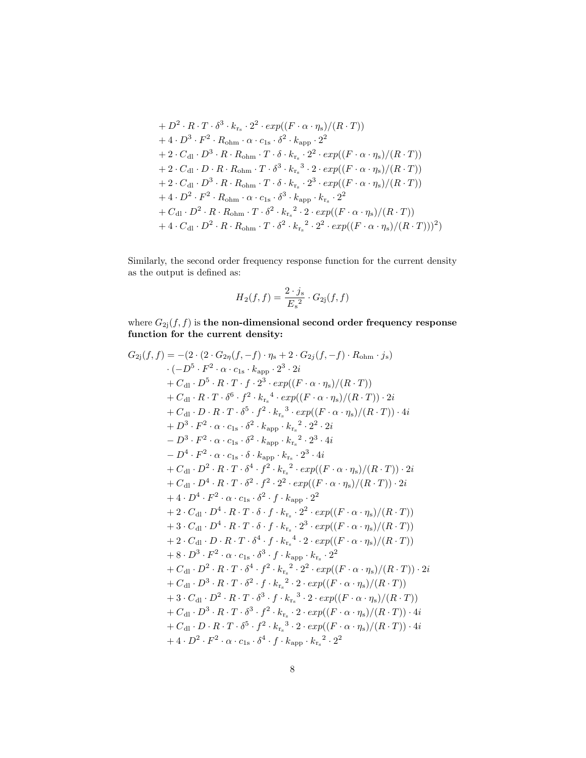$$
\begin{aligned}
&+ D^2 \cdot R \cdot T \cdot \delta^3 \cdot k_{\mathrm{r_s}} \cdot 2^2 \cdot exp((F \cdot \alpha \cdot \eta_\mathrm{s})/(R \cdot T)) \\
&+ 4 \cdot D^3 \cdot F^2 \cdot R_\mathrm{ohm} \cdot \alpha \cdot c_{1\mathrm{s}} \cdot \delta^2 \cdot k_\mathrm{app} \cdot 2^2 \\
&+ 2 \cdot C_\mathrm{dl} \cdot D^3 \cdot R \cdot R_\mathrm{ohm} \cdot T \cdot \delta \cdot k_{\mathrm{r_s}} \cdot 2^2 \cdot exp((F \cdot \alpha \cdot \eta_\mathrm{s})/(R \cdot T)) \\
&+ 2 \cdot C_\mathrm{dl} \cdot D \cdot R \cdot R_\mathrm{ohm} \cdot T \cdot \delta^3 \cdot {k_{\mathrm{r_s}}}^3 \cdot 2 \cdot exp((F \cdot \alpha \cdot \eta_\mathrm{s})/(R \cdot T)) \\
&+ 2 \cdot C_\mathrm{dl} \cdot D^3 \cdot R \cdot R_\mathrm{ohm} \cdot T \cdot \delta \cdot k_{\mathrm{r_s}} \cdot 2^3 \cdot exp((F \cdot \alpha \cdot \eta_\mathrm{s})/(R \cdot T)) \\
&+ 4 \cdot D^2 \cdot F^2 \cdot R_\mathrm{ohm} \cdot \alpha \cdot c_{1\mathrm{s}} \cdot \delta^3 \cdot k_\mathrm{app} \cdot k_{\mathrm{r_s}} \cdot 2^2 \\
&+ C_\mathrm{dl} \cdot D^2 \cdot R \cdot R_\mathrm{ohm} \cdot T \cdot \delta^2 \cdot {k_{\mathrm{r_s}}}^2 \cdot 2 \cdot exp((F \cdot \alpha \cdot \eta_\mathrm{s})/(R \cdot T)) \\
&+ 4 \cdot C_\mathrm{dl} \cdot D^2 \cdot R \cdot R_\mathrm{ohm} \cdot T \cdot \delta^2 \cdot {k_{\mathrm{r_s}}}^2 \cdot 2^2 \cdot exp((F \cdot \alpha \cdot \eta_\mathrm{s})/(R \cdot T)))^2)
\end{aligned}
$$

Similarly, the second order frequency response function for the current density as the output is defined as:

$$
H_2(f, f) = \frac{2 \cdot j_\mathrm{s}}{{E_\mathrm{s}}^2} \cdot G_{2\mathrm{j}}(f, f)
$$

where $G_{2\mathrm{j}}(f, f)$ is **the non-dimensional second order frequency response function for the current density:**

$$
\begin{aligned}
G_{2\mathrm{j}}(f, f) = &-(2 \cdot (2 \cdot G_{2\eta}(f, -f) \cdot \eta_\mathrm{s} + 2 \cdot G_{2j}(f, -f) \cdot R_\mathrm{ohm} \cdot j_\mathrm{s}) \\
&\cdot (-D^5 \cdot F^2 \cdot \alpha \cdot c_{1\mathrm{s}} \cdot k_\mathrm{app} \cdot 2^3 \cdot 2i \\
&+ C_\mathrm{dl} \cdot D^5 \cdot R \cdot T \cdot f \cdot 2^3 \cdot exp((F \cdot \alpha \cdot \eta_\mathrm{s})/(R \cdot T)) \\
&+ C_\mathrm{dl} \cdot R \cdot T \cdot \delta^6 \cdot f^2 \cdot {k_{\mathrm{r_s}}}^4 \cdot exp((F \cdot \alpha \cdot \eta_\mathrm{s})/(R \cdot T)) \cdot 2i \\
&+ C_\mathrm{dl} \cdot D \cdot R \cdot T \cdot \delta^5 \cdot f^2 \cdot {k_{\mathrm{r_s}}}^3 \cdot exp((F \cdot \alpha \cdot \eta_\mathrm{s})/(R \cdot T)) \cdot 4i \\
&+ D^3 \cdot F^2 \cdot \alpha \cdot c_{1\mathrm{s}} \cdot \delta^2 \cdot k_\mathrm{app} \cdot {k_{\mathrm{r_s}}}^2 \cdot 2^2 \cdot 2i \\
&- D^3 \cdot F^2 \cdot \alpha \cdot c_{1\mathrm{s}} \cdot \delta^2 \cdot k_\mathrm{app} \cdot {k_{\mathrm{r_s}}}^2 \cdot 2^3 \cdot 4i \\
&- D^4 \cdot F^2 \cdot \alpha \cdot c_{1\mathrm{s}} \cdot \delta \cdot k_\mathrm{app} \cdot k_{\mathrm{r_s}} \cdot 2^3 \cdot 4i \\
&+ C_\mathrm{dl} \cdot D^2 \cdot R \cdot T \cdot \delta^4 \cdot f^2 \cdot {k_{\mathrm{r_s}}}^2 \cdot exp((F \cdot \alpha \cdot \eta_\mathrm{s})/(R \cdot T)) \cdot 2i \\
&+ C_\mathrm{dl} \cdot D^4 \cdot R \cdot T \cdot \delta^2 \cdot f^2 \cdot 2^2 \cdot exp((F \cdot \alpha \cdot \eta_\mathrm{s})/(R \cdot T)) \cdot 2i \\
&+ 4 \cdot D^4 \cdot F^2 \cdot \alpha \cdot c_{1\mathrm{s}} \cdot \delta^2 \cdot f \cdot k_\mathrm{app} \cdot 2^2 \\
&+ 2 \cdot C_\mathrm{dl} \cdot D^4 \cdot R \cdot T \cdot \delta \cdot f \cdot k_{\mathrm{r_s}} \cdot 2^2 \cdot exp((F \cdot \alpha \cdot \eta_\mathrm{s})/(R \cdot T)) \\
&+ 3 \cdot C_\mathrm{dl} \cdot D^4 \cdot R \cdot T \cdot \delta \cdot f \cdot k_{\mathrm{r_s}} \cdot 2^3 \cdot exp((F \cdot \alpha \cdot \eta_\mathrm{s})/(R \cdot T)) \\
&+ 2 \cdot C_\mathrm{dl} \cdot D \cdot R \cdot T \cdot \delta^4 \cdot f \cdot {k_{\mathrm{r_s}}}^4 \cdot 2 \cdot exp((F \cdot \alpha \cdot \eta_\mathrm{s})/(R \cdot T)) \\
&+ 8 \cdot D^3 \cdot F^2 \cdot \alpha \cdot c_{1\mathrm{s}} \cdot \delta^3 \cdot f \cdot k_\mathrm{app} \cdot k_{\mathrm{r_s}} \cdot 2^2 \\
&+ C_\mathrm{dl} \cdot D^2 \cdot R \cdot T \cdot \delta^4 \cdot f^2 \cdot {k_{\mathrm{r_s}}}^2 \cdot 2^2 \cdot exp((F \cdot \alpha \cdot \eta_\mathrm{s})/(R \cdot T)) \cdot 2i \\
&+ C_\mathrm{dl} \cdot D^3 \cdot R \cdot T \cdot \delta^2 \cdot f \cdot {k_{\mathrm{r_s}}}^2 \cdot 2 \cdot exp((F \cdot \alpha \cdot \eta_\mathrm{s})/(R \cdot T)) \\
&+ 3 \cdot C_\mathrm{dl} \cdot D^2 \cdot R \cdot T \cdot \delta^3 \cdot f \cdot {k_{\mathrm{r_s}}}^3 \cdot 2 \cdot exp((F \cdot \alpha \cdot \eta_\mathrm{s})/(R \cdot T)) \\
&+ C_\mathrm{dl} \cdot D^3 \cdot R \cdot T \cdot \delta^3 \cdot f^2 \cdot k_{\mathrm{r_s}} \cdot 2 \cdot exp((F \cdot \alpha \cdot \eta_\mathrm{s})/(R \cdot T)) \cdot 4i \\
&+ C_\mathrm{dl} \cdot D \cdot R \cdot T \cdot \delta^5 \cdot f^2 \cdot {k_{\mathrm{r_s}}}^3 \cdot 2 \cdot exp((F \cdot \alpha \cdot \eta_\mathrm{s})/(R \cdot T)) \cdot 4i \\
&+ 4 \cdot D^2 \cdot F^2 \cdot \alpha \cdot c_{1\mathrm{s}} \cdot \delta^4 \cdot f \cdot k_\mathrm{app} \cdot {k_{\mathrm{r_s}}}^2 \cdot 2^2
\end{aligned}
$$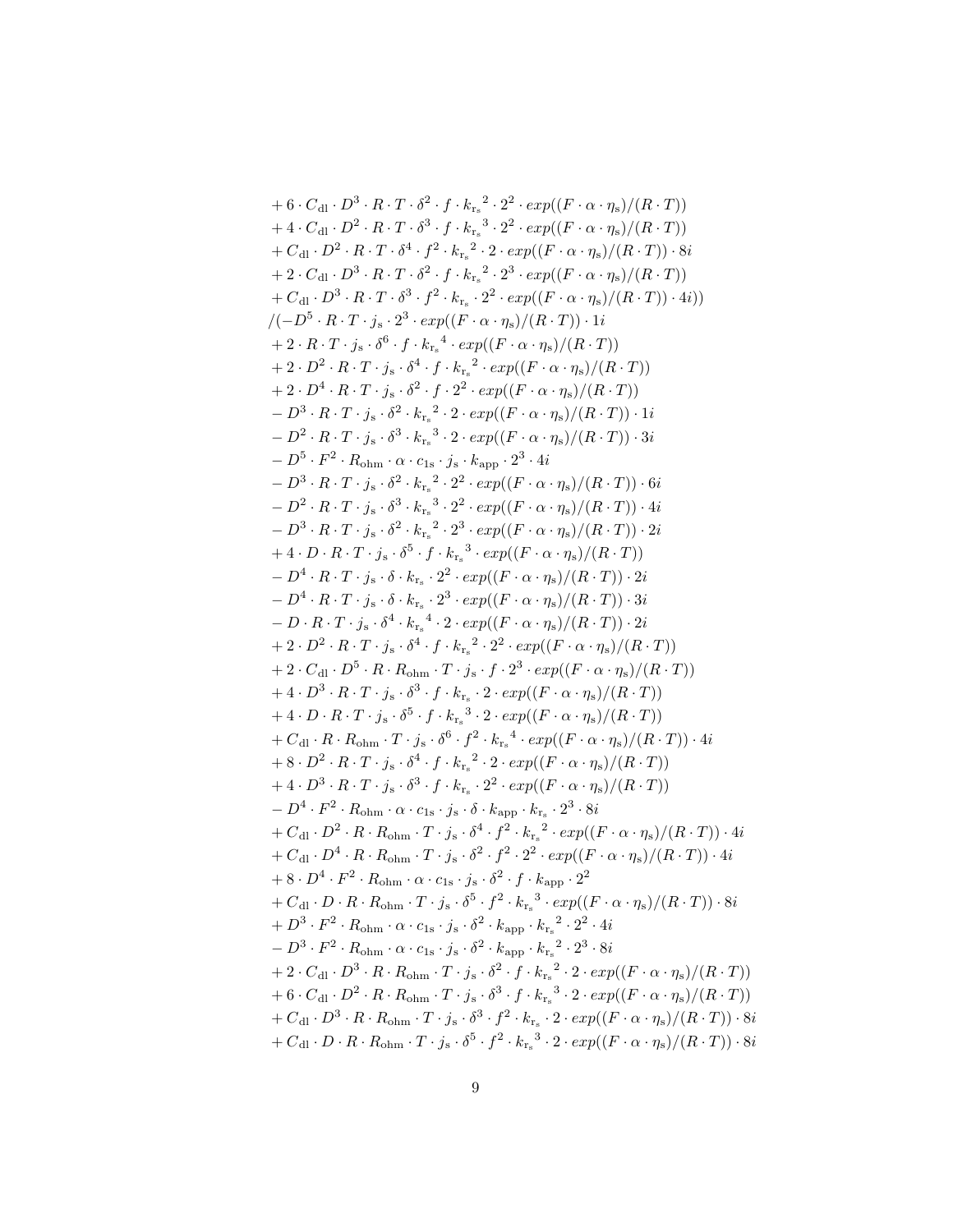$$
\begin{aligned}
&+ 6 \cdot C_{\text{dl}} \cdot D^3 \cdot R \cdot T \cdot \delta^2 \cdot f \cdot {k_{\text{r}_\text{s}}}^2 \cdot 2^2 \cdot exp((F \cdot \alpha \cdot \eta_\text{s})/(R \cdot T)) \\
&+ 4 \cdot C_{\text{dl}} \cdot D^2 \cdot R \cdot T \cdot \delta^3 \cdot f \cdot {k_{\text{r}_\text{s}}}^3 \cdot 2^2 \cdot exp((F \cdot \alpha \cdot \eta_\text{s})/(R \cdot T)) \\
&+ C_{\text{dl}} \cdot D^2 \cdot R \cdot T \cdot \delta^4 \cdot f^2 \cdot {k_{\text{r}_\text{s}}}^2 \cdot 2 \cdot exp((F \cdot \alpha \cdot \eta_\text{s})/(R \cdot T)) \cdot 8i \\
&+ 2 \cdot C_{\text{dl}} \cdot D^3 \cdot R \cdot T \cdot \delta^2 \cdot f \cdot {k_{\text{r}_\text{s}}}^2 \cdot 2^3 \cdot exp((F \cdot \alpha \cdot \eta_\text{s})/(R \cdot T)) \\
&+ C_{\text{dl}} \cdot D^3 \cdot R \cdot T \cdot \delta^3 \cdot f^2 \cdot k_{\text{r}_\text{s}} \cdot 2^2 \cdot exp((F \cdot \alpha \cdot \eta_\text{s})/(R \cdot T)) \cdot 4i)) \\
&/(-D^5 \cdot R \cdot T \cdot j_\text{s} \cdot 2^3 \cdot exp((F \cdot \alpha \cdot \eta_\text{s})/(R \cdot T)) \cdot 1i \\
&+ 2 \cdot R \cdot T \cdot j_\text{s} \cdot \delta^6 \cdot f \cdot {k_{\text{r}_\text{s}}}^4 \cdot exp((F \cdot \alpha \cdot \eta_\text{s})/(R \cdot T)) \\
&+ 2 \cdot D^2 \cdot R \cdot T \cdot j_\text{s} \cdot \delta^4 \cdot f \cdot {k_{\text{r}_\text{s}}}^2 \cdot exp((F \cdot \alpha \cdot \eta_\text{s})/(R \cdot T)) \\
&+ 2 \cdot D^4 \cdot R \cdot T \cdot j_\text{s} \cdot \delta^2 \cdot f \cdot 2^2 \cdot exp((F \cdot \alpha \cdot \eta_\text{s})/(R \cdot T)) \\
&- D^3 \cdot R \cdot T \cdot j_\text{s} \cdot \delta^2 \cdot {k_{\text{r}_\text{s}}}^2 \cdot 2 \cdot exp((F \cdot \alpha \cdot \eta_\text{s})/(R \cdot T)) \cdot 1i \\
&- D^2 \cdot R \cdot T \cdot j_\text{s} \cdot \delta^3 \cdot {k_{\text{r}_\text{s}}}^3 \cdot 2 \cdot exp((F \cdot \alpha \cdot \eta_\text{s})/(R \cdot T)) \cdot 3i \\
&- D^5 \cdot F^2 \cdot R_{\text{ohm}} \cdot \alpha \cdot c_{1\text{s}} \cdot j_\text{s} \cdot k_{\text{app}} \cdot 2^3 \cdot 4i \\
&- D^3 \cdot R \cdot T \cdot j_\text{s} \cdot \delta^2 \cdot {k_{\text{r}_\text{s}}}^2 \cdot 2^2 \cdot exp((F \cdot \alpha \cdot \eta_\text{s})/(R \cdot T)) \cdot 6i \\
&- D^2 \cdot R \cdot T \cdot j_\text{s} \cdot \delta^3 \cdot {k_{\text{r}_\text{s}}}^3 \cdot 2^2 \cdot exp((F \cdot \alpha \cdot \eta_\text{s})/(R \cdot T)) \cdot 4i \\
&- D^3 \cdot R \cdot T \cdot j_\text{s} \cdot \delta^2 \cdot {k_{\text{r}_\text{s}}}^2 \cdot 2^3 \cdot exp((F \cdot \alpha \cdot \eta_\text{s})/(R \cdot T)) \cdot 2i \\
&+ 4 \cdot D \cdot R \cdot T \cdot j_\text{s} \cdot \delta^5 \cdot f \cdot {k_{\text{r}_\text{s}}}^3 \cdot exp((F \cdot \alpha \cdot \eta_\text{s})/(R \cdot T)) \\
&- D^4 \cdot R \cdot T \cdot j_\text{s} \cdot \delta \cdot k_{\text{r}_\text{s}} \cdot 2^2 \cdot exp((F \cdot \alpha \cdot \eta_\text{s})/(R \cdot T)) \cdot 2i \\
&- D^4 \cdot R \cdot T \cdot j_\text{s} \cdot \delta \cdot k_{\text{r}_\text{s}} \cdot 2^3 \cdot exp((F \cdot \alpha \cdot \eta_\text{s})/(R \cdot T)) \cdot 3i \\
&- D \cdot R \cdot T \cdot j_\text{s} \cdot \delta^4 \cdot {k_{\text{r}_\text{s}}}^4 \cdot 2 \cdot exp((F \cdot \alpha \cdot \eta_\text{s})/(R \cdot T)) \cdot 2i \\
&+ 2 \cdot D^2 \cdot R \cdot T \cdot j_\text{s} \cdot \delta^4 \cdot f \cdot {k_{\text{r}_\text{s}}}^2 \cdot 2^2 \cdot exp((F \cdot \alpha \cdot \eta_\text{s})/(R \cdot T)) \\
&+ 2 \cdot C_{\text{dl}} \cdot D^5 \cdot R \cdot R_{\text{ohm}} \cdot T \cdot j_\text{s} \cdot f \cdot 2^3 \cdot exp((F \cdot \alpha \cdot \eta_\text{s})/(R \cdot T)) \\
&+ 4 \cdot D^3 \cdot R \cdot T \cdot j_\text{s} \cdot \delta^3 \cdot f \cdot k_{\text{r}_\text{s}} \cdot 2 \cdot exp((F \cdot \alpha \cdot \eta_\text{s})/(R \cdot T)) \\
&+ 4 \cdot D \cdot R \cdot T \cdot j_\text{s} \cdot \delta^5 \cdot f \cdot {k_{\text{r}_\text{s}}}^3 \cdot 2 \cdot exp((F \cdot \alpha \cdot \eta_\text{s})/(R \cdot T)) \\
&+ C_{\text{dl}} \cdot R \cdot R_{\text{ohm}} \cdot T \cdot j_\text{s} \cdot \delta^6 \cdot f^2 \cdot {k_{\text{r}_\text{s}}}^4 \cdot exp((F \cdot \alpha \cdot \eta_\text{s})/(R \cdot T)) \cdot 4i \\
&+ 8 \cdot D^2 \cdot R \cdot T \cdot j_\text{s} \cdot \delta^4 \cdot f \cdot {k_{\text{r}_\text{s}}}^2 \cdot 2 \cdot exp((F \cdot \alpha \cdot \eta_\text{s})/(R \cdot T)) \\
&+ 4 \cdot D^3 \cdot R \cdot T \cdot j_\text{s} \cdot \delta^3 \cdot f \cdot k_{\text{r}_\text{s}} \cdot 2^2 \cdot exp((F \cdot \alpha \cdot \eta_\text{s})/(R \cdot T)) \\
&- D^4 \cdot F^2 \cdot R_{\text{ohm}} \cdot \alpha \cdot c_{1\text{s}} \cdot j_\text{s} \cdot \delta \cdot k_{\text{app}} \cdot k_{\text{r}_\text{s}} \cdot 2^3 \cdot 8i \\
&+ C_{\text{dl}} \cdot D^2 \cdot R \cdot R_{\text{ohm}} \cdot T \cdot j_\text{s} \cdot \delta^4 \cdot f^2 \cdot {k_{\text{r}_\text{s}}}^2 \cdot exp((F \cdot \alpha \cdot \eta_\text{s})/(R \cdot T)) \cdot 4i \\
&+ C_{\text{dl}} \cdot D^4 \cdot R \cdot R_{\text{ohm}} \cdot T \cdot j_\text{s} \cdot \delta^2 \cdot f^2 \cdot 2^2 \cdot exp((F \cdot \alpha \cdot \eta_\text{s})/(R \cdot T)) \cdot 4i \\
&+ 8 \cdot D^4 \cdot F^2 \cdot R_{\text{ohm}} \cdot \alpha \cdot c_{1\text{s}} \cdot j_\text{s} \cdot \delta^2 \cdot f \cdot k_{\text{app}} \cdot 2^2 \\
&+ C_{\text{dl}} \cdot D \cdot R \cdot R_{\text{ohm}} \cdot T \cdot j_\text{s} \cdot \delta^5 \cdot f^2 \cdot {k_{\text{r}_\text{s}}}^3 \cdot exp((F \cdot \alpha \cdot \eta_\text{s})/(R \cdot T)) \cdot 8i \\
&+ D^3 \cdot F^2 \cdot R_{\text{ohm}} \cdot \alpha \cdot c_{1\text{s}} \cdot j_\text{s} \cdot \delta^2 \cdot k_{\text{app}} \cdot {k_{\text{r}_\text{s}}}^2 \cdot 2^2 \cdot 4i \\
&- D^3 \cdot F^2 \cdot R_{\text{ohm}} \cdot \alpha \cdot c_{1\text{s}} \cdot j_\text{s} \cdot \delta^2 \cdot k_{\text{app}} \cdot {k_{\text{r}_\text{s}}}^2 \cdot 2^3 \cdot 8i \\
&+ 2 \cdot C_{\text{dl}} \cdot D^3 \cdot R \cdot R_{\text{ohm}} \cdot T \cdot j_\text{s} \cdot \delta^2 \cdot f \cdot {k_{\text{r}_\text{s}}}^2 \cdot 2 \cdot exp((F \cdot \alpha \cdot \eta_\text{s})/(R \cdot T)) \\
&+ 6 \cdot C_{\text{dl}} \cdot D^2 \cdot R \cdot R_{\text{ohm}} \cdot T \cdot j_\text{s} \cdot \delta^3 \cdot f \cdot {k_{\text{r}_\text{s}}}^3 \cdot 2 \cdot exp((F \cdot \alpha \cdot \eta_\text{s})/(R \cdot T)) \\
&+ C_{\text{dl}} \cdot D^3 \cdot R \cdot R_{\text{ohm}} \cdot T \cdot j_\text{s} \cdot \delta^3 \cdot f^2 \cdot k_{\text{r}_\text{s}} \cdot 2 \cdot exp((F \cdot \alpha \cdot \eta_\text{s})/(R \cdot T)) \cdot 8i \\
&+ C_{\text{dl}} \cdot D \cdot R \cdot R_{\text{ohm}} \cdot T \cdot j_\text{s} \cdot \delta^5 \cdot f^2 \cdot {k_{\text{r}_\text{s}}}^3 \cdot 2 \cdot exp((F \cdot \alpha \cdot \eta_\text{s})/(R \cdot T)) \cdot 8i
\end{aligned}
$$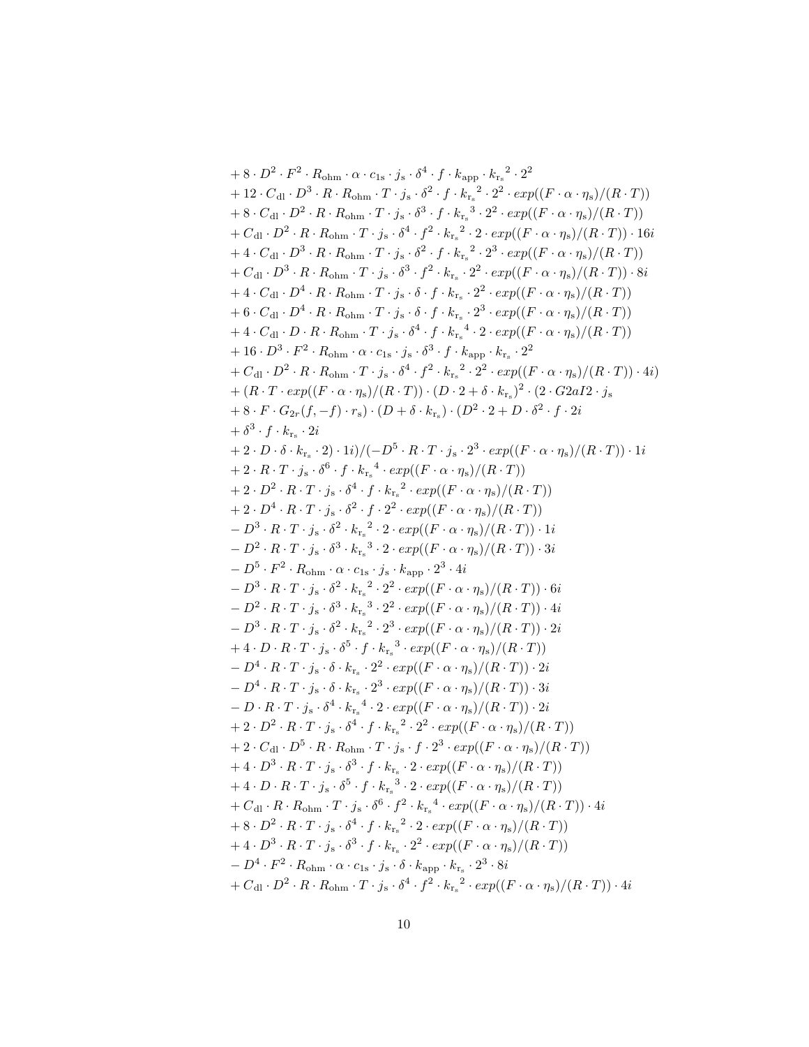$$+ 8 \cdot D^2 \cdot F^2 \cdot R_{\mathrm{ohm}} \cdot \alpha \cdot c_{1\mathrm{s}} \cdot j_{\mathrm{s}} \cdot \delta^4 \cdot f \cdot k_{\mathrm{app}} \cdot {k_{\mathrm{r_s}}}^2 \cdot 2^2$$
$$+ 12 \cdot C_{\mathrm{dl}} \cdot D^3 \cdot R \cdot R_{\mathrm{ohm}} \cdot T \cdot j_{\mathrm{s}} \cdot \delta^2 \cdot f \cdot {k_{\mathrm{r_s}}}^2 \cdot 2^2 \cdot exp((F \cdot \alpha \cdot \eta_{\mathrm{s}})/(R \cdot T))$$
$$+ 8 \cdot C_{\mathrm{dl}} \cdot D^2 \cdot R \cdot R_{\mathrm{ohm}} \cdot T \cdot j_{\mathrm{s}} \cdot \delta^3 \cdot f \cdot {k_{\mathrm{r_s}}}^3 \cdot 2^2 \cdot exp((F \cdot \alpha \cdot \eta_{\mathrm{s}})/(R \cdot T))$$
$$+ C_{\mathrm{dl}} \cdot D^2 \cdot R \cdot R_{\mathrm{ohm}} \cdot T \cdot j_{\mathrm{s}} \cdot \delta^4 \cdot f^2 \cdot {k_{\mathrm{r_s}}}^2 \cdot 2 \cdot exp((F \cdot \alpha \cdot \eta_{\mathrm{s}})/(R \cdot T)) \cdot 16i$$
$$+ 4 \cdot C_{\mathrm{dl}} \cdot D^3 \cdot R \cdot R_{\mathrm{ohm}} \cdot T \cdot j_{\mathrm{s}} \cdot \delta^2 \cdot f \cdot {k_{\mathrm{r_s}}}^2 \cdot 2^3 \cdot exp((F \cdot \alpha \cdot \eta_{\mathrm{s}})/(R \cdot T))$$
$$+ C_{\mathrm{dl}} \cdot D^3 \cdot R \cdot R_{\mathrm{ohm}} \cdot T \cdot j_{\mathrm{s}} \cdot \delta^3 \cdot f^2 \cdot k_{\mathrm{r_s}} \cdot 2^2 \cdot exp((F \cdot \alpha \cdot \eta_{\mathrm{s}})/(R \cdot T)) \cdot 8i$$
$$+ 4 \cdot C_{\mathrm{dl}} \cdot D^4 \cdot R \cdot R_{\mathrm{ohm}} \cdot T \cdot j_{\mathrm{s}} \cdot \delta \cdot f \cdot k_{\mathrm{r_s}} \cdot 2^2 \cdot exp((F \cdot \alpha \cdot \eta_{\mathrm{s}})/(R \cdot T))$$
$$+ 6 \cdot C_{\mathrm{dl}} \cdot D^4 \cdot R \cdot R_{\mathrm{ohm}} \cdot T \cdot j_{\mathrm{s}} \cdot \delta \cdot f \cdot k_{\mathrm{r_s}} \cdot 2^3 \cdot exp((F \cdot \alpha \cdot \eta_{\mathrm{s}})/(R \cdot T))$$
$$+ 4 \cdot C_{\mathrm{dl}} \cdot D \cdot R \cdot R_{\mathrm{ohm}} \cdot T \cdot j_{\mathrm{s}} \cdot \delta^4 \cdot f \cdot {k_{\mathrm{r_s}}}^4 \cdot 2 \cdot exp((F \cdot \alpha \cdot \eta_{\mathrm{s}})/(R \cdot T))$$
$$+ 16 \cdot D^3 \cdot F^2 \cdot R_{\mathrm{ohm}} \cdot \alpha \cdot c_{1\mathrm{s}} \cdot j_{\mathrm{s}} \cdot \delta^3 \cdot f \cdot k_{\mathrm{app}} \cdot k_{\mathrm{r_s}} \cdot 2^2$$
$$+ C_{\mathrm{dl}} \cdot D^2 \cdot R \cdot R_{\mathrm{ohm}} \cdot T \cdot j_{\mathrm{s}} \cdot \delta^4 \cdot f^2 \cdot {k_{\mathrm{r_s}}}^2 \cdot 2^2 \cdot exp((F \cdot \alpha \cdot \eta_{\mathrm{s}})/(R \cdot T)) \cdot 4i)$$
$$+ (R \cdot T \cdot exp((F \cdot \alpha \cdot \eta_{\mathrm{s}})/(R \cdot T)) \cdot (D \cdot 2 + \delta \cdot k_{\mathrm{r_s}})^2 \cdot (2 \cdot G2aI2 \cdot j_{\mathrm{s}}$$
$$+ 8 \cdot F \cdot G_{2r}(f, -f) \cdot r_{\mathrm{s}}) \cdot (D + \delta \cdot k_{\mathrm{r_s}}) \cdot (D^2 \cdot 2 + D \cdot \delta^2 \cdot f \cdot 2i$$
$$+ \delta^3 \cdot f \cdot k_{\mathrm{r_s}} \cdot 2i$$
$$+ 2 \cdot D \cdot \delta \cdot k_{\mathrm{r_s}} \cdot 2) \cdot 1i)/(-D^5 \cdot R \cdot T \cdot j_{\mathrm{s}} \cdot 2^3 \cdot exp((F \cdot \alpha \cdot \eta_{\mathrm{s}})/(R \cdot T)) \cdot 1i$$
$$+ 2 \cdot R \cdot T \cdot j_{\mathrm{s}} \cdot \delta^6 \cdot f \cdot {k_{\mathrm{r_s}}}^4 \cdot exp((F \cdot \alpha \cdot \eta_{\mathrm{s}})/(R \cdot T))$$
$$+ 2 \cdot D^2 \cdot R \cdot T \cdot j_{\mathrm{s}} \cdot \delta^4 \cdot f \cdot {k_{\mathrm{r_s}}}^2 \cdot exp((F \cdot \alpha \cdot \eta_{\mathrm{s}})/(R \cdot T))$$
$$+ 2 \cdot D^4 \cdot R \cdot T \cdot j_{\mathrm{s}} \cdot \delta^2 \cdot f \cdot 2^2 \cdot exp((F \cdot \alpha \cdot \eta_{\mathrm{s}})/(R \cdot T))$$
$$- D^3 \cdot R \cdot T \cdot j_{\mathrm{s}} \cdot \delta^2 \cdot {k_{\mathrm{r_s}}}^2 \cdot 2 \cdot exp((F \cdot \alpha \cdot \eta_{\mathrm{s}})/(R \cdot T)) \cdot 1i$$
$$- D^2 \cdot R \cdot T \cdot j_{\mathrm{s}} \cdot \delta^3 \cdot {k_{\mathrm{r_s}}}^3 \cdot 2 \cdot exp((F \cdot \alpha \cdot \eta_{\mathrm{s}})/(R \cdot T)) \cdot 3i$$
$$- D^5 \cdot F^2 \cdot R_{\mathrm{ohm}} \cdot \alpha \cdot c_{1\mathrm{s}} \cdot j_{\mathrm{s}} \cdot k_{\mathrm{app}} \cdot 2^3 \cdot 4i$$
$$- D^3 \cdot R \cdot T \cdot j_{\mathrm{s}} \cdot \delta^2 \cdot {k_{\mathrm{r_s}}}^2 \cdot 2^2 \cdot exp((F \cdot \alpha \cdot \eta_{\mathrm{s}})/(R \cdot T)) \cdot 6i$$
$$- D^2 \cdot R \cdot T \cdot j_{\mathrm{s}} \cdot \delta^3 \cdot {k_{\mathrm{r_s}}}^3 \cdot 2^2 \cdot exp((F \cdot \alpha \cdot \eta_{\mathrm{s}})/(R \cdot T)) \cdot 4i$$
$$- D^3 \cdot R \cdot T \cdot j_{\mathrm{s}} \cdot \delta^2 \cdot {k_{\mathrm{r_s}}}^2 \cdot 2^3 \cdot exp((F \cdot \alpha \cdot \eta_{\mathrm{s}})/(R \cdot T)) \cdot 2i$$
$$+ 4 \cdot D \cdot R \cdot T \cdot j_{\mathrm{s}} \cdot \delta^5 \cdot f \cdot {k_{\mathrm{r_s}}}^3 \cdot exp((F \cdot \alpha \cdot \eta_{\mathrm{s}})/(R \cdot T))$$
$$- D^4 \cdot R \cdot T \cdot j_{\mathrm{s}} \cdot \delta \cdot k_{\mathrm{r_s}} \cdot 2^2 \cdot exp((F \cdot \alpha \cdot \eta_{\mathrm{s}})/(R \cdot T)) \cdot 2i$$
$$- D^4 \cdot R \cdot T \cdot j_{\mathrm{s}} \cdot \delta \cdot k_{\mathrm{r_s}} \cdot 2^3 \cdot exp((F \cdot \alpha \cdot \eta_{\mathrm{s}})/(R \cdot T)) \cdot 3i$$
$$- D \cdot R \cdot T \cdot j_{\mathrm{s}} \cdot \delta^4 \cdot {k_{\mathrm{r_s}}}^4 \cdot 2 \cdot exp((F \cdot \alpha \cdot \eta_{\mathrm{s}})/(R \cdot T)) \cdot 2i$$
$$+ 2 \cdot D^2 \cdot R \cdot T \cdot j_{\mathrm{s}} \cdot \delta^4 \cdot f \cdot {k_{\mathrm{r_s}}}^2 \cdot 2^2 \cdot exp((F \cdot \alpha \cdot \eta_{\mathrm{s}})/(R \cdot T))$$
$$+ 2 \cdot C_{\mathrm{dl}} \cdot D^5 \cdot R \cdot R_{\mathrm{ohm}} \cdot T \cdot j_{\mathrm{s}} \cdot f \cdot 2^3 \cdot exp((F \cdot \alpha \cdot \eta_{\mathrm{s}})/(R \cdot T))$$
$$+ 4 \cdot D^3 \cdot R \cdot T \cdot j_{\mathrm{s}} \cdot \delta^3 \cdot f \cdot k_{\mathrm{r_s}} \cdot 2 \cdot exp((F \cdot \alpha \cdot \eta_{\mathrm{s}})/(R \cdot T))$$
$$+ 4 \cdot D \cdot R \cdot T \cdot j_{\mathrm{s}} \cdot \delta^5 \cdot f \cdot {k_{\mathrm{r_s}}}^3 \cdot 2 \cdot exp((F \cdot \alpha \cdot \eta_{\mathrm{s}})/(R \cdot T))$$
$$+ C_{\mathrm{dl}} \cdot R \cdot R_{\mathrm{ohm}} \cdot T \cdot j_{\mathrm{s}} \cdot \delta^6 \cdot f^2 \cdot {k_{\mathrm{r_s}}}^4 \cdot exp((F \cdot \alpha \cdot \eta_{\mathrm{s}})/(R \cdot T)) \cdot 4i$$
$$+ 8 \cdot D^2 \cdot R \cdot T \cdot j_{\mathrm{s}} \cdot \delta^4 \cdot f \cdot {k_{\mathrm{r_s}}}^2 \cdot 2 \cdot exp((F \cdot \alpha \cdot \eta_{\mathrm{s}})/(R \cdot T))$$
$$+ 4 \cdot D^3 \cdot R \cdot T \cdot j_{\mathrm{s}} \cdot \delta^3 \cdot f \cdot k_{\mathrm{r_s}} \cdot 2^2 \cdot exp((F \cdot \alpha \cdot \eta_{\mathrm{s}})/(R \cdot T))$$
$$- D^4 \cdot F^2 \cdot R_{\mathrm{ohm}} \cdot \alpha \cdot c_{1\mathrm{s}} \cdot j_{\mathrm{s}} \cdot \delta \cdot k_{\mathrm{app}} \cdot k_{\mathrm{r_s}} \cdot 2^3 \cdot 8i$$
$$+ C_{\mathrm{dl}} \cdot D^2 \cdot R \cdot R_{\mathrm{ohm}} \cdot T \cdot j_{\mathrm{s}} \cdot \delta^4 \cdot f^2 \cdot {k_{\mathrm{r_s}}}^2 \cdot exp((F \cdot \alpha \cdot \eta_{\mathrm{s}})/(R \cdot T)) \cdot 4i$$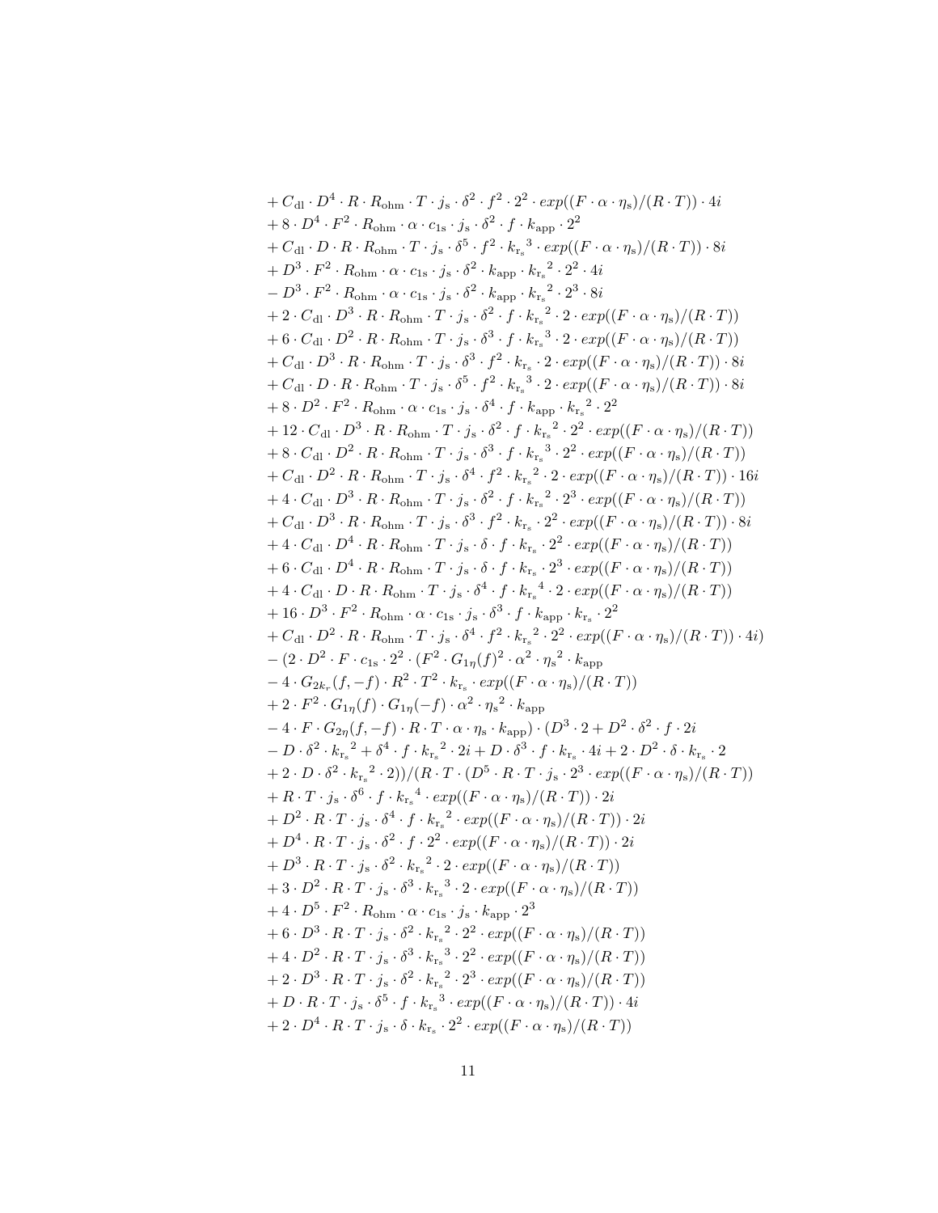$$
\begin{aligned}
&+ C_{\mathrm{dl}} \cdot D^4 \cdot R \cdot R_{\mathrm{ohm}} \cdot T \cdot j_{\mathrm{s}} \cdot \delta^2 \cdot f^2 \cdot 2^2 \cdot exp((F \cdot \alpha \cdot \eta_{\mathrm{s}})/(R \cdot T)) \cdot 4i \\
&+ 8 \cdot D^4 \cdot F^2 \cdot R_{\mathrm{ohm}} \cdot \alpha \cdot c_{1\mathrm{s}} \cdot j_{\mathrm{s}} \cdot \delta^2 \cdot f \cdot k_{\mathrm{app}} \cdot 2^2 \\
&+ C_{\mathrm{dl}} \cdot D \cdot R \cdot R_{\mathrm{ohm}} \cdot T \cdot j_{\mathrm{s}} \cdot \delta^5 \cdot f^2 \cdot {k_{\mathrm{r_s}}}^3 \cdot exp((F \cdot \alpha \cdot \eta_{\mathrm{s}})/(R \cdot T)) \cdot 8i \\
&+ D^3 \cdot F^2 \cdot R_{\mathrm{ohm}} \cdot \alpha \cdot c_{1\mathrm{s}} \cdot j_{\mathrm{s}} \cdot \delta^2 \cdot k_{\mathrm{app}} \cdot {k_{\mathrm{r_s}}}^2 \cdot 2^2 \cdot 4i \\
&- D^3 \cdot F^2 \cdot R_{\mathrm{ohm}} \cdot \alpha \cdot c_{1\mathrm{s}} \cdot j_{\mathrm{s}} \cdot \delta^2 \cdot k_{\mathrm{app}} \cdot {k_{\mathrm{r_s}}}^2 \cdot 2^3 \cdot 8i \\
&+ 2 \cdot C_{\mathrm{dl}} \cdot D^3 \cdot R \cdot R_{\mathrm{ohm}} \cdot T \cdot j_{\mathrm{s}} \cdot \delta^2 \cdot f \cdot {k_{\mathrm{r_s}}}^2 \cdot 2 \cdot exp((F \cdot \alpha \cdot \eta_{\mathrm{s}})/(R \cdot T)) \\
&+ 6 \cdot C_{\mathrm{dl}} \cdot D^2 \cdot R \cdot R_{\mathrm{ohm}} \cdot T \cdot j_{\mathrm{s}} \cdot \delta^3 \cdot f \cdot {k_{\mathrm{r_s}}}^3 \cdot 2 \cdot exp((F \cdot \alpha \cdot \eta_{\mathrm{s}})/(R \cdot T)) \\
&+ C_{\mathrm{dl}} \cdot D^3 \cdot R \cdot R_{\mathrm{ohm}} \cdot T \cdot j_{\mathrm{s}} \cdot \delta^3 \cdot f^2 \cdot k_{\mathrm{r_s}} \cdot 2 \cdot exp((F \cdot \alpha \cdot \eta_{\mathrm{s}})/(R \cdot T)) \cdot 8i \\
&+ C_{\mathrm{dl}} \cdot D \cdot R \cdot R_{\mathrm{ohm}} \cdot T \cdot j_{\mathrm{s}} \cdot \delta^5 \cdot f^2 \cdot {k_{\mathrm{r_s}}}^3 \cdot 2 \cdot exp((F \cdot \alpha \cdot \eta_{\mathrm{s}})/(R \cdot T)) \cdot 8i \\
&+ 8 \cdot D^2 \cdot F^2 \cdot R_{\mathrm{ohm}} \cdot \alpha \cdot c_{1\mathrm{s}} \cdot j_{\mathrm{s}} \cdot \delta^4 \cdot f \cdot k_{\mathrm{app}} \cdot {k_{\mathrm{r_s}}}^2 \cdot 2^2 \\
&+ 12 \cdot C_{\mathrm{dl}} \cdot D^3 \cdot R \cdot R_{\mathrm{ohm}} \cdot T \cdot j_{\mathrm{s}} \cdot \delta^2 \cdot f \cdot {k_{\mathrm{r_s}}}^2 \cdot 2^2 \cdot exp((F \cdot \alpha \cdot \eta_{\mathrm{s}})/(R \cdot T)) \\
&+ 8 \cdot C_{\mathrm{dl}} \cdot D^2 \cdot R \cdot R_{\mathrm{ohm}} \cdot T \cdot j_{\mathrm{s}} \cdot \delta^3 \cdot f \cdot {k_{\mathrm{r_s}}}^3 \cdot 2^2 \cdot exp((F \cdot \alpha \cdot \eta_{\mathrm{s}})/(R \cdot T)) \\
&+ C_{\mathrm{dl}} \cdot D^2 \cdot R \cdot R_{\mathrm{ohm}} \cdot T \cdot j_{\mathrm{s}} \cdot \delta^4 \cdot f^2 \cdot {k_{\mathrm{r_s}}}^2 \cdot 2 \cdot exp((F \cdot \alpha \cdot \eta_{\mathrm{s}})/(R \cdot T)) \cdot 16i \\
&+ 4 \cdot C_{\mathrm{dl}} \cdot D^3 \cdot R \cdot R_{\mathrm{ohm}} \cdot T \cdot j_{\mathrm{s}} \cdot \delta^2 \cdot f \cdot {k_{\mathrm{r_s}}}^2 \cdot 2^3 \cdot exp((F \cdot \alpha \cdot \eta_{\mathrm{s}})/(R \cdot T)) \\
&+ C_{\mathrm{dl}} \cdot D^3 \cdot R \cdot R_{\mathrm{ohm}} \cdot T \cdot j_{\mathrm{s}} \cdot \delta^3 \cdot f^2 \cdot k_{\mathrm{r_s}} \cdot 2^2 \cdot exp((F \cdot \alpha \cdot \eta_{\mathrm{s}})/(R \cdot T)) \cdot 8i \\
&+ 4 \cdot C_{\mathrm{dl}} \cdot D^4 \cdot R \cdot R_{\mathrm{ohm}} \cdot T \cdot j_{\mathrm{s}} \cdot \delta \cdot f \cdot k_{\mathrm{r_s}} \cdot 2^2 \cdot exp((F \cdot \alpha \cdot \eta_{\mathrm{s}})/(R \cdot T)) \\
&+ 6 \cdot C_{\mathrm{dl}} \cdot D^4 \cdot R \cdot R_{\mathrm{ohm}} \cdot T \cdot j_{\mathrm{s}} \cdot \delta \cdot f \cdot k_{\mathrm{r_s}} \cdot 2^3 \cdot exp((F \cdot \alpha \cdot \eta_{\mathrm{s}})/(R \cdot T)) \\
&+ 4 \cdot C_{\mathrm{dl}} \cdot D \cdot R \cdot R_{\mathrm{ohm}} \cdot T \cdot j_{\mathrm{s}} \cdot \delta^4 \cdot f \cdot {k_{\mathrm{r_s}}}^4 \cdot 2 \cdot exp((F \cdot \alpha \cdot \eta_{\mathrm{s}})/(R \cdot T)) \\
&+ 16 \cdot D^3 \cdot F^2 \cdot R_{\mathrm{ohm}} \cdot \alpha \cdot c_{1\mathrm{s}} \cdot j_{\mathrm{s}} \cdot \delta^3 \cdot f \cdot k_{\mathrm{app}} \cdot k_{\mathrm{r_s}} \cdot 2^2 \\
&+ C_{\mathrm{dl}} \cdot D^2 \cdot R \cdot R_{\mathrm{ohm}} \cdot T \cdot j_{\mathrm{s}} \cdot \delta^4 \cdot f^2 \cdot {k_{\mathrm{r_s}}}^2 \cdot 2^2 \cdot exp((F \cdot \alpha \cdot \eta_{\mathrm{s}})/(R \cdot T)) \cdot 4i) \\
&- (2 \cdot D^2 \cdot F \cdot c_{1\mathrm{s}} \cdot 2^2 \cdot (F^2 \cdot G_{1\eta}(f)^2 \cdot \alpha^2 \cdot {\eta_{\mathrm{s}}}^2 \cdot k_{\mathrm{app}} \\
&- 4 \cdot G_{2k_{\mathrm{r}}}(f, -f) \cdot R^2 \cdot T^2 \cdot k_{\mathrm{r_s}} \cdot exp((F \cdot \alpha \cdot \eta_{\mathrm{s}})/(R \cdot T)) \\
&+ 2 \cdot F^2 \cdot G_{1\eta}(f) \cdot G_{1\eta}(-f) \cdot \alpha^2 \cdot {\eta_{\mathrm{s}}}^2 \cdot k_{\mathrm{app}} \\
&- 4 \cdot F \cdot G_{2\eta}(f, -f) \cdot R \cdot T \cdot \alpha \cdot \eta_{\mathrm{s}} \cdot k_{\mathrm{app}}) \cdot (D^3 \cdot 2 + D^2 \cdot \delta^2 \cdot f \cdot 2i \\
&- D \cdot \delta^2 \cdot {k_{\mathrm{r_s}}}^2 + \delta^4 \cdot f \cdot {k_{\mathrm{r_s}}}^2 \cdot 2i + D \cdot \delta^3 \cdot f \cdot k_{\mathrm{r_s}} \cdot 4i + 2 \cdot D^2 \cdot \delta \cdot k_{\mathrm{r_s}} \cdot 2 \\
&+ 2 \cdot D \cdot \delta^2 \cdot {k_{\mathrm{r_s}}}^2 \cdot 2))/(R \cdot T \cdot (D^5 \cdot R \cdot T \cdot j_{\mathrm{s}} \cdot 2^3 \cdot exp((F \cdot \alpha \cdot \eta_{\mathrm{s}})/(R \cdot T)) \\
&+ R \cdot T \cdot j_{\mathrm{s}} \cdot \delta^6 \cdot f \cdot {k_{\mathrm{r_s}}}^4 \cdot exp((F \cdot \alpha \cdot \eta_{\mathrm{s}})/(R \cdot T)) \cdot 2i \\
&+ D^2 \cdot R \cdot T \cdot j_{\mathrm{s}} \cdot \delta^4 \cdot f \cdot {k_{\mathrm{r_s}}}^2 \cdot exp((F \cdot \alpha \cdot \eta_{\mathrm{s}})/(R \cdot T)) \cdot 2i \\
&+ D^4 \cdot R \cdot T \cdot j_{\mathrm{s}} \cdot \delta^2 \cdot f \cdot 2^2 \cdot exp((F \cdot \alpha \cdot \eta_{\mathrm{s}})/(R \cdot T)) \cdot 2i \\
&+ D^3 \cdot R \cdot T \cdot j_{\mathrm{s}} \cdot \delta^2 \cdot {k_{\mathrm{r_s}}}^2 \cdot 2 \cdot exp((F \cdot \alpha \cdot \eta_{\mathrm{s}})/(R \cdot T)) \\
&+ 3 \cdot D^2 \cdot R \cdot T \cdot j_{\mathrm{s}} \cdot \delta^3 \cdot {k_{\mathrm{r_s}}}^3 \cdot 2 \cdot exp((F \cdot \alpha \cdot \eta_{\mathrm{s}})/(R \cdot T)) \\
&+ 4 \cdot D^5 \cdot F^2 \cdot R_{\mathrm{ohm}} \cdot \alpha \cdot c_{1\mathrm{s}} \cdot j_{\mathrm{s}} \cdot k_{\mathrm{app}} \cdot 2^3 \\
&+ 6 \cdot D^3 \cdot R \cdot T \cdot j_{\mathrm{s}} \cdot \delta^2 \cdot {k_{\mathrm{r_s}}}^2 \cdot 2^2 \cdot exp((F \cdot \alpha \cdot \eta_{\mathrm{s}})/(R \cdot T)) \\
&+ 4 \cdot D^2 \cdot R \cdot T \cdot j_{\mathrm{s}} \cdot \delta^3 \cdot {k_{\mathrm{r_s}}}^3 \cdot 2^2 \cdot exp((F \cdot \alpha \cdot \eta_{\mathrm{s}})/(R \cdot T)) \\
&+ 2 \cdot D^3 \cdot R \cdot T \cdot j_{\mathrm{s}} \cdot \delta^2 \cdot {k_{\mathrm{r_s}}}^2 \cdot 2^3 \cdot exp((F \cdot \alpha \cdot \eta_{\mathrm{s}})/(R \cdot T)) \\
&+ D \cdot R \cdot T \cdot j_{\mathrm{s}} \cdot \delta^5 \cdot f \cdot {k_{\mathrm{r_s}}}^3 \cdot exp((F \cdot \alpha \cdot \eta_{\mathrm{s}})/(R \cdot T)) \cdot 4i \\
&+ 2 \cdot D^4 \cdot R \cdot T \cdot j_{\mathrm{s}} \cdot \delta \cdot k_{\mathrm{r_s}} \cdot 2^2 \cdot exp((F \cdot \alpha \cdot \eta_{\mathrm{s}})/(R \cdot T))
\end{aligned}
$$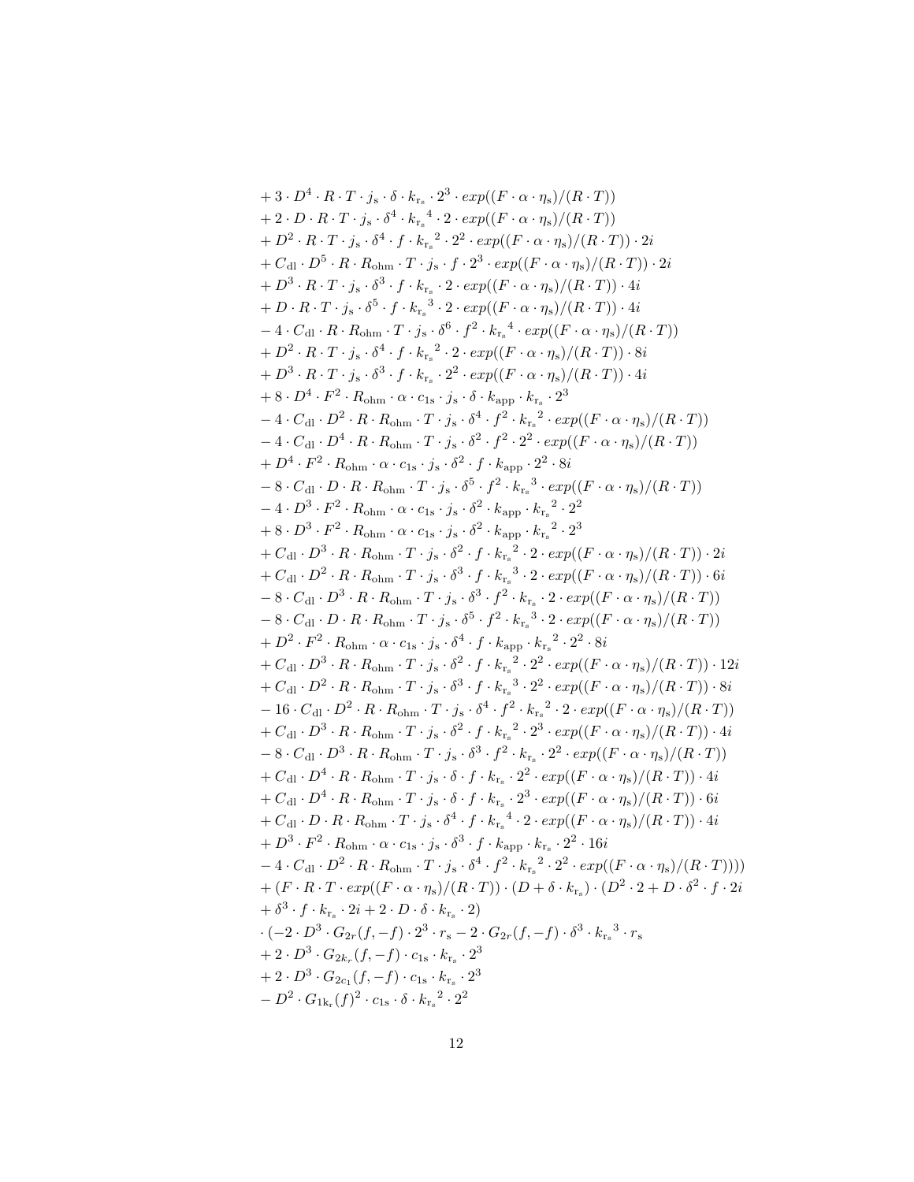$$
\begin{aligned}
&+ 3 \cdot D^4 \cdot R \cdot T \cdot j_{\mathrm{s}} \cdot \delta \cdot k_{\mathrm{r_s}} \cdot 2^3 \cdot exp((F \cdot \alpha \cdot \eta_{\mathrm{s}})/(R \cdot T)) \\
&+ 2 \cdot D \cdot R \cdot T \cdot j_{\mathrm{s}} \cdot \delta^4 \cdot {k_{\mathrm{r_s}}}^4 \cdot 2 \cdot exp((F \cdot \alpha \cdot \eta_{\mathrm{s}})/(R \cdot T)) \\
&+ D^2 \cdot R \cdot T \cdot j_{\mathrm{s}} \cdot \delta^4 \cdot f \cdot {k_{\mathrm{r_s}}}^2 \cdot 2^2 \cdot exp((F \cdot \alpha \cdot \eta_{\mathrm{s}})/(R \cdot T)) \cdot 2i \\
&+ C_{\mathrm{dl}} \cdot D^5 \cdot R \cdot R_{\mathrm{ohm}} \cdot T \cdot j_{\mathrm{s}} \cdot f \cdot 2^3 \cdot exp((F \cdot \alpha \cdot \eta_{\mathrm{s}})/(R \cdot T)) \cdot 2i \\
&+ D^3 \cdot R \cdot T \cdot j_{\mathrm{s}} \cdot \delta^3 \cdot f \cdot k_{\mathrm{r_s}} \cdot 2 \cdot exp((F \cdot \alpha \cdot \eta_{\mathrm{s}})/(R \cdot T)) \cdot 4i \\
&+ D \cdot R \cdot T \cdot j_{\mathrm{s}} \cdot \delta^5 \cdot f \cdot {k_{\mathrm{r_s}}}^3 \cdot 2 \cdot exp((F \cdot \alpha \cdot \eta_{\mathrm{s}})/(R \cdot T)) \cdot 4i \\
&- 4 \cdot C_{\mathrm{dl}} \cdot R \cdot R_{\mathrm{ohm}} \cdot T \cdot j_{\mathrm{s}} \cdot \delta^6 \cdot f^2 \cdot {k_{\mathrm{r_s}}}^4 \cdot exp((F \cdot \alpha \cdot \eta_{\mathrm{s}})/(R \cdot T)) \\
&+ D^2 \cdot R \cdot T \cdot j_{\mathrm{s}} \cdot \delta^4 \cdot f \cdot {k_{\mathrm{r_s}}}^2 \cdot 2 \cdot exp((F \cdot \alpha \cdot \eta_{\mathrm{s}})/(R \cdot T)) \cdot 8i \\
&+ D^3 \cdot R \cdot T \cdot j_{\mathrm{s}} \cdot \delta^3 \cdot f \cdot k_{\mathrm{r_s}} \cdot 2^2 \cdot exp((F \cdot \alpha \cdot \eta_{\mathrm{s}})/(R \cdot T)) \cdot 4i \\
&+ 8 \cdot D^4 \cdot F^2 \cdot R_{\mathrm{ohm}} \cdot \alpha \cdot c_{1\mathrm{s}} \cdot j_{\mathrm{s}} \cdot \delta \cdot k_{\mathrm{app}} \cdot k_{\mathrm{r_s}} \cdot 2^3 \\
&- 4 \cdot C_{\mathrm{dl}} \cdot D^2 \cdot R \cdot R_{\mathrm{ohm}} \cdot T \cdot j_{\mathrm{s}} \cdot \delta^4 \cdot f^2 \cdot {k_{\mathrm{r_s}}}^2 \cdot exp((F \cdot \alpha \cdot \eta_{\mathrm{s}})/(R \cdot T)) \\
&- 4 \cdot C_{\mathrm{dl}} \cdot D^4 \cdot R \cdot R_{\mathrm{ohm}} \cdot T \cdot j_{\mathrm{s}} \cdot \delta^2 \cdot f^2 \cdot 2^2 \cdot exp((F \cdot \alpha \cdot \eta_{\mathrm{s}})/(R \cdot T)) \\
&+ D^4 \cdot F^2 \cdot R_{\mathrm{ohm}} \cdot \alpha \cdot c_{1\mathrm{s}} \cdot j_{\mathrm{s}} \cdot \delta^2 \cdot f \cdot k_{\mathrm{app}} \cdot 2^2 \cdot 8i \\
&- 8 \cdot C_{\mathrm{dl}} \cdot D \cdot R \cdot R_{\mathrm{ohm}} \cdot T \cdot j_{\mathrm{s}} \cdot \delta^5 \cdot f^2 \cdot {k_{\mathrm{r_s}}}^3 \cdot exp((F \cdot \alpha \cdot \eta_{\mathrm{s}})/(R \cdot T)) \\
&- 4 \cdot D^3 \cdot F^2 \cdot R_{\mathrm{ohm}} \cdot \alpha \cdot c_{1\mathrm{s}} \cdot j_{\mathrm{s}} \cdot \delta^2 \cdot k_{\mathrm{app}} \cdot {k_{\mathrm{r_s}}}^2 \cdot 2^2 \\
&+ 8 \cdot D^3 \cdot F^2 \cdot R_{\mathrm{ohm}} \cdot \alpha \cdot c_{1\mathrm{s}} \cdot j_{\mathrm{s}} \cdot \delta^2 \cdot k_{\mathrm{app}} \cdot {k_{\mathrm{r_s}}}^2 \cdot 2^3 \\
&+ C_{\mathrm{dl}} \cdot D^3 \cdot R \cdot R_{\mathrm{ohm}} \cdot T \cdot j_{\mathrm{s}} \cdot \delta^2 \cdot f \cdot {k_{\mathrm{r_s}}}^2 \cdot 2 \cdot exp((F \cdot \alpha \cdot \eta_{\mathrm{s}})/(R \cdot T)) \cdot 2i \\
&+ C_{\mathrm{dl}} \cdot D^2 \cdot R \cdot R_{\mathrm{ohm}} \cdot T \cdot j_{\mathrm{s}} \cdot \delta^3 \cdot f \cdot {k_{\mathrm{r_s}}}^3 \cdot 2 \cdot exp((F \cdot \alpha \cdot \eta_{\mathrm{s}})/(R \cdot T)) \cdot 6i \\
&- 8 \cdot C_{\mathrm{dl}} \cdot D^3 \cdot R \cdot R_{\mathrm{ohm}} \cdot T \cdot j_{\mathrm{s}} \cdot \delta^3 \cdot f^2 \cdot k_{\mathrm{r_s}} \cdot 2 \cdot exp((F \cdot \alpha \cdot \eta_{\mathrm{s}})/(R \cdot T)) \\
&- 8 \cdot C_{\mathrm{dl}} \cdot D \cdot R \cdot R_{\mathrm{ohm}} \cdot T \cdot j_{\mathrm{s}} \cdot \delta^5 \cdot f^2 \cdot {k_{\mathrm{r_s}}}^3 \cdot 2 \cdot exp((F \cdot \alpha \cdot \eta_{\mathrm{s}})/(R \cdot T)) \\
&+ D^2 \cdot F^2 \cdot R_{\mathrm{ohm}} \cdot \alpha \cdot c_{1\mathrm{s}} \cdot j_{\mathrm{s}} \cdot \delta^4 \cdot f \cdot k_{\mathrm{app}} \cdot {k_{\mathrm{r_s}}}^2 \cdot 2^2 \cdot 8i \\
&+ C_{\mathrm{dl}} \cdot D^3 \cdot R \cdot R_{\mathrm{ohm}} \cdot T \cdot j_{\mathrm{s}} \cdot \delta^2 \cdot f \cdot {k_{\mathrm{r_s}}}^2 \cdot 2^2 \cdot exp((F \cdot \alpha \cdot \eta_{\mathrm{s}})/(R \cdot T)) \cdot 12i \\
&+ C_{\mathrm{dl}} \cdot D^2 \cdot R \cdot R_{\mathrm{ohm}} \cdot T \cdot j_{\mathrm{s}} \cdot \delta^3 \cdot f \cdot {k_{\mathrm{r_s}}}^3 \cdot 2^2 \cdot exp((F \cdot \alpha \cdot \eta_{\mathrm{s}})/(R \cdot T)) \cdot 8i \\
&- 16 \cdot C_{\mathrm{dl}} \cdot D^2 \cdot R \cdot R_{\mathrm{ohm}} \cdot T \cdot j_{\mathrm{s}} \cdot \delta^4 \cdot f^2 \cdot {k_{\mathrm{r_s}}}^2 \cdot 2 \cdot exp((F \cdot \alpha \cdot \eta_{\mathrm{s}})/(R \cdot T)) \\
&+ C_{\mathrm{dl}} \cdot D^3 \cdot R \cdot R_{\mathrm{ohm}} \cdot T \cdot j_{\mathrm{s}} \cdot \delta^2 \cdot f \cdot {k_{\mathrm{r_s}}}^2 \cdot 2^3 \cdot exp((F \cdot \alpha \cdot \eta_{\mathrm{s}})/(R \cdot T)) \cdot 4i \\
&- 8 \cdot C_{\mathrm{dl}} \cdot D^3 \cdot R \cdot R_{\mathrm{ohm}} \cdot T \cdot j_{\mathrm{s}} \cdot \delta^3 \cdot f^2 \cdot k_{\mathrm{r_s}} \cdot 2^2 \cdot exp((F \cdot \alpha \cdot \eta_{\mathrm{s}})/(R \cdot T)) \\
&+ C_{\mathrm{dl}} \cdot D^4 \cdot R \cdot R_{\mathrm{ohm}} \cdot T \cdot j_{\mathrm{s}} \cdot \delta \cdot f \cdot k_{\mathrm{r_s}} \cdot 2^2 \cdot exp((F \cdot \alpha \cdot \eta_{\mathrm{s}})/(R \cdot T)) \cdot 4i \\
&+ C_{\mathrm{dl}} \cdot D^4 \cdot R \cdot R_{\mathrm{ohm}} \cdot T \cdot j_{\mathrm{s}} \cdot \delta \cdot f \cdot k_{\mathrm{r_s}} \cdot 2^3 \cdot exp((F \cdot \alpha \cdot \eta_{\mathrm{s}})/(R \cdot T)) \cdot 6i \\
&+ C_{\mathrm{dl}} \cdot D \cdot R \cdot R_{\mathrm{ohm}} \cdot T \cdot j_{\mathrm{s}} \cdot \delta^4 \cdot f \cdot {k_{\mathrm{r_s}}}^4 \cdot 2 \cdot exp((F \cdot \alpha \cdot \eta_{\mathrm{s}})/(R \cdot T)) \cdot 4i \\
&+ D^3 \cdot F^2 \cdot R_{\mathrm{ohm}} \cdot \alpha \cdot c_{1\mathrm{s}} \cdot j_{\mathrm{s}} \cdot \delta^3 \cdot f \cdot k_{\mathrm{app}} \cdot k_{\mathrm{r_s}} \cdot 2^2 \cdot 16i \\
&- 4 \cdot C_{\mathrm{dl}} \cdot D^2 \cdot R \cdot R_{\mathrm{ohm}} \cdot T \cdot j_{\mathrm{s}} \cdot \delta^4 \cdot f^2 \cdot {k_{\mathrm{r_s}}}^2 \cdot 2^2 \cdot exp((F \cdot \alpha \cdot \eta_{\mathrm{s}})/(R \cdot T)))) \\
&+ (F \cdot R \cdot T \cdot exp((F \cdot \alpha \cdot \eta_{\mathrm{s}})/(R \cdot T)) \cdot (D + \delta \cdot k_{\mathrm{r_s}}) \cdot (D^2 \cdot 2 + D \cdot \delta^2 \cdot f \cdot 2i \\
&+ \delta^3 \cdot f \cdot k_{\mathrm{r_s}} \cdot 2i + 2 \cdot D \cdot \delta \cdot k_{\mathrm{r_s}} \cdot 2) \\
&\cdot (-2 \cdot D^3 \cdot G_{2r}(f,-f) \cdot 2^3 \cdot r_{\mathrm{s}} - 2 \cdot G_{2r}(f,-f) \cdot \delta^3 \cdot {k_{\mathrm{r_s}}}^3 \cdot r_{\mathrm{s}} \\
&+ 2 \cdot D^3 \cdot G_{2k_r}(f,-f) \cdot c_{1\mathrm{s}} \cdot k_{\mathrm{r_s}} \cdot 2^3 \\
&+ 2 \cdot D^3 \cdot G_{2c_1}(f,-f) \cdot c_{1\mathrm{s}} \cdot k_{\mathrm{r_s}} \cdot 2^3 \\
&- D^2 \cdot G_{1\mathrm{k_r}}(f)^2 \cdot c_{1\mathrm{s}} \cdot \delta \cdot {k_{\mathrm{r_s}}}^2 \cdot 2^2
\end{aligned}
$$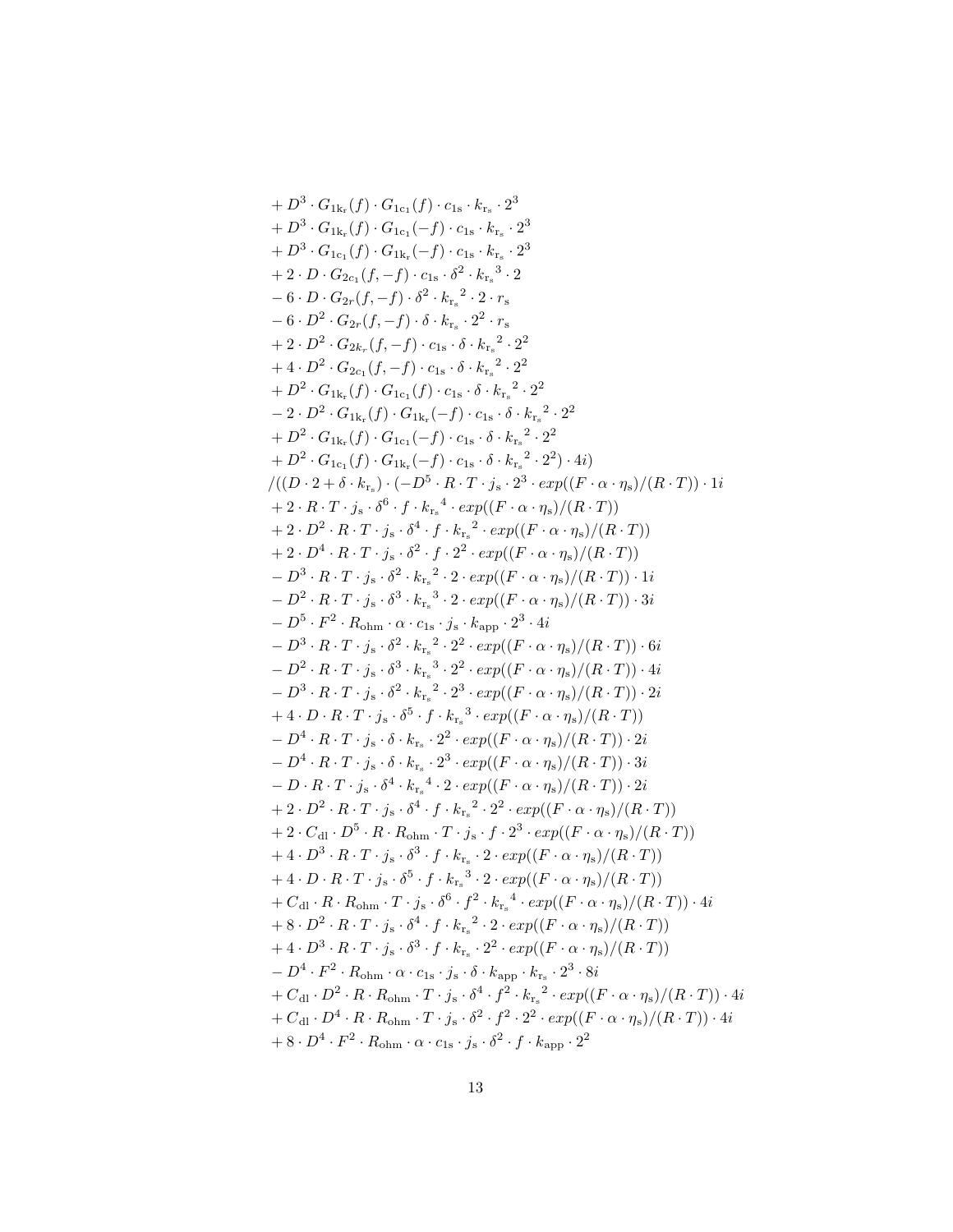$$+ D^3 \cdot G_{1\mathrm{k_r}}(f) \cdot G_{1\mathrm{c_1}}(f) \cdot c_{1\mathrm{s}} \cdot k_{\mathrm{r_s}} \cdot 2^3$$
$$+ D^3 \cdot G_{1\mathrm{k_r}}(f) \cdot G_{1\mathrm{c_1}}(-f) \cdot c_{1\mathrm{s}} \cdot k_{\mathrm{r_s}} \cdot 2^3$$
$$+ D^3 \cdot G_{1\mathrm{c_1}}(f) \cdot G_{1\mathrm{k_r}}(-f) \cdot c_{1\mathrm{s}} \cdot k_{\mathrm{r_s}} \cdot 2^3$$
$$+ 2 \cdot D \cdot G_{2c_1}(f,-f) \cdot c_{1\mathrm{s}} \cdot \delta^2 \cdot {k_{\mathrm{r_s}}}^3 \cdot 2$$
$$- 6 \cdot D \cdot G_{2r}(f,-f) \cdot \delta^2 \cdot {k_{\mathrm{r_s}}}^2 \cdot 2 \cdot r_{\mathrm{s}}$$
$$- 6 \cdot D^2 \cdot G_{2r}(f,-f) \cdot \delta \cdot k_{\mathrm{r_s}} \cdot 2^2 \cdot r_{\mathrm{s}}$$
$$+ 2 \cdot D^2 \cdot G_{2k_r}(f,-f) \cdot c_{1\mathrm{s}} \cdot \delta \cdot {k_{\mathrm{r_s}}}^2 \cdot 2^2$$
$$+ 4 \cdot D^2 \cdot G_{2c_1}(f,-f) \cdot c_{1\mathrm{s}} \cdot \delta \cdot {k_{\mathrm{r_s}}}^2 \cdot 2^2$$
$$+ D^2 \cdot G_{1\mathrm{k_r}}(f) \cdot G_{1\mathrm{c_1}}(f) \cdot c_{1\mathrm{s}} \cdot \delta \cdot {k_{\mathrm{r_s}}}^2 \cdot 2^2$$
$$- 2 \cdot D^2 \cdot G_{1\mathrm{k_r}}(f) \cdot G_{1\mathrm{k_r}}(-f) \cdot c_{1\mathrm{s}} \cdot \delta \cdot {k_{\mathrm{r_s}}}^2 \cdot 2^2$$
$$+ D^2 \cdot G_{1\mathrm{k_r}}(f) \cdot G_{1\mathrm{c_1}}(-f) \cdot c_{1\mathrm{s}} \cdot \delta \cdot {k_{\mathrm{r_s}}}^2 \cdot 2^2$$
$$+ D^2 \cdot G_{1\mathrm{c_1}}(f) \cdot G_{1\mathrm{k_r}}(-f) \cdot c_{1\mathrm{s}} \cdot \delta \cdot {k_{\mathrm{r_s}}}^2 \cdot 2^2) \cdot 4i)$$
$$/((D \cdot 2 + \delta \cdot k_{\mathrm{r_s}}) \cdot (-D^5 \cdot R \cdot T \cdot j_{\mathrm{s}} \cdot 2^3 \cdot exp((F \cdot \alpha \cdot \eta_{\mathrm{s}})/(R \cdot T)) \cdot 1i$$
$$+ 2 \cdot R \cdot T \cdot j_{\mathrm{s}} \cdot \delta^6 \cdot f \cdot {k_{\mathrm{r_s}}}^4 \cdot exp((F \cdot \alpha \cdot \eta_{\mathrm{s}})/(R \cdot T))$$
$$+ 2 \cdot D^2 \cdot R \cdot T \cdot j_{\mathrm{s}} \cdot \delta^4 \cdot f \cdot {k_{\mathrm{r_s}}}^2 \cdot exp((F \cdot \alpha \cdot \eta_{\mathrm{s}})/(R \cdot T))$$
$$+ 2 \cdot D^4 \cdot R \cdot T \cdot j_{\mathrm{s}} \cdot \delta^2 \cdot f \cdot 2^2 \cdot exp((F \cdot \alpha \cdot \eta_{\mathrm{s}})/(R \cdot T))$$
$$- D^3 \cdot R \cdot T \cdot j_{\mathrm{s}} \cdot \delta^2 \cdot {k_{\mathrm{r_s}}}^2 \cdot 2 \cdot exp((F \cdot \alpha \cdot \eta_{\mathrm{s}})/(R \cdot T)) \cdot 1i$$
$$- D^2 \cdot R \cdot T \cdot j_{\mathrm{s}} \cdot \delta^3 \cdot {k_{\mathrm{r_s}}}^3 \cdot 2 \cdot exp((F \cdot \alpha \cdot \eta_{\mathrm{s}})/(R \cdot T)) \cdot 3i$$
$$- D^5 \cdot F^2 \cdot R_{\mathrm{ohm}} \cdot \alpha \cdot c_{1\mathrm{s}} \cdot j_{\mathrm{s}} \cdot k_{\mathrm{app}} \cdot 2^3 \cdot 4i$$
$$- D^3 \cdot R \cdot T \cdot j_{\mathrm{s}} \cdot \delta^2 \cdot {k_{\mathrm{r_s}}}^2 \cdot 2^2 \cdot exp((F \cdot \alpha \cdot \eta_{\mathrm{s}})/(R \cdot T)) \cdot 6i$$
$$- D^2 \cdot R \cdot T \cdot j_{\mathrm{s}} \cdot \delta^3 \cdot {k_{\mathrm{r_s}}}^3 \cdot 2^2 \cdot exp((F \cdot \alpha \cdot \eta_{\mathrm{s}})/(R \cdot T)) \cdot 4i$$
$$- D^3 \cdot R \cdot T \cdot j_{\mathrm{s}} \cdot \delta^2 \cdot {k_{\mathrm{r_s}}}^2 \cdot 2^3 \cdot exp((F \cdot \alpha \cdot \eta_{\mathrm{s}})/(R \cdot T)) \cdot 2i$$
$$+ 4 \cdot D \cdot R \cdot T \cdot j_{\mathrm{s}} \cdot \delta^5 \cdot f \cdot {k_{\mathrm{r_s}}}^3 \cdot exp((F \cdot \alpha \cdot \eta_{\mathrm{s}})/(R \cdot T))$$
$$- D^4 \cdot R \cdot T \cdot j_{\mathrm{s}} \cdot \delta \cdot k_{\mathrm{r_s}} \cdot 2^2 \cdot exp((F \cdot \alpha \cdot \eta_{\mathrm{s}})/(R \cdot T)) \cdot 2i$$
$$- D^4 \cdot R \cdot T \cdot j_{\mathrm{s}} \cdot \delta \cdot k_{\mathrm{r_s}} \cdot 2^3 \cdot exp((F \cdot \alpha \cdot \eta_{\mathrm{s}})/(R \cdot T)) \cdot 3i$$
$$- D \cdot R \cdot T \cdot j_{\mathrm{s}} \cdot \delta^4 \cdot {k_{\mathrm{r_s}}}^4 \cdot 2 \cdot exp((F \cdot \alpha \cdot \eta_{\mathrm{s}})/(R \cdot T)) \cdot 2i$$
$$+ 2 \cdot D^2 \cdot R \cdot T \cdot j_{\mathrm{s}} \cdot \delta^4 \cdot f \cdot {k_{\mathrm{r_s}}}^2 \cdot 2^2 \cdot exp((F \cdot \alpha \cdot \eta_{\mathrm{s}})/(R \cdot T))$$
$$+ 2 \cdot C_{\mathrm{dl}} \cdot D^5 \cdot R \cdot R_{\mathrm{ohm}} \cdot T \cdot j_{\mathrm{s}} \cdot f \cdot 2^3 \cdot exp((F \cdot \alpha \cdot \eta_{\mathrm{s}})/(R \cdot T))$$
$$+ 4 \cdot D^3 \cdot R \cdot T \cdot j_{\mathrm{s}} \cdot \delta^3 \cdot f \cdot k_{\mathrm{r_s}} \cdot 2 \cdot exp((F \cdot \alpha \cdot \eta_{\mathrm{s}})/(R \cdot T))$$
$$+ 4 \cdot D \cdot R \cdot T \cdot j_{\mathrm{s}} \cdot \delta^5 \cdot f \cdot {k_{\mathrm{r_s}}}^3 \cdot 2 \cdot exp((F \cdot \alpha \cdot \eta_{\mathrm{s}})/(R \cdot T))$$
$$+ C_{\mathrm{dl}} \cdot R \cdot R_{\mathrm{ohm}} \cdot T \cdot j_{\mathrm{s}} \cdot \delta^6 \cdot f^2 \cdot {k_{\mathrm{r_s}}}^4 \cdot exp((F \cdot \alpha \cdot \eta_{\mathrm{s}})/(R \cdot T)) \cdot 4i$$
$$+ 8 \cdot D^2 \cdot R \cdot T \cdot j_{\mathrm{s}} \cdot \delta^4 \cdot f \cdot {k_{\mathrm{r_s}}}^2 \cdot 2 \cdot exp((F \cdot \alpha \cdot \eta_{\mathrm{s}})/(R \cdot T))$$
$$+ 4 \cdot D^3 \cdot R \cdot T \cdot j_{\mathrm{s}} \cdot \delta^3 \cdot f \cdot k_{\mathrm{r_s}} \cdot 2^2 \cdot exp((F \cdot \alpha \cdot \eta_{\mathrm{s}})/(R \cdot T))$$
$$- D^4 \cdot F^2 \cdot R_{\mathrm{ohm}} \cdot \alpha \cdot c_{1\mathrm{s}} \cdot j_{\mathrm{s}} \cdot \delta \cdot k_{\mathrm{app}} \cdot k_{\mathrm{r_s}} \cdot 2^3 \cdot 8i$$
$$+ C_{\mathrm{dl}} \cdot D^2 \cdot R \cdot R_{\mathrm{ohm}} \cdot T \cdot j_{\mathrm{s}} \cdot \delta^4 \cdot f^2 \cdot {k_{\mathrm{r_s}}}^2 \cdot exp((F \cdot \alpha \cdot \eta_{\mathrm{s}})/(R \cdot T)) \cdot 4i$$
$$+ C_{\mathrm{dl}} \cdot D^4 \cdot R \cdot R_{\mathrm{ohm}} \cdot T \cdot j_{\mathrm{s}} \cdot \delta^2 \cdot f^2 \cdot 2^2 \cdot exp((F \cdot \alpha \cdot \eta_{\mathrm{s}})/(R \cdot T)) \cdot 4i$$
$$+ 8 \cdot D^4 \cdot F^2 \cdot R_{\mathrm{ohm}} \cdot \alpha \cdot c_{1\mathrm{s}} \cdot j_{\mathrm{s}} \cdot \delta^2 \cdot f \cdot k_{\mathrm{app}} \cdot 2^2$$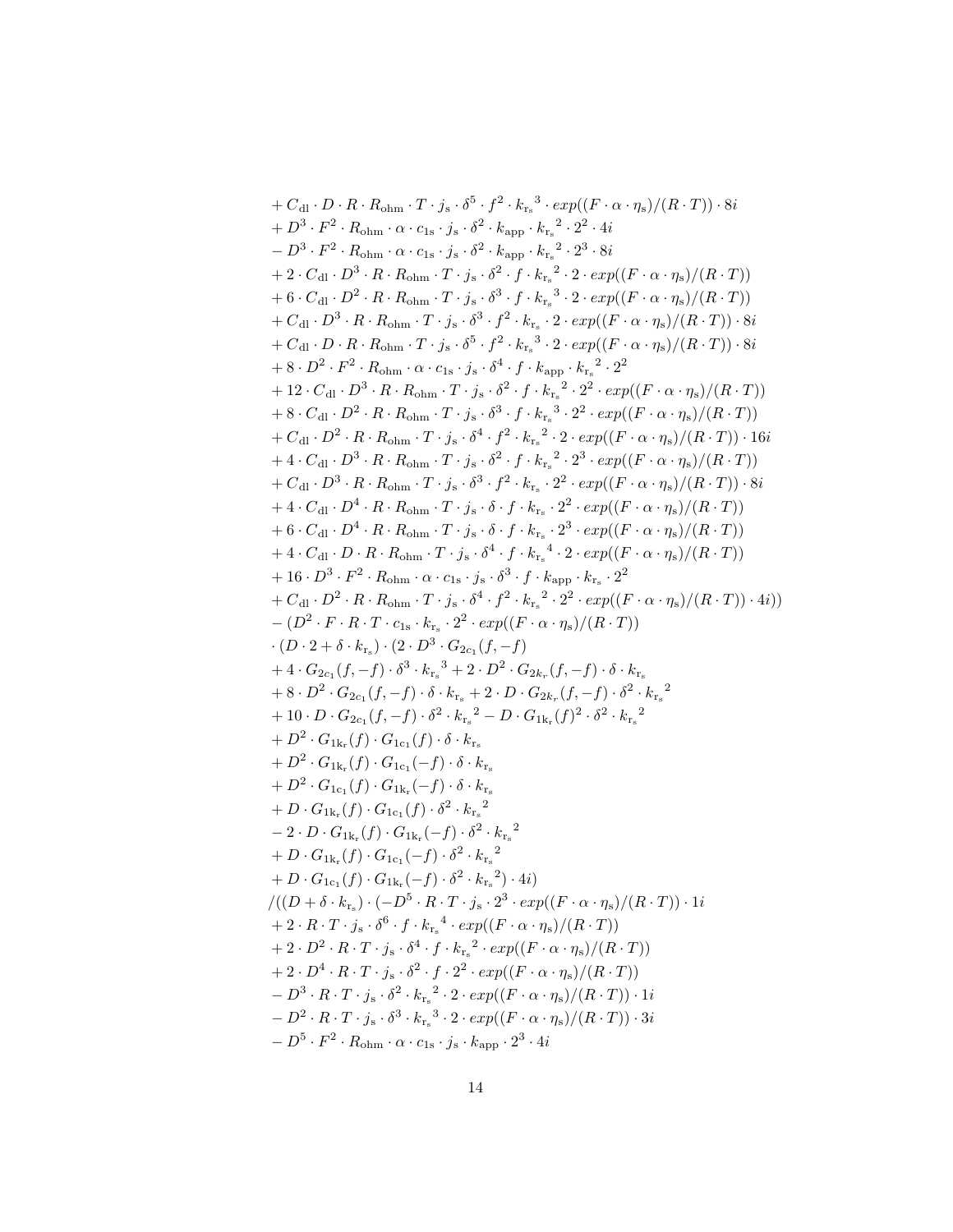$$
\begin{aligned}
&+ C_{\mathrm{dl}} \cdot D \cdot R \cdot R_{\mathrm{ohm}} \cdot T \cdot j_{\mathrm{s}} \cdot \delta^5 \cdot f^2 \cdot {k_{\mathrm{r_s}}}^3 \cdot exp((F \cdot \alpha \cdot \eta_{\mathrm{s}})/(R \cdot T)) \cdot 8i \\
&+ D^3 \cdot F^2 \cdot R_{\mathrm{ohm}} \cdot \alpha \cdot c_{1\mathrm{s}} \cdot j_{\mathrm{s}} \cdot \delta^2 \cdot k_{\mathrm{app}} \cdot {k_{\mathrm{r_s}}}^2 \cdot 2^2 \cdot 4i \\
&- D^3 \cdot F^2 \cdot R_{\mathrm{ohm}} \cdot \alpha \cdot c_{1\mathrm{s}} \cdot j_{\mathrm{s}} \cdot \delta^2 \cdot k_{\mathrm{app}} \cdot {k_{\mathrm{r_s}}}^2 \cdot 2^3 \cdot 8i \\
&+ 2 \cdot C_{\mathrm{dl}} \cdot D^3 \cdot R \cdot R_{\mathrm{ohm}} \cdot T \cdot j_{\mathrm{s}} \cdot \delta^2 \cdot f \cdot {k_{\mathrm{r_s}}}^2 \cdot 2 \cdot exp((F \cdot \alpha \cdot \eta_{\mathrm{s}})/(R \cdot T)) \\
&+ 6 \cdot C_{\mathrm{dl}} \cdot D^2 \cdot R \cdot R_{\mathrm{ohm}} \cdot T \cdot j_{\mathrm{s}} \cdot \delta^3 \cdot f \cdot {k_{\mathrm{r_s}}}^3 \cdot 2 \cdot exp((F \cdot \alpha \cdot \eta_{\mathrm{s}})/(R \cdot T)) \\
&+ C_{\mathrm{dl}} \cdot D^3 \cdot R \cdot R_{\mathrm{ohm}} \cdot T \cdot j_{\mathrm{s}} \cdot \delta^3 \cdot f^2 \cdot k_{\mathrm{r_s}} \cdot 2 \cdot exp((F \cdot \alpha \cdot \eta_{\mathrm{s}})/(R \cdot T)) \cdot 8i \\
&+ C_{\mathrm{dl}} \cdot D \cdot R \cdot R_{\mathrm{ohm}} \cdot T \cdot j_{\mathrm{s}} \cdot \delta^5 \cdot f^2 \cdot {k_{\mathrm{r_s}}}^3 \cdot 2 \cdot exp((F \cdot \alpha \cdot \eta_{\mathrm{s}})/(R \cdot T)) \cdot 8i \\
&+ 8 \cdot D^2 \cdot F^2 \cdot R_{\mathrm{ohm}} \cdot \alpha \cdot c_{1\mathrm{s}} \cdot j_{\mathrm{s}} \cdot \delta^4 \cdot f \cdot k_{\mathrm{app}} \cdot {k_{\mathrm{r_s}}}^2 \cdot 2^2 \\
&+ 12 \cdot C_{\mathrm{dl}} \cdot D^3 \cdot R \cdot R_{\mathrm{ohm}} \cdot T \cdot j_{\mathrm{s}} \cdot \delta^2 \cdot f \cdot {k_{\mathrm{r_s}}}^2 \cdot 2^2 \cdot exp((F \cdot \alpha \cdot \eta_{\mathrm{s}})/(R \cdot T)) \\
&+ 8 \cdot C_{\mathrm{dl}} \cdot D^2 \cdot R \cdot R_{\mathrm{ohm}} \cdot T \cdot j_{\mathrm{s}} \cdot \delta^3 \cdot f \cdot {k_{\mathrm{r_s}}}^3 \cdot 2^2 \cdot exp((F \cdot \alpha \cdot \eta_{\mathrm{s}})/(R \cdot T)) \\
&+ C_{\mathrm{dl}} \cdot D^2 \cdot R \cdot R_{\mathrm{ohm}} \cdot T \cdot j_{\mathrm{s}} \cdot \delta^4 \cdot f^2 \cdot {k_{\mathrm{r_s}}}^2 \cdot 2 \cdot exp((F \cdot \alpha \cdot \eta_{\mathrm{s}})/(R \cdot T)) \cdot 16i \\
&+ 4 \cdot C_{\mathrm{dl}} \cdot D^3 \cdot R \cdot R_{\mathrm{ohm}} \cdot T \cdot j_{\mathrm{s}} \cdot \delta^2 \cdot f \cdot {k_{\mathrm{r_s}}}^2 \cdot 2^3 \cdot exp((F \cdot \alpha \cdot \eta_{\mathrm{s}})/(R \cdot T)) \\
&+ C_{\mathrm{dl}} \cdot D^3 \cdot R \cdot R_{\mathrm{ohm}} \cdot T \cdot j_{\mathrm{s}} \cdot \delta^3 \cdot f^2 \cdot k_{\mathrm{r_s}} \cdot 2^2 \cdot exp((F \cdot \alpha \cdot \eta_{\mathrm{s}})/(R \cdot T)) \cdot 8i \\
&+ 4 \cdot C_{\mathrm{dl}} \cdot D^4 \cdot R \cdot R_{\mathrm{ohm}} \cdot T \cdot j_{\mathrm{s}} \cdot \delta \cdot f \cdot k_{\mathrm{r_s}} \cdot 2^2 \cdot exp((F \cdot \alpha \cdot \eta_{\mathrm{s}})/(R \cdot T)) \\
&+ 6 \cdot C_{\mathrm{dl}} \cdot D^4 \cdot R \cdot R_{\mathrm{ohm}} \cdot T \cdot j_{\mathrm{s}} \cdot \delta \cdot f \cdot k_{\mathrm{r_s}} \cdot 2^3 \cdot exp((F \cdot \alpha \cdot \eta_{\mathrm{s}})/(R \cdot T)) \\
&+ 4 \cdot C_{\mathrm{dl}} \cdot D \cdot R \cdot R_{\mathrm{ohm}} \cdot T \cdot j_{\mathrm{s}} \cdot \delta^4 \cdot f \cdot {k_{\mathrm{r_s}}}^4 \cdot 2 \cdot exp((F \cdot \alpha \cdot \eta_{\mathrm{s}})/(R \cdot T)) \\
&+ 16 \cdot D^3 \cdot F^2 \cdot R_{\mathrm{ohm}} \cdot \alpha \cdot c_{1\mathrm{s}} \cdot j_{\mathrm{s}} \cdot \delta^3 \cdot f \cdot k_{\mathrm{app}} \cdot k_{\mathrm{r_s}} \cdot 2^2 \\
&+ C_{\mathrm{dl}} \cdot D^2 \cdot R \cdot R_{\mathrm{ohm}} \cdot T \cdot j_{\mathrm{s}} \cdot \delta^4 \cdot f^2 \cdot {k_{\mathrm{r_s}}}^2 \cdot 2^2 \cdot exp((F \cdot \alpha \cdot \eta_{\mathrm{s}})/(R \cdot T)) \cdot 4i)) \\
&- (D^2 \cdot F \cdot R \cdot T \cdot c_{1\mathrm{s}} \cdot k_{\mathrm{r_s}} \cdot 2^2 \cdot exp((F \cdot \alpha \cdot \eta_{\mathrm{s}})/(R \cdot T)) \\
&\cdot (D \cdot 2 + \delta \cdot k_{\mathrm{r_s}}) \cdot (2 \cdot D^3 \cdot G_{2c_1}(f, -f) \\
&+ 4 \cdot G_{2c_1}(f, -f) \cdot \delta^3 \cdot {k_{\mathrm{r_s}}}^3 + 2 \cdot D^2 \cdot G_{2k_r}(f, -f) \cdot \delta \cdot k_{\mathrm{r_s}} \\
&+ 8 \cdot D^2 \cdot G_{2c_1}(f, -f) \cdot \delta \cdot k_{\mathrm{r_s}} + 2 \cdot D \cdot G_{2k_r}(f, -f) \cdot \delta^2 \cdot {k_{\mathrm{r_s}}}^2 \\
&+ 10 \cdot D \cdot G_{2c_1}(f, -f) \cdot \delta^2 \cdot {k_{\mathrm{r_s}}}^2 - D \cdot G_{1\mathrm{k_r}}(f)^2 \cdot \delta^2 \cdot {k_{\mathrm{r_s}}}^2 \\
&+ D^2 \cdot G_{1\mathrm{k_r}}(f) \cdot G_{1c_1}(f) \cdot \delta \cdot k_{\mathrm{r_s}} \\
&+ D^2 \cdot G_{1\mathrm{k_r}}(f) \cdot G_{1c_1}(-f) \cdot \delta \cdot k_{\mathrm{r_s}} \\
&+ D^2 \cdot G_{1c_1}(f) \cdot G_{1\mathrm{k_r}}(-f) \cdot \delta \cdot k_{\mathrm{r_s}} \\
&+ D \cdot G_{1\mathrm{k_r}}(f) \cdot G_{1c_1}(f) \cdot \delta^2 \cdot {k_{\mathrm{r_s}}}^2 \\
&- 2 \cdot D \cdot G_{1\mathrm{k_r}}(f) \cdot G_{1\mathrm{k_r}}(-f) \cdot \delta^2 \cdot {k_{\mathrm{r_s}}}^2 \\
&+ D \cdot G_{1\mathrm{k_r}}(f) \cdot G_{1c_1}(-f) \cdot \delta^2 \cdot {k_{\mathrm{r_s}}}^2 \\
&+ D \cdot G_{1c_1}(f) \cdot G_{1\mathrm{k_r}}(-f) \cdot \delta^2 \cdot {k_{\mathrm{r_s}}}^2) \cdot 4i) \\
&/((D + \delta \cdot k_{\mathrm{r_s}}) \cdot (-D^5 \cdot R \cdot T \cdot j_{\mathrm{s}} \cdot 2^3 \cdot exp((F \cdot \alpha \cdot \eta_{\mathrm{s}})/(R \cdot T)) \cdot 1i \\
&+ 2 \cdot R \cdot T \cdot j_{\mathrm{s}} \cdot \delta^6 \cdot f \cdot {k_{\mathrm{r_s}}}^4 \cdot exp((F \cdot \alpha \cdot \eta_{\mathrm{s}})/(R \cdot T)) \\
&+ 2 \cdot D^2 \cdot R \cdot T \cdot j_{\mathrm{s}} \cdot \delta^4 \cdot f \cdot {k_{\mathrm{r_s}}}^2 \cdot exp((F \cdot \alpha \cdot \eta_{\mathrm{s}})/(R \cdot T)) \\
&+ 2 \cdot D^4 \cdot R \cdot T \cdot j_{\mathrm{s}} \cdot \delta^2 \cdot f \cdot 2^2 \cdot exp((F \cdot \alpha \cdot \eta_{\mathrm{s}})/(R \cdot T)) \\
&- D^3 \cdot R \cdot T \cdot j_{\mathrm{s}} \cdot \delta^2 \cdot {k_{\mathrm{r_s}}}^2 \cdot 2 \cdot exp((F \cdot \alpha \cdot \eta_{\mathrm{s}})/(R \cdot T)) \cdot 1i \\
&- D^2 \cdot R \cdot T \cdot j_{\mathrm{s}} \cdot \delta^3 \cdot {k_{\mathrm{r_s}}}^3 \cdot 2 \cdot exp((F \cdot \alpha \cdot \eta_{\mathrm{s}})/(R \cdot T)) \cdot 3i \\
&- D^5 \cdot F^2 \cdot R_{\mathrm{ohm}} \cdot \alpha \cdot c_{1\mathrm{s}} \cdot j_{\mathrm{s}} \cdot k_{\mathrm{app}} \cdot 2^3 \cdot 4i
\end{aligned}
$$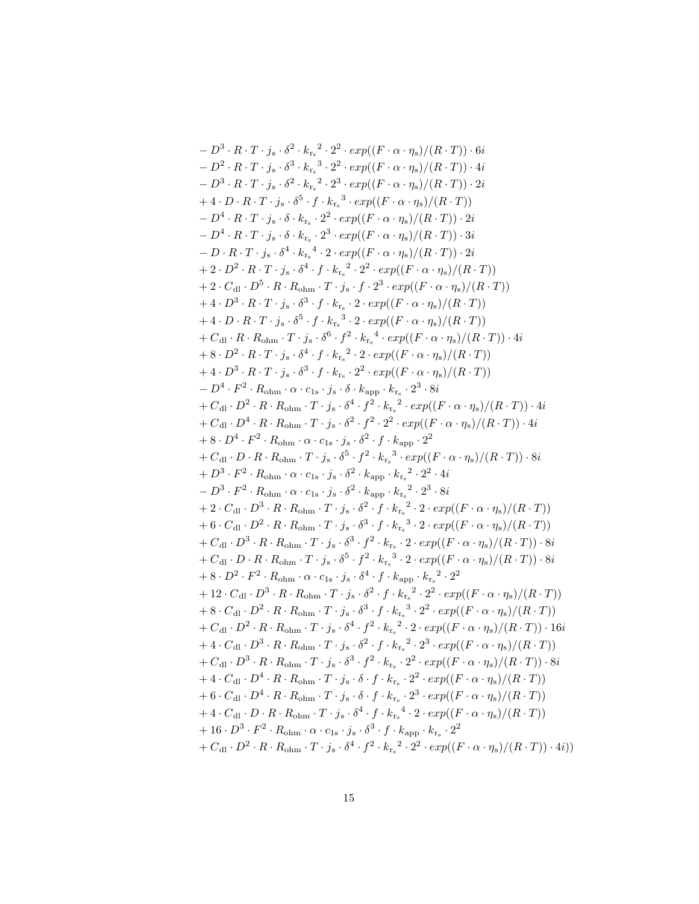$$
\begin{aligned}
&- D^3 \cdot R \cdot T \cdot j_\mathrm{s} \cdot \delta^2 \cdot {k_{\mathrm{r_s}}}^2 \cdot 2^2 \cdot exp((F \cdot \alpha \cdot \eta_\mathrm{s})/(R \cdot T)) \cdot 6i \\
&- D^2 \cdot R \cdot T \cdot j_\mathrm{s} \cdot \delta^3 \cdot {k_{\mathrm{r_s}}}^3 \cdot 2^2 \cdot exp((F \cdot \alpha \cdot \eta_\mathrm{s})/(R \cdot T)) \cdot 4i \\
&- D^3 \cdot R \cdot T \cdot j_\mathrm{s} \cdot \delta^2 \cdot {k_{\mathrm{r_s}}}^2 \cdot 2^3 \cdot exp((F \cdot \alpha \cdot \eta_\mathrm{s})/(R \cdot T)) \cdot 2i \\
&+ 4 \cdot D \cdot R \cdot T \cdot j_\mathrm{s} \cdot \delta^5 \cdot f \cdot {k_{\mathrm{r_s}}}^3 \cdot exp((F \cdot \alpha \cdot \eta_\mathrm{s})/(R \cdot T)) \\
&- D^4 \cdot R \cdot T \cdot j_\mathrm{s} \cdot \delta \cdot k_{\mathrm{r_s}} \cdot 2^2 \cdot exp((F \cdot \alpha \cdot \eta_\mathrm{s})/(R \cdot T)) \cdot 2i \\
&- D^4 \cdot R \cdot T \cdot j_\mathrm{s} \cdot \delta \cdot k_{\mathrm{r_s}} \cdot 2^3 \cdot exp((F \cdot \alpha \cdot \eta_\mathrm{s})/(R \cdot T)) \cdot 3i \\
&- D \cdot R \cdot T \cdot j_\mathrm{s} \cdot \delta^4 \cdot {k_{\mathrm{r_s}}}^4 \cdot 2 \cdot exp((F \cdot \alpha \cdot \eta_\mathrm{s})/(R \cdot T)) \cdot 2i \\
&+ 2 \cdot D^2 \cdot R \cdot T \cdot j_\mathrm{s} \cdot \delta^4 \cdot f \cdot {k_{\mathrm{r_s}}}^2 \cdot 2^2 \cdot exp((F \cdot \alpha \cdot \eta_\mathrm{s})/(R \cdot T)) \\
&+ 2 \cdot C_\mathrm{dl} \cdot D^5 \cdot R \cdot R_\mathrm{ohm} \cdot T \cdot j_\mathrm{s} \cdot f \cdot 2^3 \cdot exp((F \cdot \alpha \cdot \eta_\mathrm{s})/(R \cdot T)) \\
&+ 4 \cdot D^3 \cdot R \cdot T \cdot j_\mathrm{s} \cdot \delta^3 \cdot f \cdot k_{\mathrm{r_s}} \cdot 2 \cdot exp((F \cdot \alpha \cdot \eta_\mathrm{s})/(R \cdot T)) \\
&+ 4 \cdot D \cdot R \cdot T \cdot j_\mathrm{s} \cdot \delta^5 \cdot f \cdot {k_{\mathrm{r_s}}}^3 \cdot 2 \cdot exp((F \cdot \alpha \cdot \eta_\mathrm{s})/(R \cdot T)) \\
&+ C_\mathrm{dl} \cdot R \cdot R_\mathrm{ohm} \cdot T \cdot j_\mathrm{s} \cdot \delta^6 \cdot f^2 \cdot {k_{\mathrm{r_s}}}^4 \cdot exp((F \cdot \alpha \cdot \eta_\mathrm{s})/(R \cdot T)) \cdot 4i \\
&+ 8 \cdot D^2 \cdot R \cdot T \cdot j_\mathrm{s} \cdot \delta^4 \cdot f \cdot {k_{\mathrm{r_s}}}^2 \cdot 2 \cdot exp((F \cdot \alpha \cdot \eta_\mathrm{s})/(R \cdot T)) \\
&+ 4 \cdot D^3 \cdot R \cdot T \cdot j_\mathrm{s} \cdot \delta^3 \cdot f \cdot k_{\mathrm{r_s}} \cdot 2^2 \cdot exp((F \cdot \alpha \cdot \eta_\mathrm{s})/(R \cdot T)) \\
&- D^4 \cdot F^2 \cdot R_\mathrm{ohm} \cdot \alpha \cdot c_\mathrm{1s} \cdot j_\mathrm{s} \cdot \delta \cdot k_\mathrm{app} \cdot k_{\mathrm{r_s}} \cdot 2^3 \cdot 8i \\
&+ C_\mathrm{dl} \cdot D^2 \cdot R \cdot R_\mathrm{ohm} \cdot T \cdot j_\mathrm{s} \cdot \delta^4 \cdot f^2 \cdot {k_{\mathrm{r_s}}}^2 \cdot exp((F \cdot \alpha \cdot \eta_\mathrm{s})/(R \cdot T)) \cdot 4i \\
&+ C_\mathrm{dl} \cdot D^4 \cdot R \cdot R_\mathrm{ohm} \cdot T \cdot j_\mathrm{s} \cdot \delta^2 \cdot f^2 \cdot 2^2 \cdot exp((F \cdot \alpha \cdot \eta_\mathrm{s})/(R \cdot T)) \cdot 4i \\
&+ 8 \cdot D^4 \cdot F^2 \cdot R_\mathrm{ohm} \cdot \alpha \cdot c_\mathrm{1s} \cdot j_\mathrm{s} \cdot \delta^2 \cdot f \cdot k_\mathrm{app} \cdot 2^2 \\
&+ C_\mathrm{dl} \cdot D \cdot R \cdot R_\mathrm{ohm} \cdot T \cdot j_\mathrm{s} \cdot \delta^5 \cdot f^2 \cdot {k_{\mathrm{r_s}}}^3 \cdot exp((F \cdot \alpha \cdot \eta_\mathrm{s})/(R \cdot T)) \cdot 8i \\
&+ D^3 \cdot F^2 \cdot R_\mathrm{ohm} \cdot \alpha \cdot c_\mathrm{1s} \cdot j_\mathrm{s} \cdot \delta^2 \cdot k_\mathrm{app} \cdot {k_{\mathrm{r_s}}}^2 \cdot 2^2 \cdot 4i \\
&- D^3 \cdot F^2 \cdot R_\mathrm{ohm} \cdot \alpha \cdot c_\mathrm{1s} \cdot j_\mathrm{s} \cdot \delta^2 \cdot k_\mathrm{app} \cdot {k_{\mathrm{r_s}}}^2 \cdot 2^3 \cdot 8i \\
&+ 2 \cdot C_\mathrm{dl} \cdot D^3 \cdot R \cdot R_\mathrm{ohm} \cdot T \cdot j_\mathrm{s} \cdot \delta^2 \cdot f \cdot {k_{\mathrm{r_s}}}^2 \cdot 2 \cdot exp((F \cdot \alpha \cdot \eta_\mathrm{s})/(R \cdot T)) \\
&+ 6 \cdot C_\mathrm{dl} \cdot D^2 \cdot R \cdot R_\mathrm{ohm} \cdot T \cdot j_\mathrm{s} \cdot \delta^3 \cdot f \cdot {k_{\mathrm{r_s}}}^3 \cdot 2 \cdot exp((F \cdot \alpha \cdot \eta_\mathrm{s})/(R \cdot T)) \\
&+ C_\mathrm{dl} \cdot D^3 \cdot R \cdot R_\mathrm{ohm} \cdot T \cdot j_\mathrm{s} \cdot \delta^3 \cdot f^2 \cdot k_{\mathrm{r_s}} \cdot 2 \cdot exp((F \cdot \alpha \cdot \eta_\mathrm{s})/(R \cdot T)) \cdot 8i \\
&+ C_\mathrm{dl} \cdot D \cdot R \cdot R_\mathrm{ohm} \cdot T \cdot j_\mathrm{s} \cdot \delta^5 \cdot f^2 \cdot {k_{\mathrm{r_s}}}^3 \cdot 2 \cdot exp((F \cdot \alpha \cdot \eta_\mathrm{s})/(R \cdot T)) \cdot 8i \\
&+ 8 \cdot D^2 \cdot F^2 \cdot R_\mathrm{ohm} \cdot \alpha \cdot c_\mathrm{1s} \cdot j_\mathrm{s} \cdot \delta^4 \cdot f \cdot k_\mathrm{app} \cdot {k_{\mathrm{r_s}}}^2 \cdot 2^2 \\
&+ 12 \cdot C_\mathrm{dl} \cdot D^3 \cdot R \cdot R_\mathrm{ohm} \cdot T \cdot j_\mathrm{s} \cdot \delta^2 \cdot f \cdot {k_{\mathrm{r_s}}}^2 \cdot 2^2 \cdot exp((F \cdot \alpha \cdot \eta_\mathrm{s})/(R \cdot T)) \\
&+ 8 \cdot C_\mathrm{dl} \cdot D^2 \cdot R \cdot R_\mathrm{ohm} \cdot T \cdot j_\mathrm{s} \cdot \delta^3 \cdot f \cdot {k_{\mathrm{r_s}}}^3 \cdot 2^2 \cdot exp((F \cdot \alpha \cdot \eta_\mathrm{s})/(R \cdot T)) \\
&+ C_\mathrm{dl} \cdot D^2 \cdot R \cdot R_\mathrm{ohm} \cdot T \cdot j_\mathrm{s} \cdot \delta^4 \cdot f^2 \cdot {k_{\mathrm{r_s}}}^2 \cdot 2 \cdot exp((F \cdot \alpha \cdot \eta_\mathrm{s})/(R \cdot T)) \cdot 16i \\
&+ 4 \cdot C_\mathrm{dl} \cdot D^3 \cdot R \cdot R_\mathrm{ohm} \cdot T \cdot j_\mathrm{s} \cdot \delta^2 \cdot f \cdot {k_{\mathrm{r_s}}}^2 \cdot 2^3 \cdot exp((F \cdot \alpha \cdot \eta_\mathrm{s})/(R \cdot T)) \\
&+ C_\mathrm{dl} \cdot D^3 \cdot R \cdot R_\mathrm{ohm} \cdot T \cdot j_\mathrm{s} \cdot \delta^3 \cdot f^2 \cdot k_{\mathrm{r_s}} \cdot 2^2 \cdot exp((F \cdot \alpha \cdot \eta_\mathrm{s})/(R \cdot T)) \cdot 8i \\
&+ 4 \cdot C_\mathrm{dl} \cdot D^4 \cdot R \cdot R_\mathrm{ohm} \cdot T \cdot j_\mathrm{s} \cdot \delta \cdot f \cdot k_{\mathrm{r_s}} \cdot 2^2 \cdot exp((F \cdot \alpha \cdot \eta_\mathrm{s})/(R \cdot T)) \\
&+ 6 \cdot C_\mathrm{dl} \cdot D^4 \cdot R \cdot R_\mathrm{ohm} \cdot T \cdot j_\mathrm{s} \cdot \delta \cdot f \cdot k_{\mathrm{r_s}} \cdot 2^3 \cdot exp((F \cdot \alpha \cdot \eta_\mathrm{s})/(R \cdot T)) \\
&+ 4 \cdot C_\mathrm{dl} \cdot D \cdot R \cdot R_\mathrm{ohm} \cdot T \cdot j_\mathrm{s} \cdot \delta^4 \cdot f \cdot {k_{\mathrm{r_s}}}^4 \cdot 2 \cdot exp((F \cdot \alpha \cdot \eta_\mathrm{s})/(R \cdot T)) \\
&+ 16 \cdot D^3 \cdot F^2 \cdot R_\mathrm{ohm} \cdot \alpha \cdot c_\mathrm{1s} \cdot j_\mathrm{s} \cdot \delta^3 \cdot f \cdot k_\mathrm{app} \cdot k_{\mathrm{r_s}} \cdot 2^2 \\
&+ C_\mathrm{dl} \cdot D^2 \cdot R \cdot R_\mathrm{ohm} \cdot T \cdot j_\mathrm{s} \cdot \delta^4 \cdot f^2 \cdot {k_{\mathrm{r_s}}}^2 \cdot 2^2 \cdot exp((F \cdot \alpha \cdot \eta_\mathrm{s})/(R \cdot T)) \cdot 4i))
\end{aligned}
$$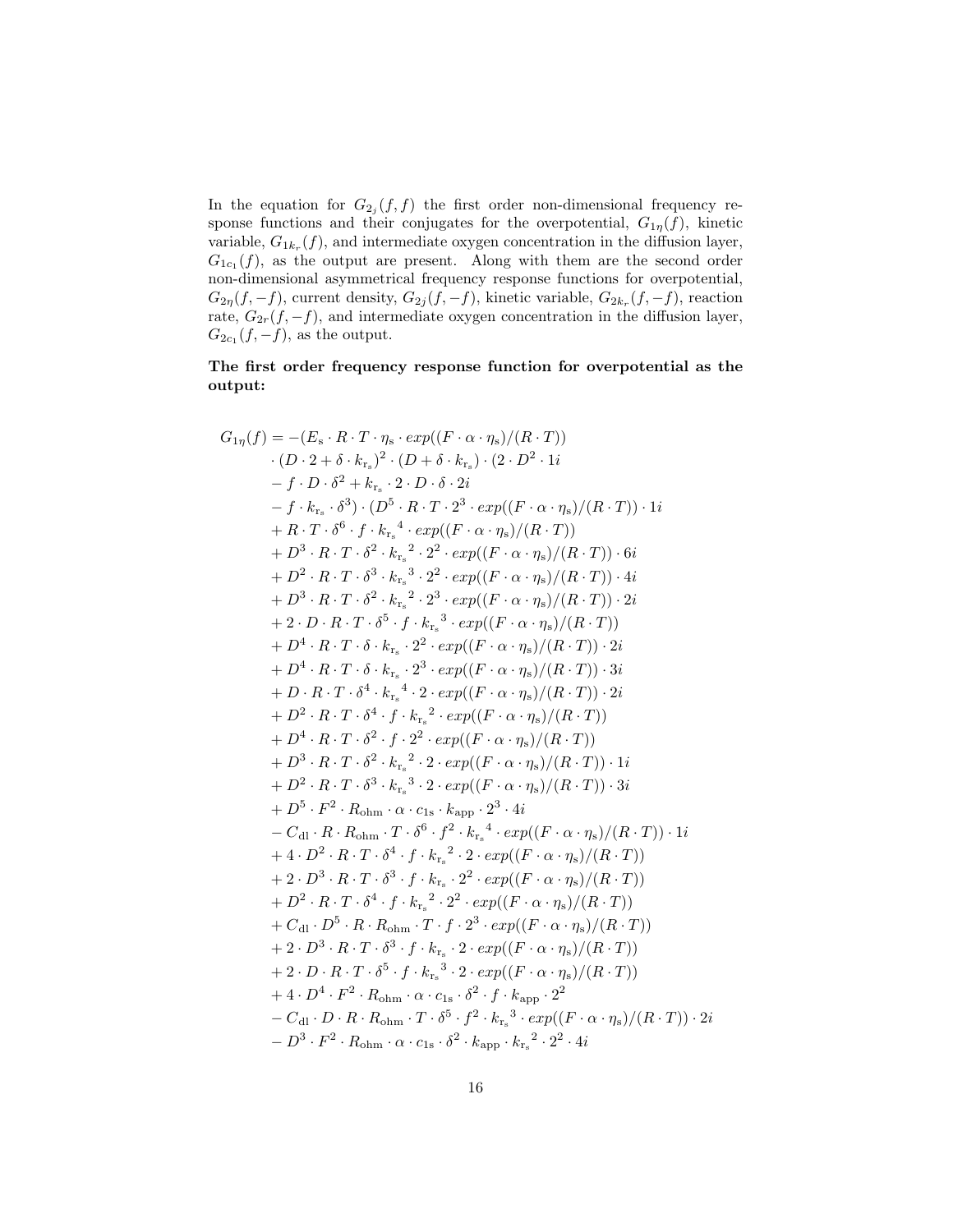In the equation for $G_{2_j}(f,f)$ the first order non-dimensional frequency response functions and their conjugates for the overpotential, $G_{1\eta}(f)$, kinetic variable, $G_{1k_r}(f)$, and intermediate oxygen concentration in the diffusion layer, $G_{1c_1}(f)$, as the output are present. Along with them are the second order non-dimensional asymmetrical frequency response functions for overpotential, $G_{2\eta}(f,-f)$, current density, $G_{2j}(f,-f)$, kinetic variable, $G_{2k_r}(f,-f)$, reaction rate, $G_{2r}(f,-f)$, and intermediate oxygen concentration in the diffusion layer, $G_{2c_1}(f,-f)$, as the output.

**The first order frequency response function for overpotential as the output:**

$$
\begin{aligned}
G_{1\eta}(f) = &-(E_{\mathrm{s}} \cdot R \cdot T \cdot \eta_{\mathrm{s}} \cdot exp((F \cdot \alpha \cdot \eta_{\mathrm{s}})/(R \cdot T)) \\
&\cdot (D \cdot 2 + \delta \cdot k_{\mathrm{r_s}})^2 \cdot (D + \delta \cdot k_{\mathrm{r_s}}) \cdot (2 \cdot D^2 \cdot 1i \\
&- f \cdot D \cdot \delta^2 + k_{\mathrm{r_s}} \cdot 2 \cdot D \cdot \delta \cdot 2i \\
&- f \cdot k_{\mathrm{r_s}} \cdot \delta^3) \cdot (D^5 \cdot R \cdot T \cdot 2^3 \cdot exp((F \cdot \alpha \cdot \eta_{\mathrm{s}})/(R \cdot T)) \cdot 1i \\
&+ R \cdot T \cdot \delta^6 \cdot f \cdot {k_{\mathrm{r_s}}}^4 \cdot exp((F \cdot \alpha \cdot \eta_{\mathrm{s}})/(R \cdot T)) \\
&+ D^3 \cdot R \cdot T \cdot \delta^2 \cdot {k_{\mathrm{r_s}}}^2 \cdot 2^2 \cdot exp((F \cdot \alpha \cdot \eta_{\mathrm{s}})/(R \cdot T)) \cdot 6i \\
&+ D^2 \cdot R \cdot T \cdot \delta^3 \cdot {k_{\mathrm{r_s}}}^3 \cdot 2^2 \cdot exp((F \cdot \alpha \cdot \eta_{\mathrm{s}})/(R \cdot T)) \cdot 4i \\
&+ D^3 \cdot R \cdot T \cdot \delta^2 \cdot {k_{\mathrm{r_s}}}^2 \cdot 2^3 \cdot exp((F \cdot \alpha \cdot \eta_{\mathrm{s}})/(R \cdot T)) \cdot 2i \\
&+ 2 \cdot D \cdot R \cdot T \cdot \delta^5 \cdot f \cdot {k_{\mathrm{r_s}}}^3 \cdot exp((F \cdot \alpha \cdot \eta_{\mathrm{s}})/(R \cdot T)) \\
&+ D^4 \cdot R \cdot T \cdot \delta \cdot k_{\mathrm{r_s}} \cdot 2^2 \cdot exp((F \cdot \alpha \cdot \eta_{\mathrm{s}})/(R \cdot T)) \cdot 2i \\
&+ D^4 \cdot R \cdot T \cdot \delta \cdot k_{\mathrm{r_s}} \cdot 2^3 \cdot exp((F \cdot \alpha \cdot \eta_{\mathrm{s}})/(R \cdot T)) \cdot 3i \\
&+ D \cdot R \cdot T \cdot \delta^4 \cdot {k_{\mathrm{r_s}}}^4 \cdot 2 \cdot exp((F \cdot \alpha \cdot \eta_{\mathrm{s}})/(R \cdot T)) \cdot 2i \\
&+ D^2 \cdot R \cdot T \cdot \delta^4 \cdot f \cdot {k_{\mathrm{r_s}}}^2 \cdot exp((F \cdot \alpha \cdot \eta_{\mathrm{s}})/(R \cdot T)) \\
&+ D^4 \cdot R \cdot T \cdot \delta^2 \cdot f \cdot 2^2 \cdot exp((F \cdot \alpha \cdot \eta_{\mathrm{s}})/(R \cdot T)) \\
&+ D^3 \cdot R \cdot T \cdot \delta^2 \cdot {k_{\mathrm{r_s}}}^2 \cdot 2 \cdot exp((F \cdot \alpha \cdot \eta_{\mathrm{s}})/(R \cdot T)) \cdot 1i \\
&+ D^2 \cdot R \cdot T \cdot \delta^3 \cdot {k_{\mathrm{r_s}}}^3 \cdot 2 \cdot exp((F \cdot \alpha \cdot \eta_{\mathrm{s}})/(R \cdot T)) \cdot 3i \\
&+ D^5 \cdot F^2 \cdot R_{\mathrm{ohm}} \cdot \alpha \cdot c_{1\mathrm{s}} \cdot k_{\mathrm{app}} \cdot 2^3 \cdot 4i \\
&- C_{\mathrm{dl}} \cdot R \cdot R_{\mathrm{ohm}} \cdot T \cdot \delta^6 \cdot f^2 \cdot {k_{\mathrm{r_s}}}^4 \cdot exp((F \cdot \alpha \cdot \eta_{\mathrm{s}})/(R \cdot T)) \cdot 1i \\
&+ 4 \cdot D^2 \cdot R \cdot T \cdot \delta^4 \cdot f \cdot {k_{\mathrm{r_s}}}^2 \cdot 2 \cdot exp((F \cdot \alpha \cdot \eta_{\mathrm{s}})/(R \cdot T)) \\
&+ 2 \cdot D^3 \cdot R \cdot T \cdot \delta^3 \cdot f \cdot k_{\mathrm{r_s}} \cdot 2^2 \cdot exp((F \cdot \alpha \cdot \eta_{\mathrm{s}})/(R \cdot T)) \\
&+ D^2 \cdot R \cdot T \cdot \delta^4 \cdot f \cdot {k_{\mathrm{r_s}}}^2 \cdot 2^2 \cdot exp((F \cdot \alpha \cdot \eta_{\mathrm{s}})/(R \cdot T)) \\
&+ C_{\mathrm{dl}} \cdot D^5 \cdot R \cdot R_{\mathrm{ohm}} \cdot T \cdot f \cdot 2^3 \cdot exp((F \cdot \alpha \cdot \eta_{\mathrm{s}})/(R \cdot T)) \\
&+ 2 \cdot D^3 \cdot R \cdot T \cdot \delta^3 \cdot f \cdot k_{\mathrm{r_s}} \cdot 2 \cdot exp((F \cdot \alpha \cdot \eta_{\mathrm{s}})/(R \cdot T)) \\
&+ 2 \cdot D \cdot R \cdot T \cdot \delta^5 \cdot f \cdot {k_{\mathrm{r_s}}}^3 \cdot 2 \cdot exp((F \cdot \alpha \cdot \eta_{\mathrm{s}})/(R \cdot T)) \\
&+ 4 \cdot D^4 \cdot F^2 \cdot R_{\mathrm{ohm}} \cdot \alpha \cdot c_{1\mathrm{s}} \cdot \delta^2 \cdot f \cdot k_{\mathrm{app}} \cdot 2^2 \\
&- C_{\mathrm{dl}} \cdot D \cdot R \cdot R_{\mathrm{ohm}} \cdot T \cdot \delta^5 \cdot f^2 \cdot {k_{\mathrm{r_s}}}^3 \cdot exp((F \cdot \alpha \cdot \eta_{\mathrm{s}})/(R \cdot T)) \cdot 2i \\
&- D^3 \cdot F^2 \cdot R_{\mathrm{ohm}} \cdot \alpha \cdot c_{1\mathrm{s}} \cdot \delta^2 \cdot k_{\mathrm{app}} \cdot {k_{\mathrm{r_s}}}^2 \cdot 2^2 \cdot 4i
\end{aligned}
$$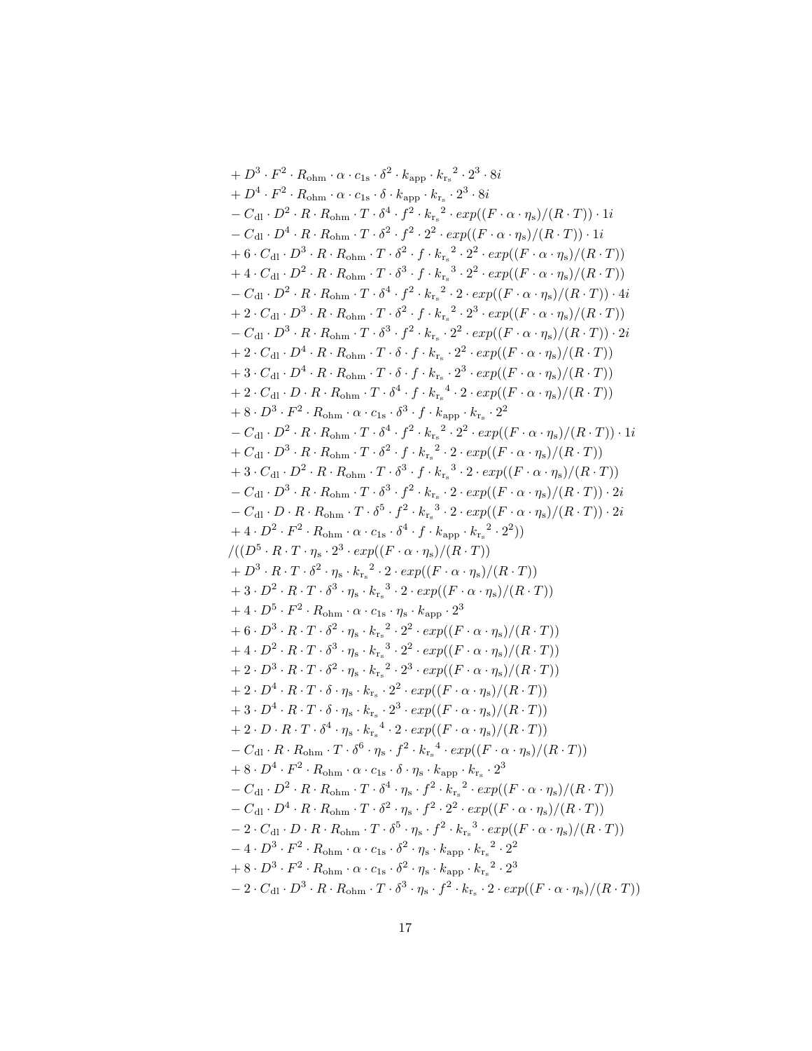$$
\begin{aligned}
&+ D^3 \cdot F^2 \cdot R_{\mathrm{ohm}} \cdot \alpha \cdot c_{1\mathrm{s}} \cdot \delta^2 \cdot k_{\mathrm{app}} \cdot {k_{\mathrm{r_s}}}^2 \cdot 2^3 \cdot 8i \\
&+ D^4 \cdot F^2 \cdot R_{\mathrm{ohm}} \cdot \alpha \cdot c_{1\mathrm{s}} \cdot \delta \cdot k_{\mathrm{app}} \cdot k_{\mathrm{r_s}} \cdot 2^3 \cdot 8i \\
&- C_{\mathrm{dl}} \cdot D^2 \cdot R \cdot R_{\mathrm{ohm}} \cdot T \cdot \delta^4 \cdot f^2 \cdot {k_{\mathrm{r_s}}}^2 \cdot exp((F \cdot \alpha \cdot \eta_{\mathrm{s}})/(R \cdot T)) \cdot 1i \\
&- C_{\mathrm{dl}} \cdot D^4 \cdot R \cdot R_{\mathrm{ohm}} \cdot T \cdot \delta^2 \cdot f^2 \cdot 2^2 \cdot exp((F \cdot \alpha \cdot \eta_{\mathrm{s}})/(R \cdot T)) \cdot 1i \\
&+ 6 \cdot C_{\mathrm{dl}} \cdot D^3 \cdot R \cdot R_{\mathrm{ohm}} \cdot T \cdot \delta^2 \cdot f \cdot {k_{\mathrm{r_s}}}^2 \cdot 2^2 \cdot exp((F \cdot \alpha \cdot \eta_{\mathrm{s}})/(R \cdot T)) \\
&+ 4 \cdot C_{\mathrm{dl}} \cdot D^2 \cdot R \cdot R_{\mathrm{ohm}} \cdot T \cdot \delta^3 \cdot f \cdot {k_{\mathrm{r_s}}}^3 \cdot 2^2 \cdot exp((F \cdot \alpha \cdot \eta_{\mathrm{s}})/(R \cdot T)) \\
&- C_{\mathrm{dl}} \cdot D^2 \cdot R \cdot R_{\mathrm{ohm}} \cdot T \cdot \delta^4 \cdot f^2 \cdot {k_{\mathrm{r_s}}}^2 \cdot 2 \cdot exp((F \cdot \alpha \cdot \eta_{\mathrm{s}})/(R \cdot T)) \cdot 4i \\
&+ 2 \cdot C_{\mathrm{dl}} \cdot D^3 \cdot R \cdot R_{\mathrm{ohm}} \cdot T \cdot \delta^2 \cdot f \cdot {k_{\mathrm{r_s}}}^2 \cdot 2^3 \cdot exp((F \cdot \alpha \cdot \eta_{\mathrm{s}})/(R \cdot T)) \\
&- C_{\mathrm{dl}} \cdot D^3 \cdot R \cdot R_{\mathrm{ohm}} \cdot T \cdot \delta^3 \cdot f^2 \cdot k_{\mathrm{r_s}} \cdot 2^2 \cdot exp((F \cdot \alpha \cdot \eta_{\mathrm{s}})/(R \cdot T)) \cdot 2i \\
&+ 2 \cdot C_{\mathrm{dl}} \cdot D^4 \cdot R \cdot R_{\mathrm{ohm}} \cdot T \cdot \delta \cdot f \cdot k_{\mathrm{r_s}} \cdot 2^2 \cdot exp((F \cdot \alpha \cdot \eta_{\mathrm{s}})/(R \cdot T)) \\
&+ 3 \cdot C_{\mathrm{dl}} \cdot D^4 \cdot R \cdot R_{\mathrm{ohm}} \cdot T \cdot \delta \cdot f \cdot k_{\mathrm{r_s}} \cdot 2^3 \cdot exp((F \cdot \alpha \cdot \eta_{\mathrm{s}})/(R \cdot T)) \\
&+ 2 \cdot C_{\mathrm{dl}} \cdot D \cdot R \cdot R_{\mathrm{ohm}} \cdot T \cdot \delta^4 \cdot f \cdot {k_{\mathrm{r_s}}}^4 \cdot 2 \cdot exp((F \cdot \alpha \cdot \eta_{\mathrm{s}})/(R \cdot T)) \\
&+ 8 \cdot D^3 \cdot F^2 \cdot R_{\mathrm{ohm}} \cdot \alpha \cdot c_{1\mathrm{s}} \cdot \delta^3 \cdot f \cdot k_{\mathrm{app}} \cdot k_{\mathrm{r_s}} \cdot 2^2 \\
&- C_{\mathrm{dl}} \cdot D^2 \cdot R \cdot R_{\mathrm{ohm}} \cdot T \cdot \delta^4 \cdot f^2 \cdot {k_{\mathrm{r_s}}}^2 \cdot 2^2 \cdot exp((F \cdot \alpha \cdot \eta_{\mathrm{s}})/(R \cdot T)) \cdot 1i \\
&+ C_{\mathrm{dl}} \cdot D^3 \cdot R \cdot R_{\mathrm{ohm}} \cdot T \cdot \delta^2 \cdot f \cdot {k_{\mathrm{r_s}}}^2 \cdot 2 \cdot exp((F \cdot \alpha \cdot \eta_{\mathrm{s}})/(R \cdot T)) \\
&+ 3 \cdot C_{\mathrm{dl}} \cdot D^2 \cdot R \cdot R_{\mathrm{ohm}} \cdot T \cdot \delta^3 \cdot f \cdot {k_{\mathrm{r_s}}}^3 \cdot 2 \cdot exp((F \cdot \alpha \cdot \eta_{\mathrm{s}})/(R \cdot T)) \\
&- C_{\mathrm{dl}} \cdot D^3 \cdot R \cdot R_{\mathrm{ohm}} \cdot T \cdot \delta^3 \cdot f^2 \cdot k_{\mathrm{r_s}} \cdot 2 \cdot exp((F \cdot \alpha \cdot \eta_{\mathrm{s}})/(R \cdot T)) \cdot 2i \\
&- C_{\mathrm{dl}} \cdot D \cdot R \cdot R_{\mathrm{ohm}} \cdot T \cdot \delta^5 \cdot f^2 \cdot {k_{\mathrm{r_s}}}^3 \cdot 2 \cdot exp((F \cdot \alpha \cdot \eta_{\mathrm{s}})/(R \cdot T)) \cdot 2i \\
&+ 4 \cdot D^2 \cdot F^2 \cdot R_{\mathrm{ohm}} \cdot \alpha \cdot c_{1\mathrm{s}} \cdot \delta^4 \cdot f \cdot k_{\mathrm{app}} \cdot {k_{\mathrm{r_s}}}^2 \cdot 2^2)) \\
&/((D^5 \cdot R \cdot T \cdot \eta_{\mathrm{s}} \cdot 2^3 \cdot exp((F \cdot \alpha \cdot \eta_{\mathrm{s}})/(R \cdot T)) \\
&+ D^3 \cdot R \cdot T \cdot \delta^2 \cdot \eta_{\mathrm{s}} \cdot {k_{\mathrm{r_s}}}^2 \cdot 2 \cdot exp((F \cdot \alpha \cdot \eta_{\mathrm{s}})/(R \cdot T)) \\
&+ 3 \cdot D^2 \cdot R \cdot T \cdot \delta^3 \cdot \eta_{\mathrm{s}} \cdot {k_{\mathrm{r_s}}}^3 \cdot 2 \cdot exp((F \cdot \alpha \cdot \eta_{\mathrm{s}})/(R \cdot T)) \\
&+ 4 \cdot D^5 \cdot F^2 \cdot R_{\mathrm{ohm}} \cdot \alpha \cdot c_{1\mathrm{s}} \cdot \eta_{\mathrm{s}} \cdot k_{\mathrm{app}} \cdot 2^3 \\
&+ 6 \cdot D^3 \cdot R \cdot T \cdot \delta^2 \cdot \eta_{\mathrm{s}} \cdot {k_{\mathrm{r_s}}}^2 \cdot 2^2 \cdot exp((F \cdot \alpha \cdot \eta_{\mathrm{s}})/(R \cdot T)) \\
&+ 4 \cdot D^2 \cdot R \cdot T \cdot \delta^3 \cdot \eta_{\mathrm{s}} \cdot {k_{\mathrm{r_s}}}^3 \cdot 2^2 \cdot exp((F \cdot \alpha \cdot \eta_{\mathrm{s}})/(R \cdot T)) \\
&+ 2 \cdot D^3 \cdot R \cdot T \cdot \delta^2 \cdot \eta_{\mathrm{s}} \cdot {k_{\mathrm{r_s}}}^2 \cdot 2^3 \cdot exp((F \cdot \alpha \cdot \eta_{\mathrm{s}})/(R \cdot T)) \\
&+ 2 \cdot D^4 \cdot R \cdot T \cdot \delta \cdot \eta_{\mathrm{s}} \cdot k_{\mathrm{r_s}} \cdot 2^2 \cdot exp((F \cdot \alpha \cdot \eta_{\mathrm{s}})/(R \cdot T)) \\
&+ 3 \cdot D^4 \cdot R \cdot T \cdot \delta \cdot \eta_{\mathrm{s}} \cdot k_{\mathrm{r_s}} \cdot 2^3 \cdot exp((F \cdot \alpha \cdot \eta_{\mathrm{s}})/(R \cdot T)) \\
&+ 2 \cdot D \cdot R \cdot T \cdot \delta^4 \cdot \eta_{\mathrm{s}} \cdot {k_{\mathrm{r_s}}}^4 \cdot 2 \cdot exp((F \cdot \alpha \cdot \eta_{\mathrm{s}})/(R \cdot T)) \\
&- C_{\mathrm{dl}} \cdot R \cdot R_{\mathrm{ohm}} \cdot T \cdot \delta^6 \cdot \eta_{\mathrm{s}} \cdot f^2 \cdot {k_{\mathrm{r_s}}}^4 \cdot exp((F \cdot \alpha \cdot \eta_{\mathrm{s}})/(R \cdot T)) \\
&+ 8 \cdot D^4 \cdot F^2 \cdot R_{\mathrm{ohm}} \cdot \alpha \cdot c_{1\mathrm{s}} \cdot \delta \cdot \eta_{\mathrm{s}} \cdot k_{\mathrm{app}} \cdot k_{\mathrm{r_s}} \cdot 2^3 \\
&- C_{\mathrm{dl}} \cdot D^2 \cdot R \cdot R_{\mathrm{ohm}} \cdot T \cdot \delta^4 \cdot \eta_{\mathrm{s}} \cdot f^2 \cdot {k_{\mathrm{r_s}}}^2 \cdot exp((F \cdot \alpha \cdot \eta_{\mathrm{s}})/(R \cdot T)) \\
&- C_{\mathrm{dl}} \cdot D^4 \cdot R \cdot R_{\mathrm{ohm}} \cdot T \cdot \delta^2 \cdot \eta_{\mathrm{s}} \cdot f^2 \cdot 2^2 \cdot exp((F \cdot \alpha \cdot \eta_{\mathrm{s}})/(R \cdot T)) \\
&- 2 \cdot C_{\mathrm{dl}} \cdot D \cdot R \cdot R_{\mathrm{ohm}} \cdot T \cdot \delta^5 \cdot \eta_{\mathrm{s}} \cdot f^2 \cdot {k_{\mathrm{r_s}}}^3 \cdot exp((F \cdot \alpha \cdot \eta_{\mathrm{s}})/(R \cdot T)) \\
&- 4 \cdot D^3 \cdot F^2 \cdot R_{\mathrm{ohm}} \cdot \alpha \cdot c_{1\mathrm{s}} \cdot \delta^2 \cdot \eta_{\mathrm{s}} \cdot k_{\mathrm{app}} \cdot {k_{\mathrm{r_s}}}^2 \cdot 2^2 \\
&+ 8 \cdot D^3 \cdot F^2 \cdot R_{\mathrm{ohm}} \cdot \alpha \cdot c_{1\mathrm{s}} \cdot \delta^2 \cdot \eta_{\mathrm{s}} \cdot k_{\mathrm{app}} \cdot {k_{\mathrm{r_s}}}^2 \cdot 2^3 \\
&- 2 \cdot C_{\mathrm{dl}} \cdot D^3 \cdot R \cdot R_{\mathrm{ohm}} \cdot T \cdot \delta^3 \cdot \eta_{\mathrm{s}} \cdot f^2 \cdot k_{\mathrm{r_s}} \cdot 2 \cdot exp((F \cdot \alpha \cdot \eta_{\mathrm{s}})/(R \cdot T))
\end{aligned}
$$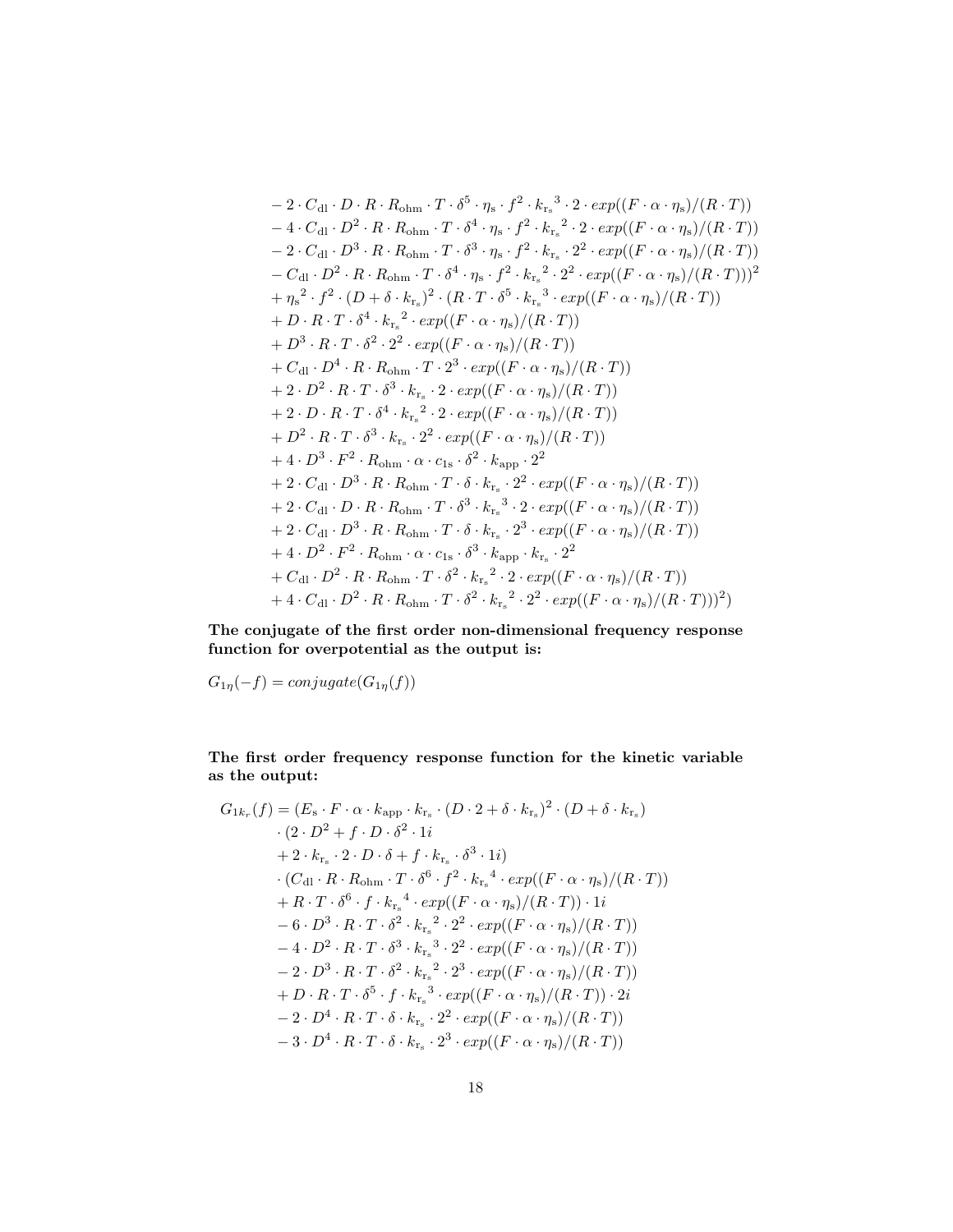$$
\begin{aligned}
&- 2 \cdot C_{\mathrm{dl}} \cdot D \cdot R \cdot R_{\mathrm{ohm}} \cdot T \cdot \delta^5 \cdot \eta_{\mathrm{s}} \cdot f^2 \cdot {k_{\mathrm{r_s}}}^3 \cdot 2 \cdot exp((F \cdot \alpha \cdot \eta_{\mathrm{s}})/(R \cdot T)) \\
&- 4 \cdot C_{\mathrm{dl}} \cdot D^2 \cdot R \cdot R_{\mathrm{ohm}} \cdot T \cdot \delta^4 \cdot \eta_{\mathrm{s}} \cdot f^2 \cdot {k_{\mathrm{r_s}}}^2 \cdot 2 \cdot exp((F \cdot \alpha \cdot \eta_{\mathrm{s}})/(R \cdot T)) \\
&- 2 \cdot C_{\mathrm{dl}} \cdot D^3 \cdot R \cdot R_{\mathrm{ohm}} \cdot T \cdot \delta^3 \cdot \eta_{\mathrm{s}} \cdot f^2 \cdot k_{\mathrm{r_s}} \cdot 2^2 \cdot exp((F \cdot \alpha \cdot \eta_{\mathrm{s}})/(R \cdot T)) \\
&- C_{\mathrm{dl}} \cdot D^2 \cdot R \cdot R_{\mathrm{ohm}} \cdot T \cdot \delta^4 \cdot \eta_{\mathrm{s}} \cdot f^2 \cdot {k_{\mathrm{r_s}}}^2 \cdot 2^2 \cdot exp((F \cdot \alpha \cdot \eta_{\mathrm{s}})/(R \cdot T)))^2 \\
&+ {\eta_{\mathrm{s}}}^2 \cdot f^2 \cdot (D + \delta \cdot k_{\mathrm{r_s}})^2 \cdot (R \cdot T \cdot \delta^5 \cdot {k_{\mathrm{r_s}}}^3 \cdot exp((F \cdot \alpha \cdot \eta_{\mathrm{s}})/(R \cdot T)) \\
&+ D \cdot R \cdot T \cdot \delta^4 \cdot {k_{\mathrm{r_s}}}^2 \cdot exp((F \cdot \alpha \cdot \eta_{\mathrm{s}})/(R \cdot T)) \\
&+ D^3 \cdot R \cdot T \cdot \delta^2 \cdot 2^2 \cdot exp((F \cdot \alpha \cdot \eta_{\mathrm{s}})/(R \cdot T)) \\
&+ C_{\mathrm{dl}} \cdot D^4 \cdot R \cdot R_{\mathrm{ohm}} \cdot T \cdot 2^3 \cdot exp((F \cdot \alpha \cdot \eta_{\mathrm{s}})/(R \cdot T)) \\
&+ 2 \cdot D^2 \cdot R \cdot T \cdot \delta^3 \cdot k_{\mathrm{r_s}} \cdot 2 \cdot exp((F \cdot \alpha \cdot \eta_{\mathrm{s}})/(R \cdot T)) \\
&+ 2 \cdot D \cdot R \cdot T \cdot \delta^4 \cdot {k_{\mathrm{r_s}}}^2 \cdot 2 \cdot exp((F \cdot \alpha \cdot \eta_{\mathrm{s}})/(R \cdot T)) \\
&+ D^2 \cdot R \cdot T \cdot \delta^3 \cdot k_{\mathrm{r_s}} \cdot 2^2 \cdot exp((F \cdot \alpha \cdot \eta_{\mathrm{s}})/(R \cdot T)) \\
&+ 4 \cdot D^3 \cdot F^2 \cdot R_{\mathrm{ohm}} \cdot \alpha \cdot c_{\mathrm{1s}} \cdot \delta^2 \cdot k_{\mathrm{app}} \cdot 2^2 \\
&+ 2 \cdot C_{\mathrm{dl}} \cdot D^3 \cdot R \cdot R_{\mathrm{ohm}} \cdot T \cdot \delta \cdot k_{\mathrm{r_s}} \cdot 2^2 \cdot exp((F \cdot \alpha \cdot \eta_{\mathrm{s}})/(R \cdot T)) \\
&+ 2 \cdot C_{\mathrm{dl}} \cdot D \cdot R \cdot R_{\mathrm{ohm}} \cdot T \cdot \delta^3 \cdot {k_{\mathrm{r_s}}}^3 \cdot 2 \cdot exp((F \cdot \alpha \cdot \eta_{\mathrm{s}})/(R \cdot T)) \\
&+ 2 \cdot C_{\mathrm{dl}} \cdot D^3 \cdot R \cdot R_{\mathrm{ohm}} \cdot T \cdot \delta \cdot k_{\mathrm{r_s}} \cdot 2^3 \cdot exp((F \cdot \alpha \cdot \eta_{\mathrm{s}})/(R \cdot T)) \\
&+ 4 \cdot D^2 \cdot F^2 \cdot R_{\mathrm{ohm}} \cdot \alpha \cdot c_{\mathrm{1s}} \cdot \delta^3 \cdot k_{\mathrm{app}} \cdot k_{\mathrm{r_s}} \cdot 2^2 \\
&+ C_{\mathrm{dl}} \cdot D^2 \cdot R \cdot R_{\mathrm{ohm}} \cdot T \cdot \delta^2 \cdot {k_{\mathrm{r_s}}}^2 \cdot 2 \cdot exp((F \cdot \alpha \cdot \eta_{\mathrm{s}})/(R \cdot T)) \\
&+ 4 \cdot C_{\mathrm{dl}} \cdot D^2 \cdot R \cdot R_{\mathrm{ohm}} \cdot T \cdot \delta^2 \cdot {k_{\mathrm{r_s}}}^2 \cdot 2^2 \cdot exp((F \cdot \alpha \cdot \eta_{\mathrm{s}})/(R \cdot T)))^2)
\end{aligned}
$$

**The conjugate of the first order non-dimensional frequency response function for overpotential as the output is:**

$G_{1\eta}(-f) = conjugate(G_{1\eta}(f))$

**The first order frequency response function for the kinetic variable as the output:**

$$
\begin{aligned}
G_{1k_r}(f) = &(E_{\mathrm{s}} \cdot F \cdot \alpha \cdot k_{\mathrm{app}} \cdot k_{\mathrm{r_s}} \cdot (D \cdot 2 + \delta \cdot k_{\mathrm{r_s}})^2 \cdot (D + \delta \cdot k_{\mathrm{r_s}}) \\
&\cdot (2 \cdot D^2 + f \cdot D \cdot \delta^2 \cdot 1i \\
&+ 2 \cdot k_{\mathrm{r_s}} \cdot 2 \cdot D \cdot \delta + f \cdot k_{\mathrm{r_s}} \cdot \delta^3 \cdot 1i) \\
&\cdot (C_{\mathrm{dl}} \cdot R \cdot R_{\mathrm{ohm}} \cdot T \cdot \delta^6 \cdot f^2 \cdot {k_{\mathrm{r_s}}}^4 \cdot exp((F \cdot \alpha \cdot \eta_{\mathrm{s}})/(R \cdot T)) \\
&+ R \cdot T \cdot \delta^6 \cdot f \cdot {k_{\mathrm{r_s}}}^4 \cdot exp((F \cdot \alpha \cdot \eta_{\mathrm{s}})/(R \cdot T)) \cdot 1i \\
&- 6 \cdot D^3 \cdot R \cdot T \cdot \delta^2 \cdot {k_{\mathrm{r_s}}}^2 \cdot 2^2 \cdot exp((F \cdot \alpha \cdot \eta_{\mathrm{s}})/(R \cdot T)) \\
&- 4 \cdot D^2 \cdot R \cdot T \cdot \delta^3 \cdot {k_{\mathrm{r_s}}}^3 \cdot 2^2 \cdot exp((F \cdot \alpha \cdot \eta_{\mathrm{s}})/(R \cdot T)) \\
&- 2 \cdot D^3 \cdot R \cdot T \cdot \delta^2 \cdot {k_{\mathrm{r_s}}}^2 \cdot 2^3 \cdot exp((F \cdot \alpha \cdot \eta_{\mathrm{s}})/(R \cdot T)) \\
&+ D \cdot R \cdot T \cdot \delta^5 \cdot f \cdot {k_{\mathrm{r_s}}}^3 \cdot exp((F \cdot \alpha \cdot \eta_{\mathrm{s}})/(R \cdot T)) \cdot 2i \\
&- 2 \cdot D^4 \cdot R \cdot T \cdot \delta \cdot k_{\mathrm{r_s}} \cdot 2^2 \cdot exp((F \cdot \alpha \cdot \eta_{\mathrm{s}})/(R \cdot T)) \\
&- 3 \cdot D^4 \cdot R \cdot T \cdot \delta \cdot k_{\mathrm{r_s}} \cdot 2^3 \cdot exp((F \cdot \alpha \cdot \eta_{\mathrm{s}})/(R \cdot T))
\end{aligned}
$$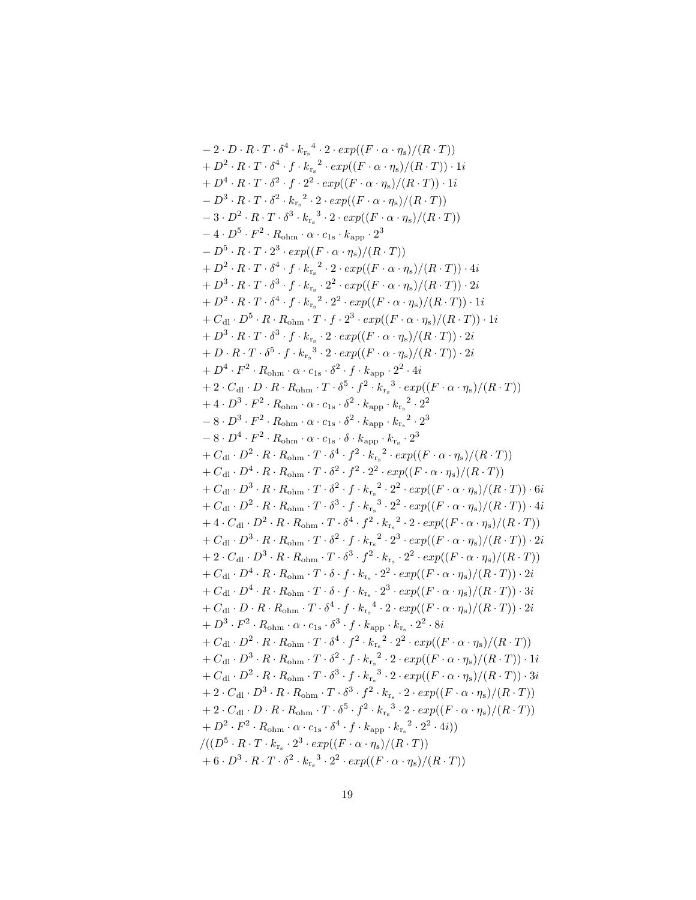$$
\begin{aligned}
&- 2 \cdot D \cdot R \cdot T \cdot \delta^4 \cdot {k_{\mathrm{r_s}}}^4 \cdot 2 \cdot exp((F \cdot \alpha \cdot \eta_{\mathrm{s}})/(R \cdot T)) \\
&+ D^2 \cdot R \cdot T \cdot \delta^4 \cdot f \cdot {k_{\mathrm{r_s}}}^2 \cdot exp((F \cdot \alpha \cdot \eta_{\mathrm{s}})/(R \cdot T)) \cdot 1i \\
&+ D^4 \cdot R \cdot T \cdot \delta^2 \cdot f \cdot 2^2 \cdot exp((F \cdot \alpha \cdot \eta_{\mathrm{s}})/(R \cdot T)) \cdot 1i \\
&- D^3 \cdot R \cdot T \cdot \delta^2 \cdot {k_{\mathrm{r_s}}}^2 \cdot 2 \cdot exp((F \cdot \alpha \cdot \eta_{\mathrm{s}})/(R \cdot T)) \\
&- 3 \cdot D^2 \cdot R \cdot T \cdot \delta^3 \cdot {k_{\mathrm{r_s}}}^3 \cdot 2 \cdot exp((F \cdot \alpha \cdot \eta_{\mathrm{s}})/(R \cdot T)) \\
&- 4 \cdot D^5 \cdot F^2 \cdot R_{\mathrm{ohm}} \cdot \alpha \cdot c_{1\mathrm{s}} \cdot k_{\mathrm{app}} \cdot 2^3 \\
&- D^5 \cdot R \cdot T \cdot 2^3 \cdot exp((F \cdot \alpha \cdot \eta_{\mathrm{s}})/(R \cdot T)) \\
&+ D^2 \cdot R \cdot T \cdot \delta^4 \cdot f \cdot {k_{\mathrm{r_s}}}^2 \cdot 2 \cdot exp((F \cdot \alpha \cdot \eta_{\mathrm{s}})/(R \cdot T)) \cdot 4i \\
&+ D^3 \cdot R \cdot T \cdot \delta^3 \cdot f \cdot k_{\mathrm{r_s}} \cdot 2^2 \cdot exp((F \cdot \alpha \cdot \eta_{\mathrm{s}})/(R \cdot T)) \cdot 2i \\
&+ D^2 \cdot R \cdot T \cdot \delta^4 \cdot f \cdot {k_{\mathrm{r_s}}}^2 \cdot 2^2 \cdot exp((F \cdot \alpha \cdot \eta_{\mathrm{s}})/(R \cdot T)) \cdot 1i \\
&+ C_{\mathrm{dl}} \cdot D^5 \cdot R \cdot R_{\mathrm{ohm}} \cdot T \cdot f \cdot 2^3 \cdot exp((F \cdot \alpha \cdot \eta_{\mathrm{s}})/(R \cdot T)) \cdot 1i \\
&+ D^3 \cdot R \cdot T \cdot \delta^3 \cdot f \cdot k_{\mathrm{r_s}} \cdot 2 \cdot exp((F \cdot \alpha \cdot \eta_{\mathrm{s}})/(R \cdot T)) \cdot 2i \\
&+ D \cdot R \cdot T \cdot \delta^5 \cdot f \cdot {k_{\mathrm{r_s}}}^3 \cdot 2 \cdot exp((F \cdot \alpha \cdot \eta_{\mathrm{s}})/(R \cdot T)) \cdot 2i \\
&+ D^4 \cdot F^2 \cdot R_{\mathrm{ohm}} \cdot \alpha \cdot c_{1\mathrm{s}} \cdot \delta^2 \cdot f \cdot k_{\mathrm{app}} \cdot 2^2 \cdot 4i \\
&+ 2 \cdot C_{\mathrm{dl}} \cdot D \cdot R \cdot R_{\mathrm{ohm}} \cdot T \cdot \delta^5 \cdot f^2 \cdot {k_{\mathrm{r_s}}}^3 \cdot exp((F \cdot \alpha \cdot \eta_{\mathrm{s}})/(R \cdot T)) \\
&+ 4 \cdot D^3 \cdot F^2 \cdot R_{\mathrm{ohm}} \cdot \alpha \cdot c_{1\mathrm{s}} \cdot \delta^2 \cdot k_{\mathrm{app}} \cdot {k_{\mathrm{r_s}}}^2 \cdot 2^2 \\
&- 8 \cdot D^3 \cdot F^2 \cdot R_{\mathrm{ohm}} \cdot \alpha \cdot c_{1\mathrm{s}} \cdot \delta^2 \cdot k_{\mathrm{app}} \cdot {k_{\mathrm{r_s}}}^2 \cdot 2^3 \\
&- 8 \cdot D^4 \cdot F^2 \cdot R_{\mathrm{ohm}} \cdot \alpha \cdot c_{1\mathrm{s}} \cdot \delta \cdot k_{\mathrm{app}} \cdot k_{\mathrm{r_s}} \cdot 2^3 \\
&+ C_{\mathrm{dl}} \cdot D^2 \cdot R \cdot R_{\mathrm{ohm}} \cdot T \cdot \delta^4 \cdot f^2 \cdot {k_{\mathrm{r_s}}}^2 \cdot exp((F \cdot \alpha \cdot \eta_{\mathrm{s}})/(R \cdot T)) \\
&+ C_{\mathrm{dl}} \cdot D^4 \cdot R \cdot R_{\mathrm{ohm}} \cdot T \cdot \delta^2 \cdot f^2 \cdot 2^2 \cdot exp((F \cdot \alpha \cdot \eta_{\mathrm{s}})/(R \cdot T)) \\
&+ C_{\mathrm{dl}} \cdot D^3 \cdot R \cdot R_{\mathrm{ohm}} \cdot T \cdot \delta^2 \cdot f \cdot {k_{\mathrm{r_s}}}^2 \cdot 2^2 \cdot exp((F \cdot \alpha \cdot \eta_{\mathrm{s}})/(R \cdot T)) \cdot 6i \\
&+ C_{\mathrm{dl}} \cdot D^2 \cdot R \cdot R_{\mathrm{ohm}} \cdot T \cdot \delta^3 \cdot f \cdot {k_{\mathrm{r_s}}}^3 \cdot 2^2 \cdot exp((F \cdot \alpha \cdot \eta_{\mathrm{s}})/(R \cdot T)) \cdot 4i \\
&+ 4 \cdot C_{\mathrm{dl}} \cdot D^2 \cdot R \cdot R_{\mathrm{ohm}} \cdot T \cdot \delta^4 \cdot f^2 \cdot {k_{\mathrm{r_s}}}^2 \cdot 2 \cdot exp((F \cdot \alpha \cdot \eta_{\mathrm{s}})/(R \cdot T)) \\
&+ C_{\mathrm{dl}} \cdot D^3 \cdot R \cdot R_{\mathrm{ohm}} \cdot T \cdot \delta^2 \cdot f \cdot {k_{\mathrm{r_s}}}^2 \cdot 2^3 \cdot exp((F \cdot \alpha \cdot \eta_{\mathrm{s}})/(R \cdot T)) \cdot 2i \\
&+ 2 \cdot C_{\mathrm{dl}} \cdot D^3 \cdot R \cdot R_{\mathrm{ohm}} \cdot T \cdot \delta^3 \cdot f^2 \cdot k_{\mathrm{r_s}} \cdot 2^2 \cdot exp((F \cdot \alpha \cdot \eta_{\mathrm{s}})/(R \cdot T)) \\
&+ C_{\mathrm{dl}} \cdot D^4 \cdot R \cdot R_{\mathrm{ohm}} \cdot T \cdot \delta \cdot f \cdot k_{\mathrm{r_s}} \cdot 2^2 \cdot exp((F \cdot \alpha \cdot \eta_{\mathrm{s}})/(R \cdot T)) \cdot 2i \\
&+ C_{\mathrm{dl}} \cdot D^4 \cdot R \cdot R_{\mathrm{ohm}} \cdot T \cdot \delta \cdot f \cdot k_{\mathrm{r_s}} \cdot 2^3 \cdot exp((F \cdot \alpha \cdot \eta_{\mathrm{s}})/(R \cdot T)) \cdot 3i \\
&+ C_{\mathrm{dl}} \cdot D \cdot R \cdot R_{\mathrm{ohm}} \cdot T \cdot \delta^4 \cdot f \cdot {k_{\mathrm{r_s}}}^4 \cdot 2 \cdot exp((F \cdot \alpha \cdot \eta_{\mathrm{s}})/(R \cdot T)) \cdot 2i \\
&+ D^3 \cdot F^2 \cdot R_{\mathrm{ohm}} \cdot \alpha \cdot c_{1\mathrm{s}} \cdot \delta^3 \cdot f \cdot k_{\mathrm{app}} \cdot k_{\mathrm{r_s}} \cdot 2^2 \cdot 8i \\
&+ C_{\mathrm{dl}} \cdot D^2 \cdot R \cdot R_{\mathrm{ohm}} \cdot T \cdot \delta^4 \cdot f^2 \cdot {k_{\mathrm{r_s}}}^2 \cdot 2^2 \cdot exp((F \cdot \alpha \cdot \eta_{\mathrm{s}})/(R \cdot T)) \\
&+ C_{\mathrm{dl}} \cdot D^3 \cdot R \cdot R_{\mathrm{ohm}} \cdot T \cdot \delta^2 \cdot f \cdot {k_{\mathrm{r_s}}}^2 \cdot 2 \cdot exp((F \cdot \alpha \cdot \eta_{\mathrm{s}})/(R \cdot T)) \cdot 1i \\
&+ C_{\mathrm{dl}} \cdot D^2 \cdot R \cdot R_{\mathrm{ohm}} \cdot T \cdot \delta^3 \cdot f \cdot {k_{\mathrm{r_s}}}^3 \cdot 2 \cdot exp((F \cdot \alpha \cdot \eta_{\mathrm{s}})/(R \cdot T)) \cdot 3i \\
&+ 2 \cdot C_{\mathrm{dl}} \cdot D^3 \cdot R \cdot R_{\mathrm{ohm}} \cdot T \cdot \delta^3 \cdot f^2 \cdot k_{\mathrm{r_s}} \cdot 2 \cdot exp((F \cdot \alpha \cdot \eta_{\mathrm{s}})/(R \cdot T)) \\
&+ 2 \cdot C_{\mathrm{dl}} \cdot D \cdot R \cdot R_{\mathrm{ohm}} \cdot T \cdot \delta^5 \cdot f^2 \cdot {k_{\mathrm{r_s}}}^3 \cdot 2 \cdot exp((F \cdot \alpha \cdot \eta_{\mathrm{s}})/(R \cdot T)) \\
&+ D^2 \cdot F^2 \cdot R_{\mathrm{ohm}} \cdot \alpha \cdot c_{1\mathrm{s}} \cdot \delta^4 \cdot f \cdot k_{\mathrm{app}} \cdot {k_{\mathrm{r_s}}}^2 \cdot 2^2 \cdot 4i)) \\
&/((D^5 \cdot R \cdot T \cdot k_{\mathrm{r_s}} \cdot 2^3 \cdot exp((F \cdot \alpha \cdot \eta_{\mathrm{s}})/(R \cdot T)) \\
&+ 6 \cdot D^3 \cdot R \cdot T \cdot \delta^2 \cdot {k_{\mathrm{r_s}}}^3 \cdot 2^2 \cdot exp((F \cdot \alpha \cdot \eta_{\mathrm{s}})/(R \cdot T))
\end{aligned}
$$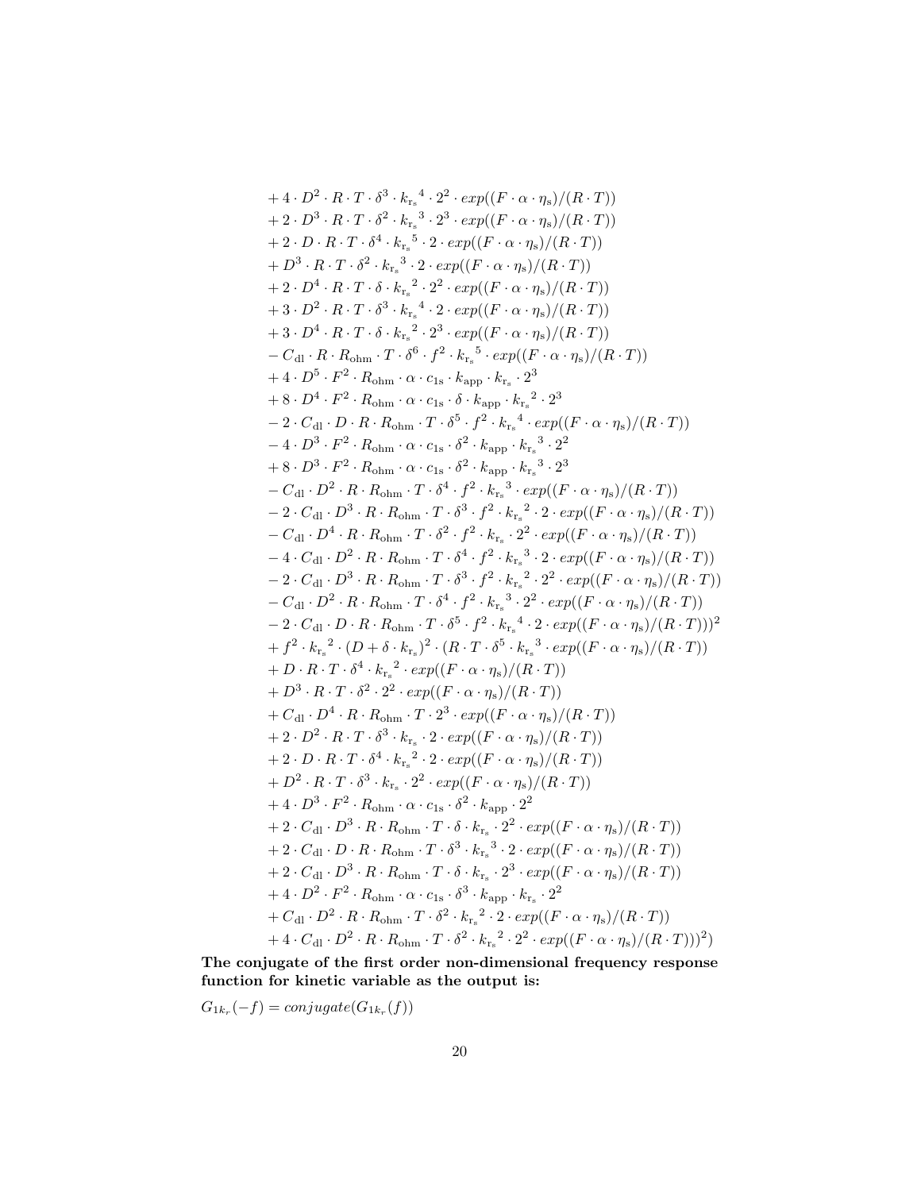$$
\begin{aligned}
&+ 4 \cdot D^2 \cdot R \cdot T \cdot \delta^3 \cdot {k_{\mathrm{r_s}}}^4 \cdot 2^2 \cdot exp((F \cdot \alpha \cdot \eta_{\mathrm{s}})/(R \cdot T)) \\
&+ 2 \cdot D^3 \cdot R \cdot T \cdot \delta^2 \cdot {k_{\mathrm{r_s}}}^3 \cdot 2^3 \cdot exp((F \cdot \alpha \cdot \eta_{\mathrm{s}})/(R \cdot T)) \\
&+ 2 \cdot D \cdot R \cdot T \cdot \delta^4 \cdot {k_{\mathrm{r_s}}}^5 \cdot 2 \cdot exp((F \cdot \alpha \cdot \eta_{\mathrm{s}})/(R \cdot T)) \\
&+ D^3 \cdot R \cdot T \cdot \delta^2 \cdot {k_{\mathrm{r_s}}}^3 \cdot 2 \cdot exp((F \cdot \alpha \cdot \eta_{\mathrm{s}})/(R \cdot T)) \\
&+ 2 \cdot D^4 \cdot R \cdot T \cdot \delta \cdot {k_{\mathrm{r_s}}}^2 \cdot 2^2 \cdot exp((F \cdot \alpha \cdot \eta_{\mathrm{s}})/(R \cdot T)) \\
&+ 3 \cdot D^2 \cdot R \cdot T \cdot \delta^3 \cdot {k_{\mathrm{r_s}}}^4 \cdot 2 \cdot exp((F \cdot \alpha \cdot \eta_{\mathrm{s}})/(R \cdot T)) \\
&+ 3 \cdot D^4 \cdot R \cdot T \cdot \delta \cdot {k_{\mathrm{r_s}}}^2 \cdot 2^3 \cdot exp((F \cdot \alpha \cdot \eta_{\mathrm{s}})/(R \cdot T)) \\
&- C_{\mathrm{dl}} \cdot R \cdot R_{\mathrm{ohm}} \cdot T \cdot \delta^6 \cdot f^2 \cdot {k_{\mathrm{r_s}}}^5 \cdot exp((F \cdot \alpha \cdot \eta_{\mathrm{s}})/(R \cdot T)) \\
&+ 4 \cdot D^5 \cdot F^2 \cdot R_{\mathrm{ohm}} \cdot \alpha \cdot c_{1\mathrm{s}} \cdot k_{\mathrm{app}} \cdot k_{\mathrm{r_s}} \cdot 2^3 \\
&+ 8 \cdot D^4 \cdot F^2 \cdot R_{\mathrm{ohm}} \cdot \alpha \cdot c_{1\mathrm{s}} \cdot \delta \cdot k_{\mathrm{app}} \cdot {k_{\mathrm{r_s}}}^2 \cdot 2^3 \\
&- 2 \cdot C_{\mathrm{dl}} \cdot D \cdot R \cdot R_{\mathrm{ohm}} \cdot T \cdot \delta^5 \cdot f^2 \cdot {k_{\mathrm{r_s}}}^4 \cdot exp((F \cdot \alpha \cdot \eta_{\mathrm{s}})/(R \cdot T)) \\
&- 4 \cdot D^3 \cdot F^2 \cdot R_{\mathrm{ohm}} \cdot \alpha \cdot c_{1\mathrm{s}} \cdot \delta^2 \cdot k_{\mathrm{app}} \cdot {k_{\mathrm{r_s}}}^3 \cdot 2^2 \\
&+ 8 \cdot D^3 \cdot F^2 \cdot R_{\mathrm{ohm}} \cdot \alpha \cdot c_{1\mathrm{s}} \cdot \delta^2 \cdot k_{\mathrm{app}} \cdot {k_{\mathrm{r_s}}}^3 \cdot 2^3 \\
&- C_{\mathrm{dl}} \cdot D^2 \cdot R \cdot R_{\mathrm{ohm}} \cdot T \cdot \delta^4 \cdot f^2 \cdot {k_{\mathrm{r_s}}}^3 \cdot exp((F \cdot \alpha \cdot \eta_{\mathrm{s}})/(R \cdot T)) \\
&- 2 \cdot C_{\mathrm{dl}} \cdot D^3 \cdot R \cdot R_{\mathrm{ohm}} \cdot T \cdot \delta^3 \cdot f^2 \cdot {k_{\mathrm{r_s}}}^2 \cdot 2 \cdot exp((F \cdot \alpha \cdot \eta_{\mathrm{s}})/(R \cdot T)) \\
&- C_{\mathrm{dl}} \cdot D^4 \cdot R \cdot R_{\mathrm{ohm}} \cdot T \cdot \delta^2 \cdot f^2 \cdot k_{\mathrm{r_s}} \cdot 2^2 \cdot exp((F \cdot \alpha \cdot \eta_{\mathrm{s}})/(R \cdot T)) \\
&- 4 \cdot C_{\mathrm{dl}} \cdot D^2 \cdot R \cdot R_{\mathrm{ohm}} \cdot T \cdot \delta^4 \cdot f^2 \cdot {k_{\mathrm{r_s}}}^3 \cdot 2 \cdot exp((F \cdot \alpha \cdot \eta_{\mathrm{s}})/(R \cdot T)) \\
&- 2 \cdot C_{\mathrm{dl}} \cdot D^3 \cdot R \cdot R_{\mathrm{ohm}} \cdot T \cdot \delta^3 \cdot f^2 \cdot {k_{\mathrm{r_s}}}^2 \cdot 2^2 \cdot exp((F \cdot \alpha \cdot \eta_{\mathrm{s}})/(R \cdot T)) \\
&- C_{\mathrm{dl}} \cdot D^2 \cdot R \cdot R_{\mathrm{ohm}} \cdot T \cdot \delta^4 \cdot f^2 \cdot {k_{\mathrm{r_s}}}^3 \cdot 2^2 \cdot exp((F \cdot \alpha \cdot \eta_{\mathrm{s}})/(R \cdot T)) \\
&- 2 \cdot C_{\mathrm{dl}} \cdot D \cdot R \cdot R_{\mathrm{ohm}} \cdot T \cdot \delta^5 \cdot f^2 \cdot {k_{\mathrm{r_s}}}^4 \cdot 2 \cdot exp((F \cdot \alpha \cdot \eta_{\mathrm{s}})/(R \cdot T)))^2 \\
&+ f^2 \cdot {k_{\mathrm{r_s}}}^2 \cdot (D + \delta \cdot k_{\mathrm{r_s}})^2 \cdot (R \cdot T \cdot \delta^5 \cdot {k_{\mathrm{r_s}}}^3 \cdot exp((F \cdot \alpha \cdot \eta_{\mathrm{s}})/(R \cdot T)) \\
&+ D \cdot R \cdot T \cdot \delta^4 \cdot {k_{\mathrm{r_s}}}^2 \cdot exp((F \cdot \alpha \cdot \eta_{\mathrm{s}})/(R \cdot T)) \\
&+ D^3 \cdot R \cdot T \cdot \delta^2 \cdot 2^2 \cdot exp((F \cdot \alpha \cdot \eta_{\mathrm{s}})/(R \cdot T)) \\
&+ C_{\mathrm{dl}} \cdot D^4 \cdot R \cdot R_{\mathrm{ohm}} \cdot T \cdot 2^3 \cdot exp((F \cdot \alpha \cdot \eta_{\mathrm{s}})/(R \cdot T)) \\
&+ 2 \cdot D^2 \cdot R \cdot T \cdot \delta^3 \cdot k_{\mathrm{r_s}} \cdot 2 \cdot exp((F \cdot \alpha \cdot \eta_{\mathrm{s}})/(R \cdot T)) \\
&+ 2 \cdot D \cdot R \cdot T \cdot \delta^4 \cdot {k_{\mathrm{r_s}}}^2 \cdot 2 \cdot exp((F \cdot \alpha \cdot \eta_{\mathrm{s}})/(R \cdot T)) \\
&+ D^2 \cdot R \cdot T \cdot \delta^3 \cdot k_{\mathrm{r_s}} \cdot 2^2 \cdot exp((F \cdot \alpha \cdot \eta_{\mathrm{s}})/(R \cdot T)) \\
&+ 4 \cdot D^3 \cdot F^2 \cdot R_{\mathrm{ohm}} \cdot \alpha \cdot c_{1\mathrm{s}} \cdot \delta^2 \cdot k_{\mathrm{app}} \cdot 2^2 \\
&+ 2 \cdot C_{\mathrm{dl}} \cdot D^3 \cdot R \cdot R_{\mathrm{ohm}} \cdot T \cdot \delta \cdot k_{\mathrm{r_s}} \cdot 2^2 \cdot exp((F \cdot \alpha \cdot \eta_{\mathrm{s}})/(R \cdot T)) \\
&+ 2 \cdot C_{\mathrm{dl}} \cdot D \cdot R \cdot R_{\mathrm{ohm}} \cdot T \cdot \delta^3 \cdot {k_{\mathrm{r_s}}}^3 \cdot 2 \cdot exp((F \cdot \alpha \cdot \eta_{\mathrm{s}})/(R \cdot T)) \\
&+ 2 \cdot C_{\mathrm{dl}} \cdot D^3 \cdot R \cdot R_{\mathrm{ohm}} \cdot T \cdot \delta \cdot k_{\mathrm{r_s}} \cdot 2^3 \cdot exp((F \cdot \alpha \cdot \eta_{\mathrm{s}})/(R \cdot T)) \\
&+ 4 \cdot D^2 \cdot F^2 \cdot R_{\mathrm{ohm}} \cdot \alpha \cdot c_{1\mathrm{s}} \cdot \delta^3 \cdot k_{\mathrm{app}} \cdot k_{\mathrm{r_s}} \cdot 2^2 \\
&+ C_{\mathrm{dl}} \cdot D^2 \cdot R \cdot R_{\mathrm{ohm}} \cdot T \cdot \delta^2 \cdot {k_{\mathrm{r_s}}}^2 \cdot 2 \cdot exp((F \cdot \alpha \cdot \eta_{\mathrm{s}})/(R \cdot T)) \\
&+ 4 \cdot C_{\mathrm{dl}} \cdot D^2 \cdot R \cdot R_{\mathrm{ohm}} \cdot T \cdot \delta^2 \cdot {k_{\mathrm{r_s}}}^2 \cdot 2^2 \cdot exp((F \cdot \alpha \cdot \eta_{\mathrm{s}})/(R \cdot T)))^2)
\end{aligned}
$$

**The conjugate of the first order non-dimensional frequency response function for kinetic variable as the output is:**

$G_{1k_r}(-f) = conjugate(G_{1k_r}(f))$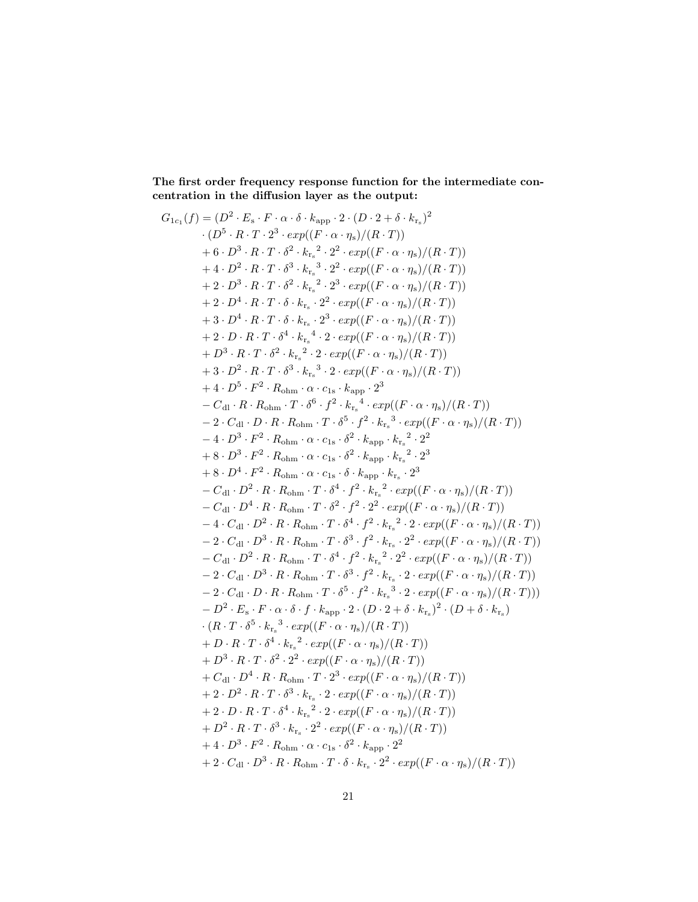**The first order frequency response function for the intermediate concentration in the diffusion layer as the output:**

$$
\begin{aligned}
G_{1c_1}(f) = {} & (D^2 \cdot E_\mathrm{s} \cdot F \cdot \alpha \cdot \delta \cdot k_\mathrm{app} \cdot 2 \cdot (D \cdot 2 + \delta \cdot k_{\mathrm{r_s}})^2 \\
& \cdot (D^5 \cdot R \cdot T \cdot 2^3 \cdot exp((F \cdot \alpha \cdot \eta_\mathrm{s})/(R \cdot T)) \\
& + 6 \cdot D^3 \cdot R \cdot T \cdot \delta^2 \cdot {k_{\mathrm{r_s}}}^2 \cdot 2^2 \cdot exp((F \cdot \alpha \cdot \eta_\mathrm{s})/(R \cdot T)) \\
& + 4 \cdot D^2 \cdot R \cdot T \cdot \delta^3 \cdot {k_{\mathrm{r_s}}}^3 \cdot 2^2 \cdot exp((F \cdot \alpha \cdot \eta_\mathrm{s})/(R \cdot T)) \\
& + 2 \cdot D^3 \cdot R \cdot T \cdot \delta^2 \cdot {k_{\mathrm{r_s}}}^2 \cdot 2^3 \cdot exp((F \cdot \alpha \cdot \eta_\mathrm{s})/(R \cdot T)) \\
& + 2 \cdot D^4 \cdot R \cdot T \cdot \delta \cdot k_{\mathrm{r_s}} \cdot 2^2 \cdot exp((F \cdot \alpha \cdot \eta_\mathrm{s})/(R \cdot T)) \\
& + 3 \cdot D^4 \cdot R \cdot T \cdot \delta \cdot k_{\mathrm{r_s}} \cdot 2^3 \cdot exp((F \cdot \alpha \cdot \eta_\mathrm{s})/(R \cdot T)) \\
& + 2 \cdot D \cdot R \cdot T \cdot \delta^4 \cdot {k_{\mathrm{r_s}}}^4 \cdot 2 \cdot exp((F \cdot \alpha \cdot \eta_\mathrm{s})/(R \cdot T)) \\
& + D^3 \cdot R \cdot T \cdot \delta^2 \cdot {k_{\mathrm{r_s}}}^2 \cdot 2 \cdot exp((F \cdot \alpha \cdot \eta_\mathrm{s})/(R \cdot T)) \\
& + 3 \cdot D^2 \cdot R \cdot T \cdot \delta^3 \cdot {k_{\mathrm{r_s}}}^3 \cdot 2 \cdot exp((F \cdot \alpha \cdot \eta_\mathrm{s})/(R \cdot T)) \\
& + 4 \cdot D^5 \cdot F^2 \cdot R_\mathrm{ohm} \cdot \alpha \cdot c_{1\mathrm{s}} \cdot k_\mathrm{app} \cdot 2^3 \\
& - C_\mathrm{dl} \cdot R \cdot R_\mathrm{ohm} \cdot T \cdot \delta^6 \cdot f^2 \cdot {k_{\mathrm{r_s}}}^4 \cdot exp((F \cdot \alpha \cdot \eta_\mathrm{s})/(R \cdot T)) \\
& - 2 \cdot C_\mathrm{dl} \cdot D \cdot R \cdot R_\mathrm{ohm} \cdot T \cdot \delta^5 \cdot f^2 \cdot {k_{\mathrm{r_s}}}^3 \cdot exp((F \cdot \alpha \cdot \eta_\mathrm{s})/(R \cdot T)) \\
& - 4 \cdot D^3 \cdot F^2 \cdot R_\mathrm{ohm} \cdot \alpha \cdot c_{1\mathrm{s}} \cdot \delta^2 \cdot k_\mathrm{app} \cdot {k_{\mathrm{r_s}}}^2 \cdot 2^2 \\
& + 8 \cdot D^3 \cdot F^2 \cdot R_\mathrm{ohm} \cdot \alpha \cdot c_{1\mathrm{s}} \cdot \delta^2 \cdot k_\mathrm{app} \cdot {k_{\mathrm{r_s}}}^2 \cdot 2^3 \\
& + 8 \cdot D^4 \cdot F^2 \cdot R_\mathrm{ohm} \cdot \alpha \cdot c_{1\mathrm{s}} \cdot \delta \cdot k_\mathrm{app} \cdot k_{\mathrm{r_s}} \cdot 2^3 \\
& - C_\mathrm{dl} \cdot D^2 \cdot R \cdot R_\mathrm{ohm} \cdot T \cdot \delta^4 \cdot f^2 \cdot {k_{\mathrm{r_s}}}^2 \cdot exp((F \cdot \alpha \cdot \eta_\mathrm{s})/(R \cdot T)) \\
& - C_\mathrm{dl} \cdot D^4 \cdot R \cdot R_\mathrm{ohm} \cdot T \cdot \delta^2 \cdot f^2 \cdot 2^2 \cdot exp((F \cdot \alpha \cdot \eta_\mathrm{s})/(R \cdot T)) \\
& - 4 \cdot C_\mathrm{dl} \cdot D^2 \cdot R \cdot R_\mathrm{ohm} \cdot T \cdot \delta^4 \cdot f^2 \cdot {k_{\mathrm{r_s}}}^2 \cdot 2 \cdot exp((F \cdot \alpha \cdot \eta_\mathrm{s})/(R \cdot T)) \\
& - 2 \cdot C_\mathrm{dl} \cdot D^3 \cdot R \cdot R_\mathrm{ohm} \cdot T \cdot \delta^3 \cdot f^2 \cdot k_{\mathrm{r_s}} \cdot 2^2 \cdot exp((F \cdot \alpha \cdot \eta_\mathrm{s})/(R \cdot T)) \\
& - C_\mathrm{dl} \cdot D^2 \cdot R \cdot R_\mathrm{ohm} \cdot T \cdot \delta^4 \cdot f^2 \cdot {k_{\mathrm{r_s}}}^2 \cdot 2^2 \cdot exp((F \cdot \alpha \cdot \eta_\mathrm{s})/(R \cdot T)) \\
& - 2 \cdot C_\mathrm{dl} \cdot D^3 \cdot R \cdot R_\mathrm{ohm} \cdot T \cdot \delta^3 \cdot f^2 \cdot k_{\mathrm{r_s}} \cdot 2 \cdot exp((F \cdot \alpha \cdot \eta_\mathrm{s})/(R \cdot T)) \\
& - 2 \cdot C_\mathrm{dl} \cdot D \cdot R \cdot R_\mathrm{ohm} \cdot T \cdot \delta^5 \cdot f^2 \cdot {k_{\mathrm{r_s}}}^3 \cdot 2 \cdot exp((F \cdot \alpha \cdot \eta_\mathrm{s})/(R \cdot T))) \\
& - D^2 \cdot E_\mathrm{s} \cdot F \cdot \alpha \cdot \delta \cdot f \cdot k_\mathrm{app} \cdot 2 \cdot (D \cdot 2 + \delta \cdot k_{\mathrm{r_s}})^2 \cdot (D + \delta \cdot k_{\mathrm{r_s}}) \\
& \cdot (R \cdot T \cdot \delta^5 \cdot {k_{\mathrm{r_s}}}^3 \cdot exp((F \cdot \alpha \cdot \eta_\mathrm{s})/(R \cdot T)) \\
& + D \cdot R \cdot T \cdot \delta^4 \cdot {k_{\mathrm{r_s}}}^2 \cdot exp((F \cdot \alpha \cdot \eta_\mathrm{s})/(R \cdot T)) \\
& + D^3 \cdot R \cdot T \cdot \delta^2 \cdot 2^2 \cdot exp((F \cdot \alpha \cdot \eta_\mathrm{s})/(R \cdot T)) \\
& + C_\mathrm{dl} \cdot D^4 \cdot R \cdot R_\mathrm{ohm} \cdot T \cdot 2^3 \cdot exp((F \cdot \alpha \cdot \eta_\mathrm{s})/(R \cdot T)) \\
& + 2 \cdot D^2 \cdot R \cdot T \cdot \delta^3 \cdot k_{\mathrm{r_s}} \cdot 2 \cdot exp((F \cdot \alpha \cdot \eta_\mathrm{s})/(R \cdot T)) \\
& + 2 \cdot D \cdot R \cdot T \cdot \delta^4 \cdot {k_{\mathrm{r_s}}}^2 \cdot 2 \cdot exp((F \cdot \alpha \cdot \eta_\mathrm{s})/(R \cdot T)) \\
& + D^2 \cdot R \cdot T \cdot \delta^3 \cdot k_{\mathrm{r_s}} \cdot 2^2 \cdot exp((F \cdot \alpha \cdot \eta_\mathrm{s})/(R \cdot T)) \\
& + 4 \cdot D^3 \cdot F^2 \cdot R_\mathrm{ohm} \cdot \alpha \cdot c_{1\mathrm{s}} \cdot \delta^2 \cdot k_\mathrm{app} \cdot 2^2 \\
& + 2 \cdot C_\mathrm{dl} \cdot D^3 \cdot R \cdot R_\mathrm{ohm} \cdot T \cdot \delta \cdot k_{\mathrm{r_s}} \cdot 2^2 \cdot exp((F \cdot \alpha \cdot \eta_\mathrm{s})/(R \cdot T))
\end{aligned}
$$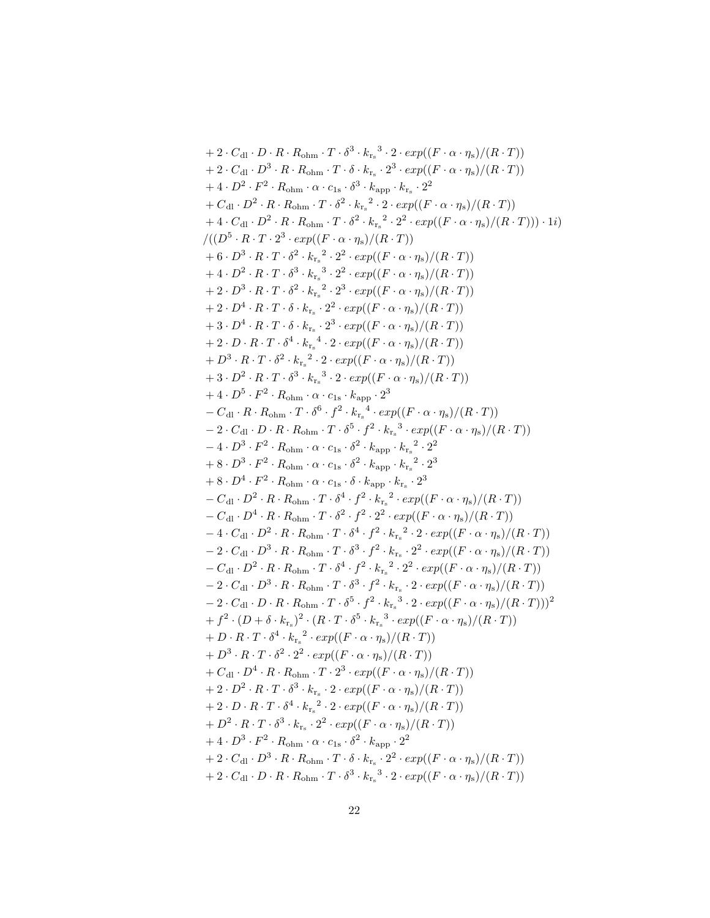$$
\begin{aligned}
&+ 2 \cdot C_{\rm dl} \cdot D \cdot R \cdot R_{\rm ohm} \cdot T \cdot \delta^3 \cdot {k_{\rm r_s}}^3 \cdot 2 \cdot exp((F \cdot \alpha \cdot \eta_{\rm s})/(R \cdot T)) \\
&+ 2 \cdot C_{\rm dl} \cdot D^3 \cdot R \cdot R_{\rm ohm} \cdot T \cdot \delta \cdot k_{\rm r_s} \cdot 2^3 \cdot exp((F \cdot \alpha \cdot \eta_{\rm s})/(R \cdot T)) \\
&+ 4 \cdot D^2 \cdot F^2 \cdot R_{\rm ohm} \cdot \alpha \cdot c_{\rm 1s} \cdot \delta^3 \cdot k_{\rm app} \cdot k_{\rm r_s} \cdot 2^2 \\
&+ C_{\rm dl} \cdot D^2 \cdot R \cdot R_{\rm ohm} \cdot T \cdot \delta^2 \cdot {k_{\rm r_s}}^2 \cdot 2 \cdot exp((F \cdot \alpha \cdot \eta_{\rm s})/(R \cdot T)) \\
&+ 4 \cdot C_{\rm dl} \cdot D^2 \cdot R \cdot R_{\rm ohm} \cdot T \cdot \delta^2 \cdot {k_{\rm r_s}}^2 \cdot 2^2 \cdot exp((F \cdot \alpha \cdot \eta_{\rm s})/(R \cdot T))) \cdot 1i) \\
&/((D^5 \cdot R \cdot T \cdot 2^3 \cdot exp((F \cdot \alpha \cdot \eta_{\rm s})/(R \cdot T)) \\
&+ 6 \cdot D^3 \cdot R \cdot T \cdot \delta^2 \cdot {k_{\rm r_s}}^2 \cdot 2^2 \cdot exp((F \cdot \alpha \cdot \eta_{\rm s})/(R \cdot T)) \\
&+ 4 \cdot D^2 \cdot R \cdot T \cdot \delta^3 \cdot {k_{\rm r_s}}^3 \cdot 2^2 \cdot exp((F \cdot \alpha \cdot \eta_{\rm s})/(R \cdot T)) \\
&+ 2 \cdot D^3 \cdot R \cdot T \cdot \delta^2 \cdot {k_{\rm r_s}}^2 \cdot 2^3 \cdot exp((F \cdot \alpha \cdot \eta_{\rm s})/(R \cdot T)) \\
&+ 2 \cdot D^4 \cdot R \cdot T \cdot \delta \cdot k_{\rm r_s} \cdot 2^2 \cdot exp((F \cdot \alpha \cdot \eta_{\rm s})/(R \cdot T)) \\
&+ 3 \cdot D^4 \cdot R \cdot T \cdot \delta \cdot k_{\rm r_s} \cdot 2^3 \cdot exp((F \cdot \alpha \cdot \eta_{\rm s})/(R \cdot T)) \\
&+ 2 \cdot D \cdot R \cdot T \cdot \delta^4 \cdot {k_{\rm r_s}}^4 \cdot 2 \cdot exp((F \cdot \alpha \cdot \eta_{\rm s})/(R \cdot T)) \\
&+ D^3 \cdot R \cdot T \cdot \delta^2 \cdot {k_{\rm r_s}}^2 \cdot 2 \cdot exp((F \cdot \alpha \cdot \eta_{\rm s})/(R \cdot T)) \\
&+ 3 \cdot D^2 \cdot R \cdot T \cdot \delta^3 \cdot {k_{\rm r_s}}^3 \cdot 2 \cdot exp((F \cdot \alpha \cdot \eta_{\rm s})/(R \cdot T)) \\
&+ 4 \cdot D^5 \cdot F^2 \cdot R_{\rm ohm} \cdot \alpha \cdot c_{\rm 1s} \cdot k_{\rm app} \cdot 2^3 \\
&- C_{\rm dl} \cdot R \cdot R_{\rm ohm} \cdot T \cdot \delta^6 \cdot f^2 \cdot {k_{\rm r_s}}^4 \cdot exp((F \cdot \alpha \cdot \eta_{\rm s})/(R \cdot T)) \\
&- 2 \cdot C_{\rm dl} \cdot D \cdot R \cdot R_{\rm ohm} \cdot T \cdot \delta^5 \cdot f^2 \cdot {k_{\rm r_s}}^3 \cdot exp((F \cdot \alpha \cdot \eta_{\rm s})/(R \cdot T)) \\
&- 4 \cdot D^3 \cdot F^2 \cdot R_{\rm ohm} \cdot \alpha \cdot c_{\rm 1s} \cdot \delta^2 \cdot k_{\rm app} \cdot {k_{\rm r_s}}^2 \cdot 2^2 \\
&+ 8 \cdot D^3 \cdot F^2 \cdot R_{\rm ohm} \cdot \alpha \cdot c_{\rm 1s} \cdot \delta^2 \cdot k_{\rm app} \cdot {k_{\rm r_s}}^2 \cdot 2^3 \\
&+ 8 \cdot D^4 \cdot F^2 \cdot R_{\rm ohm} \cdot \alpha \cdot c_{\rm 1s} \cdot \delta \cdot k_{\rm app} \cdot k_{\rm r_s} \cdot 2^3 \\
&- C_{\rm dl} \cdot D^2 \cdot R \cdot R_{\rm ohm} \cdot T \cdot \delta^4 \cdot f^2 \cdot {k_{\rm r_s}}^2 \cdot exp((F \cdot \alpha \cdot \eta_{\rm s})/(R \cdot T)) \\
&- C_{\rm dl} \cdot D^4 \cdot R \cdot R_{\rm ohm} \cdot T \cdot \delta^2 \cdot f^2 \cdot 2^2 \cdot exp((F \cdot \alpha \cdot \eta_{\rm s})/(R \cdot T)) \\
&- 4 \cdot C_{\rm dl} \cdot D^2 \cdot R \cdot R_{\rm ohm} \cdot T \cdot \delta^4 \cdot f^2 \cdot {k_{\rm r_s}}^2 \cdot 2 \cdot exp((F \cdot \alpha \cdot \eta_{\rm s})/(R \cdot T)) \\
&- 2 \cdot C_{\rm dl} \cdot D^3 \cdot R \cdot R_{\rm ohm} \cdot T \cdot \delta^3 \cdot f^2 \cdot k_{\rm r_s} \cdot 2^2 \cdot exp((F \cdot \alpha \cdot \eta_{\rm s})/(R \cdot T)) \\
&- C_{\rm dl} \cdot D^2 \cdot R \cdot R_{\rm ohm} \cdot T \cdot \delta^4 \cdot f^2 \cdot {k_{\rm r_s}}^2 \cdot 2^2 \cdot exp((F \cdot \alpha \cdot \eta_{\rm s})/(R \cdot T)) \\
&- 2 \cdot C_{\rm dl} \cdot D^3 \cdot R \cdot R_{\rm ohm} \cdot T \cdot \delta^3 \cdot f^2 \cdot k_{\rm r_s} \cdot 2 \cdot exp((F \cdot \alpha \cdot \eta_{\rm s})/(R \cdot T)) \\
&- 2 \cdot C_{\rm dl} \cdot D \cdot R \cdot R_{\rm ohm} \cdot T \cdot \delta^5 \cdot f^2 \cdot {k_{\rm r_s}}^3 \cdot 2 \cdot exp((F \cdot \alpha \cdot \eta_{\rm s})/(R \cdot T)))^2 \\
&+ f^2 \cdot (D + \delta \cdot k_{\rm r_s})^2 \cdot (R \cdot T \cdot \delta^5 \cdot {k_{\rm r_s}}^3 \cdot exp((F \cdot \alpha \cdot \eta_{\rm s})/(R \cdot T)) \\
&+ D \cdot R \cdot T \cdot \delta^4 \cdot {k_{\rm r_s}}^2 \cdot exp((F \cdot \alpha \cdot \eta_{\rm s})/(R \cdot T)) \\
&+ D^3 \cdot R \cdot T \cdot \delta^2 \cdot 2^2 \cdot exp((F \cdot \alpha \cdot \eta_{\rm s})/(R \cdot T)) \\
&+ C_{\rm dl} \cdot D^4 \cdot R \cdot R_{\rm ohm} \cdot T \cdot 2^3 \cdot exp((F \cdot \alpha \cdot \eta_{\rm s})/(R \cdot T)) \\
&+ 2 \cdot D^2 \cdot R \cdot T \cdot \delta^3 \cdot k_{\rm r_s} \cdot 2 \cdot exp((F \cdot \alpha \cdot \eta_{\rm s})/(R \cdot T)) \\
&+ 2 \cdot D \cdot R \cdot T \cdot \delta^4 \cdot {k_{\rm r_s}}^2 \cdot 2 \cdot exp((F \cdot \alpha \cdot \eta_{\rm s})/(R \cdot T)) \\
&+ D^2 \cdot R \cdot T \cdot \delta^3 \cdot k_{\rm r_s} \cdot 2^2 \cdot exp((F \cdot \alpha \cdot \eta_{\rm s})/(R \cdot T)) \\
&+ 4 \cdot D^3 \cdot F^2 \cdot R_{\rm ohm} \cdot \alpha \cdot c_{\rm 1s} \cdot \delta^2 \cdot k_{\rm app} \cdot 2^2 \\
&+ 2 \cdot C_{\rm dl} \cdot D^3 \cdot R \cdot R_{\rm ohm} \cdot T \cdot \delta \cdot k_{\rm r_s} \cdot 2^2 \cdot exp((F \cdot \alpha \cdot \eta_{\rm s})/(R \cdot T)) \\
&+ 2 \cdot C_{\rm dl} \cdot D \cdot R \cdot R_{\rm ohm} \cdot T \cdot \delta^3 \cdot {k_{\rm r_s}}^3 \cdot 2 \cdot exp((F \cdot \alpha \cdot \eta_{\rm s})/(R \cdot T))
\end{aligned}
$$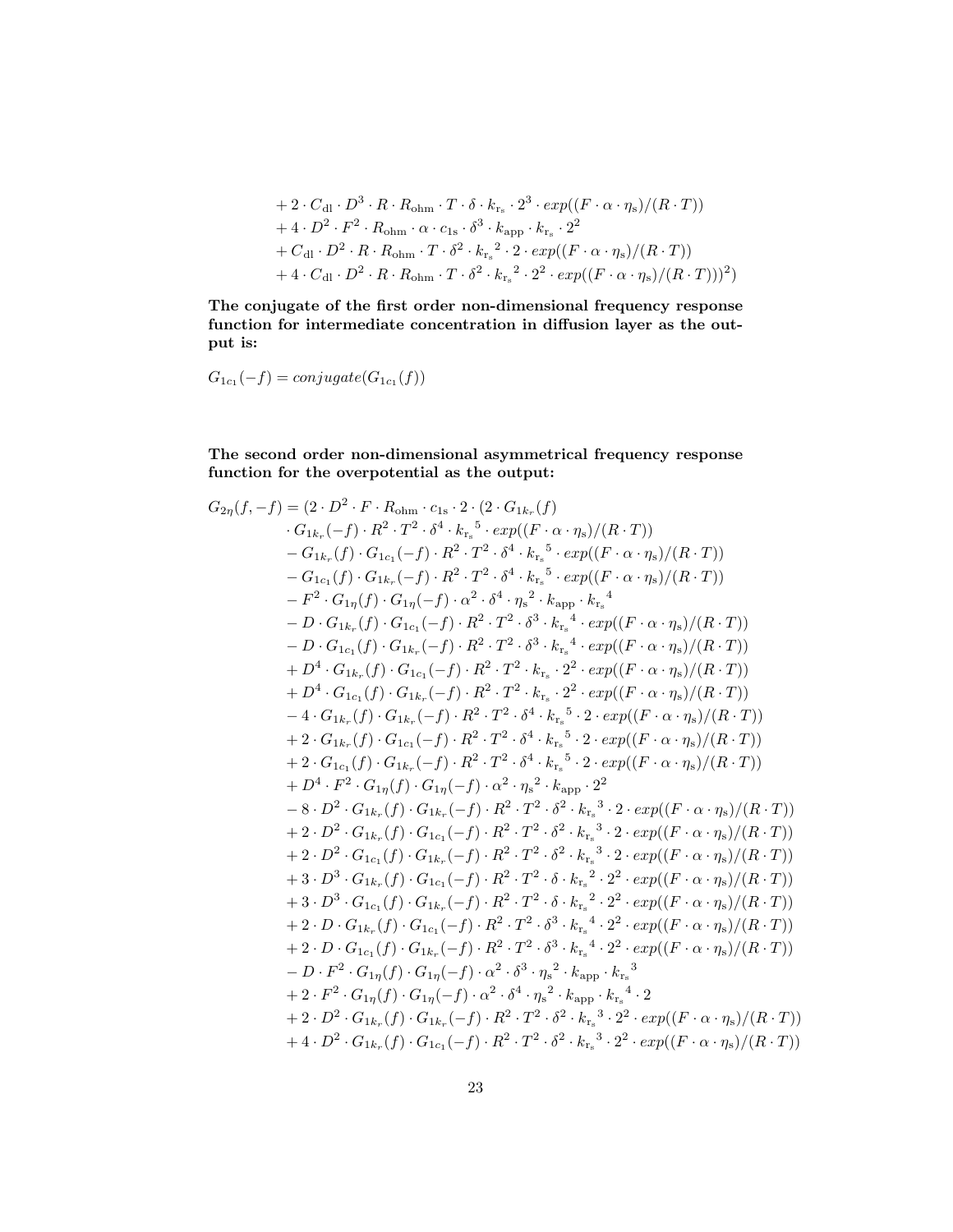$$
\begin{aligned}
&+ 2 \cdot C_{\mathrm{dl}} \cdot D^3 \cdot R \cdot R_{\mathrm{ohm}} \cdot T \cdot \delta \cdot k_{\mathrm{r_s}} \cdot 2^3 \cdot exp((F \cdot \alpha \cdot \eta_{\mathrm{s}})/(R \cdot T)) \\
&+ 4 \cdot D^2 \cdot F^2 \cdot R_{\mathrm{ohm}} \cdot \alpha \cdot c_{1\mathrm{s}} \cdot \delta^3 \cdot k_{\mathrm{app}} \cdot k_{\mathrm{r_s}} \cdot 2^2 \\
&+ C_{\mathrm{dl}} \cdot D^2 \cdot R \cdot R_{\mathrm{ohm}} \cdot T \cdot \delta^2 \cdot {k_{\mathrm{r_s}}}^2 \cdot 2 \cdot exp((F \cdot \alpha \cdot \eta_{\mathrm{s}})/(R \cdot T)) \\
&+ 4 \cdot C_{\mathrm{dl}} \cdot D^2 \cdot R \cdot R_{\mathrm{ohm}} \cdot T \cdot \delta^2 \cdot {k_{\mathrm{r_s}}}^2 \cdot 2^2 \cdot exp((F \cdot \alpha \cdot \eta_{\mathrm{s}})/(R \cdot T)))^2)
\end{aligned}
$$

**The conjugate of the first order non-dimensional frequency response function for intermediate concentration in diffusion layer as the output is:**

$$G_{1c_1}(-f) = conjugate(G_{1c_1}(f))$$

**The second order non-dimensional asymmetrical frequency response function for the overpotential as the output:**

$$
\begin{aligned}
G_{2\eta}(f,-f) = (&2 \cdot D^2 \cdot F \cdot R_{\mathrm{ohm}} \cdot c_{1\mathrm{s}} \cdot 2 \cdot (2 \cdot G_{1k_r}(f) \\
&\cdot G_{1k_r}(-f) \cdot R^2 \cdot T^2 \cdot \delta^4 \cdot {k_{\mathrm{r_s}}}^5 \cdot exp((F \cdot \alpha \cdot \eta_{\mathrm{s}})/(R \cdot T)) \\
&- G_{1k_r}(f) \cdot G_{1c_1}(-f) \cdot R^2 \cdot T^2 \cdot \delta^4 \cdot {k_{\mathrm{r_s}}}^5 \cdot exp((F \cdot \alpha \cdot \eta_{\mathrm{s}})/(R \cdot T)) \\
&- G_{1c_1}(f) \cdot G_{1k_r}(-f) \cdot R^2 \cdot T^2 \cdot \delta^4 \cdot {k_{\mathrm{r_s}}}^5 \cdot exp((F \cdot \alpha \cdot \eta_{\mathrm{s}})/(R \cdot T)) \\
&- F^2 \cdot G_{1\eta}(f) \cdot G_{1\eta}(-f) \cdot \alpha^2 \cdot \delta^4 \cdot {\eta_{\mathrm{s}}}^2 \cdot k_{\mathrm{app}} \cdot {k_{\mathrm{r_s}}}^4 \\
&- D \cdot G_{1k_r}(f) \cdot G_{1c_1}(-f) \cdot R^2 \cdot T^2 \cdot \delta^3 \cdot {k_{\mathrm{r_s}}}^4 \cdot exp((F \cdot \alpha \cdot \eta_{\mathrm{s}})/(R \cdot T)) \\
&- D \cdot G_{1c_1}(f) \cdot G_{1k_r}(-f) \cdot R^2 \cdot T^2 \cdot \delta^3 \cdot {k_{\mathrm{r_s}}}^4 \cdot exp((F \cdot \alpha \cdot \eta_{\mathrm{s}})/(R \cdot T)) \\
&+ D^4 \cdot G_{1k_r}(f) \cdot G_{1c_1}(-f) \cdot R^2 \cdot T^2 \cdot k_{\mathrm{r_s}} \cdot 2^2 \cdot exp((F \cdot \alpha \cdot \eta_{\mathrm{s}})/(R \cdot T)) \\
&+ D^4 \cdot G_{1c_1}(f) \cdot G_{1k_r}(-f) \cdot R^2 \cdot T^2 \cdot k_{\mathrm{r_s}} \cdot 2^2 \cdot exp((F \cdot \alpha \cdot \eta_{\mathrm{s}})/(R \cdot T)) \\
&- 4 \cdot G_{1k_r}(f) \cdot G_{1k_r}(-f) \cdot R^2 \cdot T^2 \cdot \delta^4 \cdot {k_{\mathrm{r_s}}}^5 \cdot 2 \cdot exp((F \cdot \alpha \cdot \eta_{\mathrm{s}})/(R \cdot T)) \\
&+ 2 \cdot G_{1k_r}(f) \cdot G_{1c_1}(-f) \cdot R^2 \cdot T^2 \cdot \delta^4 \cdot {k_{\mathrm{r_s}}}^5 \cdot 2 \cdot exp((F \cdot \alpha \cdot \eta_{\mathrm{s}})/(R \cdot T)) \\
&+ 2 \cdot G_{1c_1}(f) \cdot G_{1k_r}(-f) \cdot R^2 \cdot T^2 \cdot \delta^4 \cdot {k_{\mathrm{r_s}}}^5 \cdot 2 \cdot exp((F \cdot \alpha \cdot \eta_{\mathrm{s}})/(R \cdot T)) \\
&+ D^4 \cdot F^2 \cdot G_{1\eta}(f) \cdot G_{1\eta}(-f) \cdot \alpha^2 \cdot {\eta_{\mathrm{s}}}^2 \cdot k_{\mathrm{app}} \cdot 2^2 \\
&- 8 \cdot D^2 \cdot G_{1k_r}(f) \cdot G_{1k_r}(-f) \cdot R^2 \cdot T^2 \cdot \delta^2 \cdot {k_{\mathrm{r_s}}}^3 \cdot 2 \cdot exp((F \cdot \alpha \cdot \eta_{\mathrm{s}})/(R \cdot T)) \\
&+ 2 \cdot D^2 \cdot G_{1k_r}(f) \cdot G_{1c_1}(-f) \cdot R^2 \cdot T^2 \cdot \delta^2 \cdot {k_{\mathrm{r_s}}}^3 \cdot 2 \cdot exp((F \cdot \alpha \cdot \eta_{\mathrm{s}})/(R \cdot T)) \\
&+ 2 \cdot D^2 \cdot G_{1c_1}(f) \cdot G_{1k_r}(-f) \cdot R^2 \cdot T^2 \cdot \delta^2 \cdot {k_{\mathrm{r_s}}}^3 \cdot 2 \cdot exp((F \cdot \alpha \cdot \eta_{\mathrm{s}})/(R \cdot T)) \\
&+ 3 \cdot D^3 \cdot G_{1k_r}(f) \cdot G_{1c_1}(-f) \cdot R^2 \cdot T^2 \cdot \delta \cdot {k_{\mathrm{r_s}}}^2 \cdot 2^2 \cdot exp((F \cdot \alpha \cdot \eta_{\mathrm{s}})/(R \cdot T)) \\
&+ 3 \cdot D^3 \cdot G_{1c_1}(f) \cdot G_{1k_r}(-f) \cdot R^2 \cdot T^2 \cdot \delta \cdot {k_{\mathrm{r_s}}}^2 \cdot 2^2 \cdot exp((F \cdot \alpha \cdot \eta_{\mathrm{s}})/(R \cdot T)) \\
&+ 2 \cdot D \cdot G_{1k_r}(f) \cdot G_{1c_1}(-f) \cdot R^2 \cdot T^2 \cdot \delta^3 \cdot {k_{\mathrm{r_s}}}^4 \cdot 2^2 \cdot exp((F \cdot \alpha \cdot \eta_{\mathrm{s}})/(R \cdot T)) \\
&+ 2 \cdot D \cdot G_{1c_1}(f) \cdot G_{1k_r}(-f) \cdot R^2 \cdot T^2 \cdot \delta^3 \cdot {k_{\mathrm{r_s}}}^4 \cdot 2^2 \cdot exp((F \cdot \alpha \cdot \eta_{\mathrm{s}})/(R \cdot T)) \\
&- D \cdot F^2 \cdot G_{1\eta}(f) \cdot G_{1\eta}(-f) \cdot \alpha^2 \cdot \delta^3 \cdot {\eta_{\mathrm{s}}}^2 \cdot k_{\mathrm{app}} \cdot {k_{\mathrm{r_s}}}^3 \\
&+ 2 \cdot F^2 \cdot G_{1\eta}(f) \cdot G_{1\eta}(-f) \cdot \alpha^2 \cdot \delta^4 \cdot {\eta_{\mathrm{s}}}^2 \cdot k_{\mathrm{app}} \cdot {k_{\mathrm{r_s}}}^4 \cdot 2 \\
&+ 2 \cdot D^2 \cdot G_{1k_r}(f) \cdot G_{1k_r}(-f) \cdot R^2 \cdot T^2 \cdot \delta^2 \cdot {k_{\mathrm{r_s}}}^3 \cdot 2^2 \cdot exp((F \cdot \alpha \cdot \eta_{\mathrm{s}})/(R \cdot T)) \\
&+ 4 \cdot D^2 \cdot G_{1k_r}(f) \cdot G_{1c_1}(-f) \cdot R^2 \cdot T^2 \cdot \delta^2 \cdot {k_{\mathrm{r_s}}}^3 \cdot 2^2 \cdot exp((F \cdot \alpha \cdot \eta_{\mathrm{s}})/(R \cdot T))
\end{aligned}
$$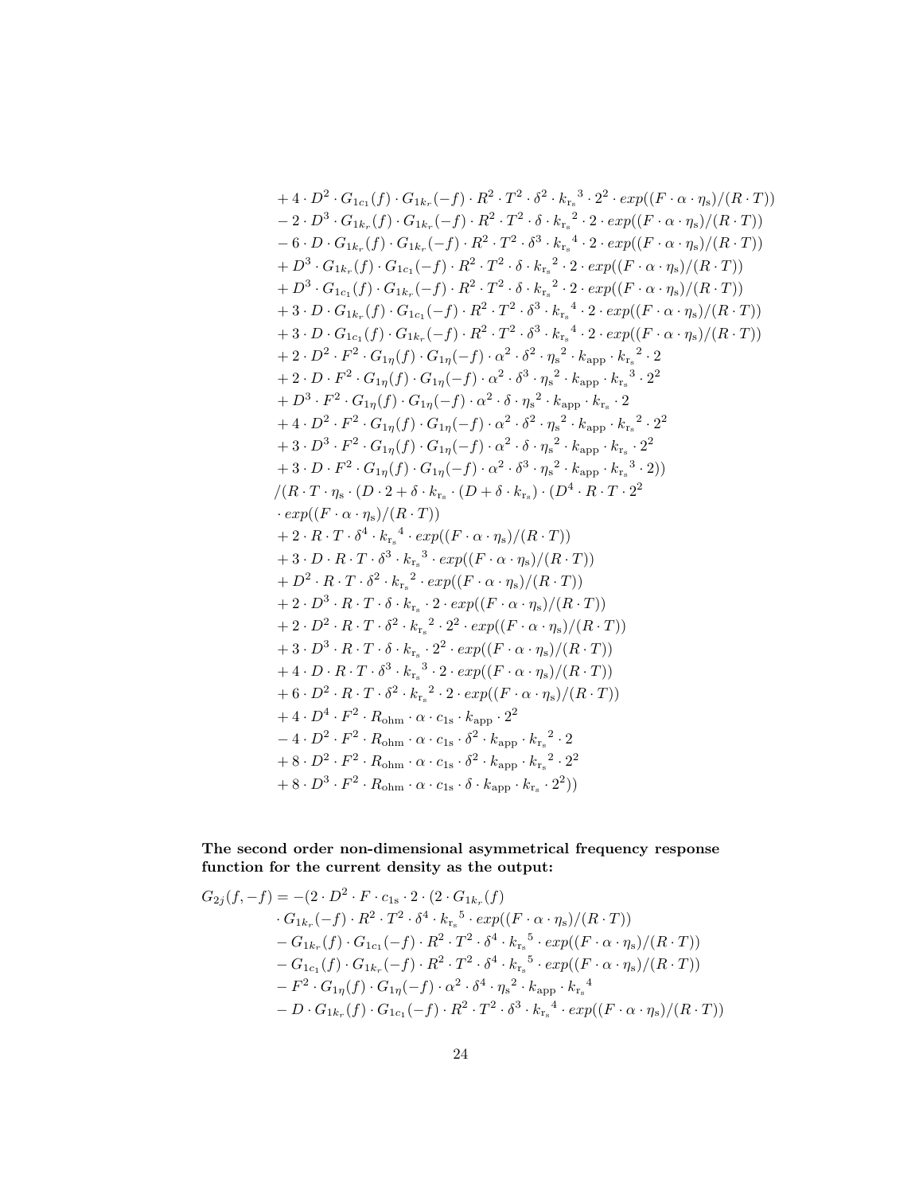$$
\begin{aligned}
&+ 4 \cdot D^2 \cdot G_{1c_1}(f) \cdot G_{1k_r}(-f) \cdot R^2 \cdot T^2 \cdot \delta^2 \cdot {k_{\mathrm{r_s}}}^3 \cdot 2^2 \cdot exp((F \cdot \alpha \cdot \eta_{\mathrm{s}})/(R \cdot T)) \\
&- 2 \cdot D^3 \cdot G_{1k_r}(f) \cdot G_{1k_r}(-f) \cdot R^2 \cdot T^2 \cdot \delta \cdot {k_{\mathrm{r_s}}}^2 \cdot 2 \cdot exp((F \cdot \alpha \cdot \eta_{\mathrm{s}})/(R \cdot T)) \\
&- 6 \cdot D \cdot G_{1k_r}(f) \cdot G_{1k_r}(-f) \cdot R^2 \cdot T^2 \cdot \delta^3 \cdot {k_{\mathrm{r_s}}}^4 \cdot 2 \cdot exp((F \cdot \alpha \cdot \eta_{\mathrm{s}})/(R \cdot T)) \\
&+ D^3 \cdot G_{1k_r}(f) \cdot G_{1c_1}(-f) \cdot R^2 \cdot T^2 \cdot \delta \cdot {k_{\mathrm{r_s}}}^2 \cdot 2 \cdot exp((F \cdot \alpha \cdot \eta_{\mathrm{s}})/(R \cdot T)) \\
&+ D^3 \cdot G_{1c_1}(f) \cdot G_{1k_r}(-f) \cdot R^2 \cdot T^2 \cdot \delta \cdot {k_{\mathrm{r_s}}}^2 \cdot 2 \cdot exp((F \cdot \alpha \cdot \eta_{\mathrm{s}})/(R \cdot T)) \\
&+ 3 \cdot D \cdot G_{1k_r}(f) \cdot G_{1c_1}(-f) \cdot R^2 \cdot T^2 \cdot \delta^3 \cdot {k_{\mathrm{r_s}}}^4 \cdot 2 \cdot exp((F \cdot \alpha \cdot \eta_{\mathrm{s}})/(R \cdot T)) \\
&+ 3 \cdot D \cdot G_{1c_1}(f) \cdot G_{1k_r}(-f) \cdot R^2 \cdot T^2 \cdot \delta^3 \cdot {k_{\mathrm{r_s}}}^4 \cdot 2 \cdot exp((F \cdot \alpha \cdot \eta_{\mathrm{s}})/(R \cdot T)) \\
&+ 2 \cdot D^2 \cdot F^2 \cdot G_{1\eta}(f) \cdot G_{1\eta}(-f) \cdot \alpha^2 \cdot \delta^2 \cdot {\eta_{\mathrm{s}}}^2 \cdot k_{\mathrm{app}} \cdot {k_{\mathrm{r_s}}}^2 \cdot 2 \\
&+ 2 \cdot D \cdot F^2 \cdot G_{1\eta}(f) \cdot G_{1\eta}(-f) \cdot \alpha^2 \cdot \delta^3 \cdot {\eta_{\mathrm{s}}}^2 \cdot k_{\mathrm{app}} \cdot {k_{\mathrm{r_s}}}^3 \cdot 2^2 \\
&+ D^3 \cdot F^2 \cdot G_{1\eta}(f) \cdot G_{1\eta}(-f) \cdot \alpha^2 \cdot \delta \cdot {\eta_{\mathrm{s}}}^2 \cdot k_{\mathrm{app}} \cdot k_{\mathrm{r_s}} \cdot 2 \\
&+ 4 \cdot D^2 \cdot F^2 \cdot G_{1\eta}(f) \cdot G_{1\eta}(-f) \cdot \alpha^2 \cdot \delta^2 \cdot {\eta_{\mathrm{s}}}^2 \cdot k_{\mathrm{app}} \cdot {k_{\mathrm{r_s}}}^2 \cdot 2^2 \\
&+ 3 \cdot D^3 \cdot F^2 \cdot G_{1\eta}(f) \cdot G_{1\eta}(-f) \cdot \alpha^2 \cdot \delta \cdot {\eta_{\mathrm{s}}}^2 \cdot k_{\mathrm{app}} \cdot k_{\mathrm{r_s}} \cdot 2^2 \\
&+ 3 \cdot D \cdot F^2 \cdot G_{1\eta}(f) \cdot G_{1\eta}(-f) \cdot \alpha^2 \cdot \delta^3 \cdot {\eta_{\mathrm{s}}}^2 \cdot k_{\mathrm{app}} \cdot {k_{\mathrm{r_s}}}^3 \cdot 2)) \\
&/(R \cdot T \cdot \eta_{\mathrm{s}} \cdot (D \cdot 2 + \delta \cdot k_{\mathrm{r_s}} \cdot (D + \delta \cdot k_{\mathrm{r_s}}) \cdot (D^4 \cdot R \cdot T \cdot 2^2 \\
&\cdot exp((F \cdot \alpha \cdot \eta_{\mathrm{s}})/(R \cdot T)) \\
&+ 2 \cdot R \cdot T \cdot \delta^4 \cdot {k_{\mathrm{r_s}}}^4 \cdot exp((F \cdot \alpha \cdot \eta_{\mathrm{s}})/(R \cdot T)) \\
&+ 3 \cdot D \cdot R \cdot T \cdot \delta^3 \cdot {k_{\mathrm{r_s}}}^3 \cdot exp((F \cdot \alpha \cdot \eta_{\mathrm{s}})/(R \cdot T)) \\
&+ D^2 \cdot R \cdot T \cdot \delta^2 \cdot {k_{\mathrm{r_s}}}^2 \cdot exp((F \cdot \alpha \cdot \eta_{\mathrm{s}})/(R \cdot T)) \\
&+ 2 \cdot D^3 \cdot R \cdot T \cdot \delta \cdot k_{\mathrm{r_s}} \cdot 2 \cdot exp((F \cdot \alpha \cdot \eta_{\mathrm{s}})/(R \cdot T)) \\
&+ 2 \cdot D^2 \cdot R \cdot T \cdot \delta^2 \cdot {k_{\mathrm{r_s}}}^2 \cdot 2^2 \cdot exp((F \cdot \alpha \cdot \eta_{\mathrm{s}})/(R \cdot T)) \\
&+ 3 \cdot D^3 \cdot R \cdot T \cdot \delta \cdot k_{\mathrm{r_s}} \cdot 2^2 \cdot exp((F \cdot \alpha \cdot \eta_{\mathrm{s}})/(R \cdot T)) \\
&+ 4 \cdot D \cdot R \cdot T \cdot \delta^3 \cdot {k_{\mathrm{r_s}}}^3 \cdot 2 \cdot exp((F \cdot \alpha \cdot \eta_{\mathrm{s}})/(R \cdot T)) \\
&+ 6 \cdot D^2 \cdot R \cdot T \cdot \delta^2 \cdot {k_{\mathrm{r_s}}}^2 \cdot 2 \cdot exp((F \cdot \alpha \cdot \eta_{\mathrm{s}})/(R \cdot T)) \\
&+ 4 \cdot D^4 \cdot F^2 \cdot R_{\mathrm{ohm}} \cdot \alpha \cdot c_{1\mathrm{s}} \cdot k_{\mathrm{app}} \cdot 2^2 \\
&- 4 \cdot D^2 \cdot F^2 \cdot R_{\mathrm{ohm}} \cdot \alpha \cdot c_{1\mathrm{s}} \cdot \delta^2 \cdot k_{\mathrm{app}} \cdot {k_{\mathrm{r_s}}}^2 \cdot 2 \\
&+ 8 \cdot D^2 \cdot F^2 \cdot R_{\mathrm{ohm}} \cdot \alpha \cdot c_{1\mathrm{s}} \cdot \delta^2 \cdot k_{\mathrm{app}} \cdot {k_{\mathrm{r_s}}}^2 \cdot 2^2 \\
&+ 8 \cdot D^3 \cdot F^2 \cdot R_{\mathrm{ohm}} \cdot \alpha \cdot c_{1\mathrm{s}} \cdot \delta \cdot k_{\mathrm{app}} \cdot k_{\mathrm{r_s}} \cdot 2^2))
\end{aligned}
$$

**The second order non-dimensional asymmetrical frequency response function for the current density as the output:**

$$
\begin{aligned}
G_{2j}(f, -f) = &-(2 \cdot D^2 \cdot F \cdot c_{1\mathrm{s}} \cdot 2 \cdot (2 \cdot G_{1k_r}(f) \\
&\cdot G_{1k_r}(-f) \cdot R^2 \cdot T^2 \cdot \delta^4 \cdot {k_{\mathrm{r_s}}}^5 \cdot exp((F \cdot \alpha \cdot \eta_{\mathrm{s}})/(R \cdot T)) \\
&- G_{1k_r}(f) \cdot G_{1c_1}(-f) \cdot R^2 \cdot T^2 \cdot \delta^4 \cdot {k_{\mathrm{r_s}}}^5 \cdot exp((F \cdot \alpha \cdot \eta_{\mathrm{s}})/(R \cdot T)) \\
&- G_{1c_1}(f) \cdot G_{1k_r}(-f) \cdot R^2 \cdot T^2 \cdot \delta^4 \cdot {k_{\mathrm{r_s}}}^5 \cdot exp((F \cdot \alpha \cdot \eta_{\mathrm{s}})/(R \cdot T)) \\
&- F^2 \cdot G_{1\eta}(f) \cdot G_{1\eta}(-f) \cdot \alpha^2 \cdot \delta^4 \cdot {\eta_{\mathrm{s}}}^2 \cdot k_{\mathrm{app}} \cdot {k_{\mathrm{r_s}}}^4 \\
&- D \cdot G_{1k_r}(f) \cdot G_{1c_1}(-f) \cdot R^2 \cdot T^2 \cdot \delta^3 \cdot {k_{\mathrm{r_s}}}^4 \cdot exp((F \cdot \alpha \cdot \eta_{\mathrm{s}})/(R \cdot T))
\end{aligned}
$$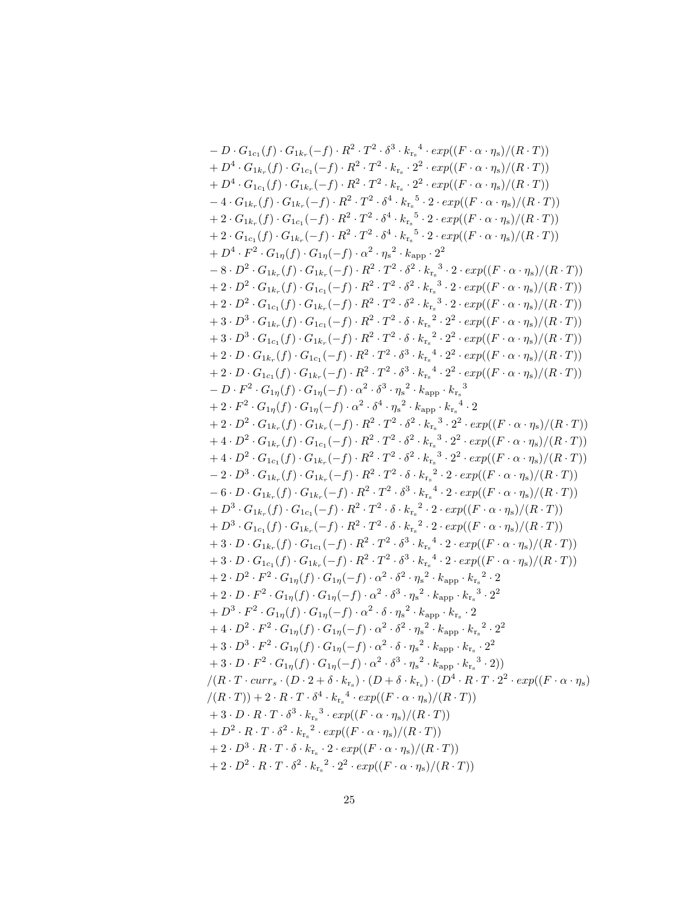$$
\begin{aligned}
&- D \cdot G_{1c_1}(f) \cdot G_{1k_r}(-f) \cdot R^2 \cdot T^2 \cdot \delta^3 \cdot {k_{\mathrm{r_s}}}^4 \cdot exp((F \cdot \alpha \cdot \eta_{\mathrm{s}})/(R \cdot T)) \\
&+ D^4 \cdot G_{1k_r}(f) \cdot G_{1c_1}(-f) \cdot R^2 \cdot T^2 \cdot k_{\mathrm{r_s}} \cdot 2^2 \cdot exp((F \cdot \alpha \cdot \eta_{\mathrm{s}})/(R \cdot T)) \\
&+ D^4 \cdot G_{1c_1}(f) \cdot G_{1k_r}(-f) \cdot R^2 \cdot T^2 \cdot k_{\mathrm{r_s}} \cdot 2^2 \cdot exp((F \cdot \alpha \cdot \eta_{\mathrm{s}})/(R \cdot T)) \\
&- 4 \cdot G_{1k_r}(f) \cdot G_{1k_r}(-f) \cdot R^2 \cdot T^2 \cdot \delta^4 \cdot {k_{\mathrm{r_s}}}^5 \cdot 2 \cdot exp((F \cdot \alpha \cdot \eta_{\mathrm{s}})/(R \cdot T)) \\
&+ 2 \cdot G_{1k_r}(f) \cdot G_{1c_1}(-f) \cdot R^2 \cdot T^2 \cdot \delta^4 \cdot {k_{\mathrm{r_s}}}^5 \cdot 2 \cdot exp((F \cdot \alpha \cdot \eta_{\mathrm{s}})/(R \cdot T)) \\
&+ 2 \cdot G_{1c_1}(f) \cdot G_{1k_r}(-f) \cdot R^2 \cdot T^2 \cdot \delta^4 \cdot {k_{\mathrm{r_s}}}^5 \cdot 2 \cdot exp((F \cdot \alpha \cdot \eta_{\mathrm{s}})/(R \cdot T)) \\
&+ D^4 \cdot F^2 \cdot G_{1\eta}(f) \cdot G_{1\eta}(-f) \cdot \alpha^2 \cdot {\eta_{\mathrm{s}}}^2 \cdot k_{\mathrm{app}} \cdot 2^2 \\
&- 8 \cdot D^2 \cdot G_{1k_r}(f) \cdot G_{1k_r}(-f) \cdot R^2 \cdot T^2 \cdot \delta^2 \cdot {k_{\mathrm{r_s}}}^3 \cdot 2 \cdot exp((F \cdot \alpha \cdot \eta_{\mathrm{s}})/(R \cdot T)) \\
&+ 2 \cdot D^2 \cdot G_{1k_r}(f) \cdot G_{1c_1}(-f) \cdot R^2 \cdot T^2 \cdot \delta^2 \cdot {k_{\mathrm{r_s}}}^3 \cdot 2 \cdot exp((F \cdot \alpha \cdot \eta_{\mathrm{s}})/(R \cdot T)) \\
&+ 2 \cdot D^2 \cdot G_{1c_1}(f) \cdot G_{1k_r}(-f) \cdot R^2 \cdot T^2 \cdot \delta^2 \cdot {k_{\mathrm{r_s}}}^3 \cdot 2 \cdot exp((F \cdot \alpha \cdot \eta_{\mathrm{s}})/(R \cdot T)) \\
&+ 3 \cdot D^3 \cdot G_{1k_r}(f) \cdot G_{1c_1}(-f) \cdot R^2 \cdot T^2 \cdot \delta \cdot {k_{\mathrm{r_s}}}^2 \cdot 2^2 \cdot exp((F \cdot \alpha \cdot \eta_{\mathrm{s}})/(R \cdot T)) \\
&+ 3 \cdot D^3 \cdot G_{1c_1}(f) \cdot G_{1k_r}(-f) \cdot R^2 \cdot T^2 \cdot \delta \cdot {k_{\mathrm{r_s}}}^2 \cdot 2^2 \cdot exp((F \cdot \alpha \cdot \eta_{\mathrm{s}})/(R \cdot T)) \\
&+ 2 \cdot D \cdot G_{1k_r}(f) \cdot G_{1c_1}(-f) \cdot R^2 \cdot T^2 \cdot \delta^3 \cdot {k_{\mathrm{r_s}}}^4 \cdot 2^2 \cdot exp((F \cdot \alpha \cdot \eta_{\mathrm{s}})/(R \cdot T)) \\
&+ 2 \cdot D \cdot G_{1c_1}(f) \cdot G_{1k_r}(-f) \cdot R^2 \cdot T^2 \cdot \delta^3 \cdot {k_{\mathrm{r_s}}}^4 \cdot 2^2 \cdot exp((F \cdot \alpha \cdot \eta_{\mathrm{s}})/(R \cdot T)) \\
&- D \cdot F^2 \cdot G_{1\eta}(f) \cdot G_{1\eta}(-f) \cdot \alpha^2 \cdot \delta^3 \cdot {\eta_{\mathrm{s}}}^2 \cdot k_{\mathrm{app}} \cdot {k_{\mathrm{r_s}}}^3 \\
&+ 2 \cdot F^2 \cdot G_{1\eta}(f) \cdot G_{1\eta}(-f) \cdot \alpha^2 \cdot \delta^4 \cdot {\eta_{\mathrm{s}}}^2 \cdot k_{\mathrm{app}} \cdot {k_{\mathrm{r_s}}}^4 \cdot 2 \\
&+ 2 \cdot D^2 \cdot G_{1k_r}(f) \cdot G_{1k_r}(-f) \cdot R^2 \cdot T^2 \cdot \delta^2 \cdot {k_{\mathrm{r_s}}}^3 \cdot 2^2 \cdot exp((F \cdot \alpha \cdot \eta_{\mathrm{s}})/(R \cdot T)) \\
&+ 4 \cdot D^2 \cdot G_{1k_r}(f) \cdot G_{1c_1}(-f) \cdot R^2 \cdot T^2 \cdot \delta^2 \cdot {k_{\mathrm{r_s}}}^3 \cdot 2^2 \cdot exp((F \cdot \alpha \cdot \eta_{\mathrm{s}})/(R \cdot T)) \\
&+ 4 \cdot D^2 \cdot G_{1c_1}(f) \cdot G_{1k_r}(-f) \cdot R^2 \cdot T^2 \cdot \delta^2 \cdot {k_{\mathrm{r_s}}}^3 \cdot 2^2 \cdot exp((F \cdot \alpha \cdot \eta_{\mathrm{s}})/(R \cdot T)) \\
&- 2 \cdot D^3 \cdot G_{1k_r}(f) \cdot G_{1k_r}(-f) \cdot R^2 \cdot T^2 \cdot \delta \cdot {k_{\mathrm{r_s}}}^2 \cdot 2 \cdot exp((F \cdot \alpha \cdot \eta_{\mathrm{s}})/(R \cdot T)) \\
&- 6 \cdot D \cdot G_{1k_r}(f) \cdot G_{1k_r}(-f) \cdot R^2 \cdot T^2 \cdot \delta^3 \cdot {k_{\mathrm{r_s}}}^4 \cdot 2 \cdot exp((F \cdot \alpha \cdot \eta_{\mathrm{s}})/(R \cdot T)) \\
&+ D^3 \cdot G_{1k_r}(f) \cdot G_{1c_1}(-f) \cdot R^2 \cdot T^2 \cdot \delta \cdot {k_{\mathrm{r_s}}}^2 \cdot 2 \cdot exp((F \cdot \alpha \cdot \eta_{\mathrm{s}})/(R \cdot T)) \\
&+ D^3 \cdot G_{1c_1}(f) \cdot G_{1k_r}(-f) \cdot R^2 \cdot T^2 \cdot \delta \cdot {k_{\mathrm{r_s}}}^2 \cdot 2 \cdot exp((F \cdot \alpha \cdot \eta_{\mathrm{s}})/(R \cdot T)) \\
&+ 3 \cdot D \cdot G_{1k_r}(f) \cdot G_{1c_1}(-f) \cdot R^2 \cdot T^2 \cdot \delta^3 \cdot {k_{\mathrm{r_s}}}^4 \cdot 2 \cdot exp((F \cdot \alpha \cdot \eta_{\mathrm{s}})/(R \cdot T)) \\
&+ 3 \cdot D \cdot G_{1c_1}(f) \cdot G_{1k_r}(-f) \cdot R^2 \cdot T^2 \cdot \delta^3 \cdot {k_{\mathrm{r_s}}}^4 \cdot 2 \cdot exp((F \cdot \alpha \cdot \eta_{\mathrm{s}})/(R \cdot T)) \\
&+ 2 \cdot D^2 \cdot F^2 \cdot G_{1\eta}(f) \cdot G_{1\eta}(-f) \cdot \alpha^2 \cdot \delta^2 \cdot {\eta_{\mathrm{s}}}^2 \cdot k_{\mathrm{app}} \cdot {k_{\mathrm{r_s}}}^2 \cdot 2 \\
&+ 2 \cdot D \cdot F^2 \cdot G_{1\eta}(f) \cdot G_{1\eta}(-f) \cdot \alpha^2 \cdot \delta^3 \cdot {\eta_{\mathrm{s}}}^2 \cdot k_{\mathrm{app}} \cdot {k_{\mathrm{r_s}}}^3 \cdot 2^2 \\
&+ D^3 \cdot F^2 \cdot G_{1\eta}(f) \cdot G_{1\eta}(-f) \cdot \alpha^2 \cdot \delta \cdot {\eta_{\mathrm{s}}}^2 \cdot k_{\mathrm{app}} \cdot k_{\mathrm{r_s}} \cdot 2 \\
&+ 4 \cdot D^2 \cdot F^2 \cdot G_{1\eta}(f) \cdot G_{1\eta}(-f) \cdot \alpha^2 \cdot \delta^2 \cdot {\eta_{\mathrm{s}}}^2 \cdot k_{\mathrm{app}} \cdot {k_{\mathrm{r_s}}}^2 \cdot 2^2 \\
&+ 3 \cdot D^3 \cdot F^2 \cdot G_{1\eta}(f) \cdot G_{1\eta}(-f) \cdot \alpha^2 \cdot \delta \cdot {\eta_{\mathrm{s}}}^2 \cdot k_{\mathrm{app}} \cdot k_{\mathrm{r_s}} \cdot 2^2 \\
&+ 3 \cdot D \cdot F^2 \cdot G_{1\eta}(f) \cdot G_{1\eta}(-f) \cdot \alpha^2 \cdot \delta^3 \cdot {\eta_{\mathrm{s}}}^2 \cdot k_{\mathrm{app}} \cdot {k_{\mathrm{r_s}}}^3 \cdot 2)) \\
&/(R \cdot T \cdot curr_s \cdot (D \cdot 2 + \delta \cdot k_{\mathrm{r_s}}) \cdot (D + \delta \cdot k_{\mathrm{r_s}}) \cdot (D^4 \cdot R \cdot T \cdot 2^2 \cdot exp((F \cdot \alpha \cdot \eta_{\mathrm{s}}) \\
&/(R \cdot T)) + 2 \cdot R \cdot T \cdot \delta^4 \cdot {k_{\mathrm{r_s}}}^4 \cdot exp((F \cdot \alpha \cdot \eta_{\mathrm{s}})/(R \cdot T)) \\
&+ 3 \cdot D \cdot R \cdot T \cdot \delta^3 \cdot {k_{\mathrm{r_s}}}^3 \cdot exp((F \cdot \alpha \cdot \eta_{\mathrm{s}})/(R \cdot T)) \\
&+ D^2 \cdot R \cdot T \cdot \delta^2 \cdot {k_{\mathrm{r_s}}}^2 \cdot exp((F \cdot \alpha \cdot \eta_{\mathrm{s}})/(R \cdot T)) \\
&+ 2 \cdot D^3 \cdot R \cdot T \cdot \delta \cdot k_{\mathrm{r_s}} \cdot 2 \cdot exp((F \cdot \alpha \cdot \eta_{\mathrm{s}})/(R \cdot T)) \\
&+ 2 \cdot D^2 \cdot R \cdot T \cdot \delta^2 \cdot {k_{\mathrm{r_s}}}^2 \cdot 2^2 \cdot exp((F \cdot \alpha \cdot \eta_{\mathrm{s}})/(R \cdot T))
\end{aligned}
$$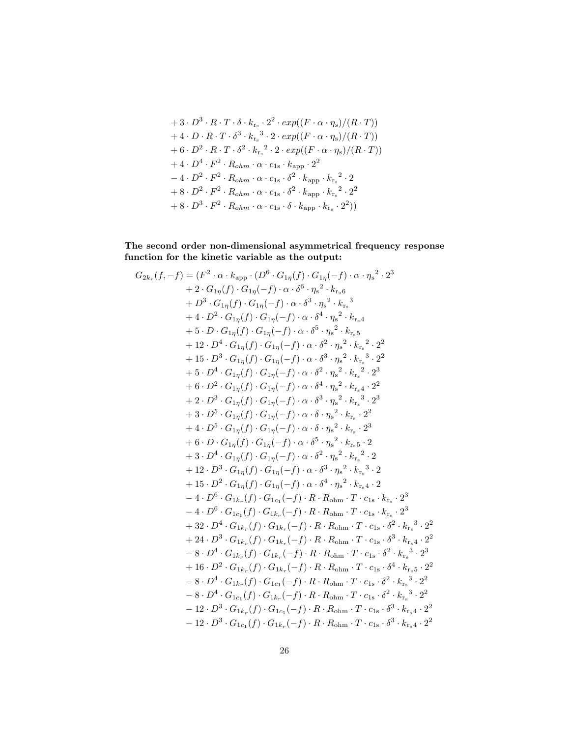$$
\begin{aligned}
&+ 3 \cdot D^3 \cdot R \cdot T \cdot \delta \cdot k_{\mathrm{r_s}} \cdot 2^2 \cdot exp((F \cdot \alpha \cdot \eta_{\mathrm{s}})/(R \cdot T)) \\
&+ 4 \cdot D \cdot R \cdot T \cdot \delta^3 \cdot {k_{\mathrm{r_s}}}^3 \cdot 2 \cdot exp((F \cdot \alpha \cdot \eta_{\mathrm{s}})/(R \cdot T)) \\
&+ 6 \cdot D^2 \cdot R \cdot T \cdot \delta^2 \cdot {k_{\mathrm{r_s}}}^2 \cdot 2 \cdot exp((F \cdot \alpha \cdot \eta_{\mathrm{s}})/(R \cdot T)) \\
&+ 4 \cdot D^4 \cdot F^2 \cdot R_{ohm} \cdot \alpha \cdot c_{1\mathrm{s}} \cdot k_{\mathrm{app}} \cdot 2^2 \\
&- 4 \cdot D^2 \cdot F^2 \cdot R_{ohm} \cdot \alpha \cdot c_{1\mathrm{s}} \cdot \delta^2 \cdot k_{\mathrm{app}} \cdot {k_{\mathrm{r_s}}}^2 \cdot 2 \\
&+ 8 \cdot D^2 \cdot F^2 \cdot R_{ohm} \cdot \alpha \cdot c_{1\mathrm{s}} \cdot \delta^2 \cdot k_{\mathrm{app}} \cdot {k_{\mathrm{r_s}}}^2 \cdot 2^2 \\
&+ 8 \cdot D^3 \cdot F^2 \cdot R_{ohm} \cdot \alpha \cdot c_{1\mathrm{s}} \cdot \delta \cdot k_{\mathrm{app}} \cdot k_{\mathrm{r_s}} \cdot 2^2))
\end{aligned}
$$

**The second order non-dimensional asymmetrical frequency response function for the kinetic variable as the output:**

$$
\begin{aligned}
G_{2k_r}(f,-f) = (&F^2 \cdot \alpha \cdot k_{\mathrm{app}} \cdot (D^6 \cdot G_{1\eta}(f) \cdot G_{1\eta}(-f) \cdot \alpha \cdot {\eta_{\mathrm{s}}}^2 \cdot 2^3 \\
&+ 2 \cdot G_{1\eta}(f) \cdot G_{1\eta}(-f) \cdot \alpha \cdot \delta^6 \cdot {\eta_{\mathrm{s}}}^2 \cdot k_{\mathrm{r_s}6} \\
&+ D^3 \cdot G_{1\eta}(f) \cdot G_{1\eta}(-f) \cdot \alpha \cdot \delta^3 \cdot {\eta_{\mathrm{s}}}^2 \cdot {k_{\mathrm{r_s}}}^3 \\
&+ 4 \cdot D^2 \cdot G_{1\eta}(f) \cdot G_{1\eta}(-f) \cdot \alpha \cdot \delta^4 \cdot {\eta_{\mathrm{s}}}^2 \cdot k_{\mathrm{r_s}4} \\
&+ 5 \cdot D \cdot G_{1\eta}(f) \cdot G_{1\eta}(-f) \cdot \alpha \cdot \delta^5 \cdot {\eta_{\mathrm{s}}}^2 \cdot k_{\mathrm{r_s}5} \\
&+ 12 \cdot D^4 \cdot G_{1\eta}(f) \cdot G_{1\eta}(-f) \cdot \alpha \cdot \delta^2 \cdot {\eta_{\mathrm{s}}}^2 \cdot {k_{\mathrm{r_s}}}^2 \cdot 2^2 \\
&+ 15 \cdot D^3 \cdot G_{1\eta}(f) \cdot G_{1\eta}(-f) \cdot \alpha \cdot \delta^3 \cdot {\eta_{\mathrm{s}}}^2 \cdot {k_{\mathrm{r_s}}}^3 \cdot 2^2 \\
&+ 5 \cdot D^4 \cdot G_{1\eta}(f) \cdot G_{1\eta}(-f) \cdot \alpha \cdot \delta^2 \cdot {\eta_{\mathrm{s}}}^2 \cdot {k_{\mathrm{r_s}}}^2 \cdot 2^3 \\
&+ 6 \cdot D^2 \cdot G_{1\eta}(f) \cdot G_{1\eta}(-f) \cdot \alpha \cdot \delta^4 \cdot {\eta_{\mathrm{s}}}^2 \cdot k_{\mathrm{r_s}4} \cdot 2^2 \\
&+ 2 \cdot D^3 \cdot G_{1\eta}(f) \cdot G_{1\eta}(-f) \cdot \alpha \cdot \delta^3 \cdot {\eta_{\mathrm{s}}}^2 \cdot {k_{\mathrm{r_s}}}^3 \cdot 2^3 \\
&+ 3 \cdot D^5 \cdot G_{1\eta}(f) \cdot G_{1\eta}(-f) \cdot \alpha \cdot \delta \cdot {\eta_{\mathrm{s}}}^2 \cdot k_{\mathrm{r_s}} \cdot 2^2 \\
&+ 4 \cdot D^5 \cdot G_{1\eta}(f) \cdot G_{1\eta}(-f) \cdot \alpha \cdot \delta \cdot {\eta_{\mathrm{s}}}^2 \cdot k_{\mathrm{r_s}} \cdot 2^3 \\
&+ 6 \cdot D \cdot G_{1\eta}(f) \cdot G_{1\eta}(-f) \cdot \alpha \cdot \delta^5 \cdot {\eta_{\mathrm{s}}}^2 \cdot k_{\mathrm{r_s}5} \cdot 2 \\
&+ 3 \cdot D^4 \cdot G_{1\eta}(f) \cdot G_{1\eta}(-f) \cdot \alpha \cdot \delta^2 \cdot {\eta_{\mathrm{s}}}^2 \cdot {k_{\mathrm{r_s}}}^2 \cdot 2 \\
&+ 12 \cdot D^3 \cdot G_{1\eta}(f) \cdot G_{1\eta}(-f) \cdot \alpha \cdot \delta^3 \cdot {\eta_{\mathrm{s}}}^2 \cdot {k_{\mathrm{r_s}}}^3 \cdot 2 \\
&+ 15 \cdot D^2 \cdot G_{1\eta}(f) \cdot G_{1\eta}(-f) \cdot \alpha \cdot \delta^4 \cdot {\eta_{\mathrm{s}}}^2 \cdot k_{\mathrm{r_s}4} \cdot 2 \\
&- 4 \cdot D^6 \cdot G_{1k_r}(f) \cdot G_{1c_1}(-f) \cdot R \cdot R_{\mathrm{ohm}} \cdot T \cdot c_{1\mathrm{s}} \cdot k_{\mathrm{r_s}} \cdot 2^3 \\
&- 4 \cdot D^6 \cdot G_{1c_1}(f) \cdot G_{1k_r}(-f) \cdot R \cdot R_{\mathrm{ohm}} \cdot T \cdot c_{1\mathrm{s}} \cdot k_{\mathrm{r_s}} \cdot 2^3 \\
&+ 32 \cdot D^4 \cdot G_{1k_r}(f) \cdot G_{1k_r}(-f) \cdot R \cdot R_{\mathrm{ohm}} \cdot T \cdot c_{1\mathrm{s}} \cdot \delta^2 \cdot {k_{\mathrm{r_s}}}^3 \cdot 2^2 \\
&+ 24 \cdot D^3 \cdot G_{1k_r}(f) \cdot G_{1k_r}(-f) \cdot R \cdot R_{\mathrm{ohm}} \cdot T \cdot c_{1\mathrm{s}} \cdot \delta^3 \cdot k_{\mathrm{r_s}4} \cdot 2^2 \\
&- 8 \cdot D^4 \cdot G_{1k_r}(f) \cdot G_{1k_r}(-f) \cdot R \cdot R_{\mathrm{ohm}} \cdot T \cdot c_{1\mathrm{s}} \cdot \delta^2 \cdot {k_{\mathrm{r_s}}}^3 \cdot 2^3 \\
&+ 16 \cdot D^2 \cdot G_{1k_r}(f) \cdot G_{1k_r}(-f) \cdot R \cdot R_{\mathrm{ohm}} \cdot T \cdot c_{1\mathrm{s}} \cdot \delta^4 \cdot k_{\mathrm{r_s}5} \cdot 2^2 \\
&- 8 \cdot D^4 \cdot G_{1k_r}(f) \cdot G_{1c_1}(-f) \cdot R \cdot R_{\mathrm{ohm}} \cdot T \cdot c_{1\mathrm{s}} \cdot \delta^2 \cdot {k_{\mathrm{r_s}}}^3 \cdot 2^2 \\
&- 8 \cdot D^4 \cdot G_{1c_1}(f) \cdot G_{1k_r}(-f) \cdot R \cdot R_{\mathrm{ohm}} \cdot T \cdot c_{1\mathrm{s}} \cdot \delta^2 \cdot {k_{\mathrm{r_s}}}^3 \cdot 2^2 \\
&- 12 \cdot D^3 \cdot G_{1k_r}(f) \cdot G_{1c_1}(-f) \cdot R \cdot R_{\mathrm{ohm}} \cdot T \cdot c_{1\mathrm{s}} \cdot \delta^3 \cdot k_{\mathrm{r_s}4} \cdot 2^2 \\
&- 12 \cdot D^3 \cdot G_{1c_1}(f) \cdot G_{1k_r}(-f) \cdot R \cdot R_{\mathrm{ohm}} \cdot T \cdot c_{1\mathrm{s}} \cdot \delta^3 \cdot k_{\mathrm{r_s}4} \cdot 2^2
\end{aligned}
$$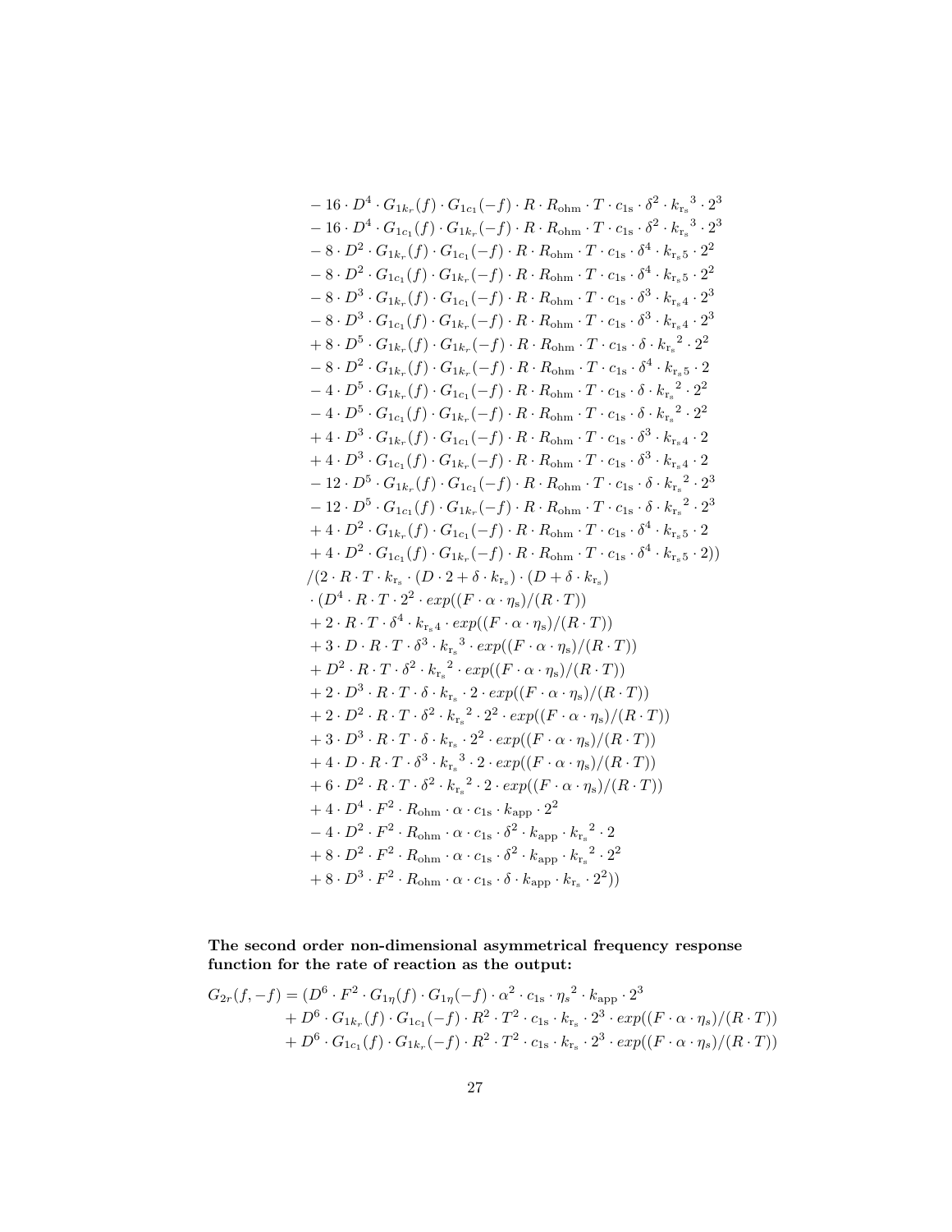$$
\begin{aligned}
&- 16 \cdot D^4 \cdot G_{1k_r}(f) \cdot G_{1c_1}(-f) \cdot R \cdot R_{\text{ohm}} \cdot T \cdot c_{1\text{s}} \cdot \delta^2 \cdot {k_{\text{r}_\text{s}}}^3 \cdot 2^3 \\
&- 16 \cdot D^4 \cdot G_{1c_1}(f) \cdot G_{1k_r}(-f) \cdot R \cdot R_{\text{ohm}} \cdot T \cdot c_{1\text{s}} \cdot \delta^2 \cdot {k_{\text{r}_\text{s}}}^3 \cdot 2^3 \\
&- 8 \cdot D^2 \cdot G_{1k_r}(f) \cdot G_{1c_1}(-f) \cdot R \cdot R_{\text{ohm}} \cdot T \cdot c_{1\text{s}} \cdot \delta^4 \cdot k_{\text{r}_\text{s}5} \cdot 2^2 \\
&- 8 \cdot D^2 \cdot G_{1c_1}(f) \cdot G_{1k_r}(-f) \cdot R \cdot R_{\text{ohm}} \cdot T \cdot c_{1\text{s}} \cdot \delta^4 \cdot k_{\text{r}_\text{s}5} \cdot 2^2 \\
&- 8 \cdot D^3 \cdot G_{1k_r}(f) \cdot G_{1c_1}(-f) \cdot R \cdot R_{\text{ohm}} \cdot T \cdot c_{1\text{s}} \cdot \delta^3 \cdot k_{\text{r}_\text{s}4} \cdot 2^3 \\
&- 8 \cdot D^3 \cdot G_{1c_1}(f) \cdot G_{1k_r}(-f) \cdot R \cdot R_{\text{ohm}} \cdot T \cdot c_{1\text{s}} \cdot \delta^3 \cdot k_{\text{r}_\text{s}4} \cdot 2^3 \\
&+ 8 \cdot D^5 \cdot G_{1k_r}(f) \cdot G_{1k_r}(-f) \cdot R \cdot R_{\text{ohm}} \cdot T \cdot c_{1\text{s}} \cdot \delta \cdot {k_{\text{r}_\text{s}}}^2 \cdot 2^2 \\
&- 8 \cdot D^2 \cdot G_{1k_r}(f) \cdot G_{1k_r}(-f) \cdot R \cdot R_{\text{ohm}} \cdot T \cdot c_{1\text{s}} \cdot \delta^4 \cdot k_{\text{r}_\text{s}5} \cdot 2 \\
&- 4 \cdot D^5 \cdot G_{1k_r}(f) \cdot G_{1c_1}(-f) \cdot R \cdot R_{\text{ohm}} \cdot T \cdot c_{1\text{s}} \cdot \delta \cdot {k_{\text{r}_\text{s}}}^2 \cdot 2^2 \\
&- 4 \cdot D^5 \cdot G_{1c_1}(f) \cdot G_{1k_r}(-f) \cdot R \cdot R_{\text{ohm}} \cdot T \cdot c_{1\text{s}} \cdot \delta \cdot {k_{\text{r}_\text{s}}}^2 \cdot 2^2 \\
&+ 4 \cdot D^3 \cdot G_{1k_r}(f) \cdot G_{1c_1}(-f) \cdot R \cdot R_{\text{ohm}} \cdot T \cdot c_{1\text{s}} \cdot \delta^3 \cdot k_{\text{r}_\text{s}4} \cdot 2 \\
&+ 4 \cdot D^3 \cdot G_{1c_1}(f) \cdot G_{1k_r}(-f) \cdot R \cdot R_{\text{ohm}} \cdot T \cdot c_{1\text{s}} \cdot \delta^3 \cdot k_{\text{r}_\text{s}4} \cdot 2 \\
&- 12 \cdot D^5 \cdot G_{1k_r}(f) \cdot G_{1c_1}(-f) \cdot R \cdot R_{\text{ohm}} \cdot T \cdot c_{1\text{s}} \cdot \delta \cdot {k_{\text{r}_\text{s}}}^2 \cdot 2^3 \\
&- 12 \cdot D^5 \cdot G_{1c_1}(f) \cdot G_{1k_r}(-f) \cdot R \cdot R_{\text{ohm}} \cdot T \cdot c_{1\text{s}} \cdot \delta \cdot {k_{\text{r}_\text{s}}}^2 \cdot 2^3 \\
&+ 4 \cdot D^2 \cdot G_{1k_r}(f) \cdot G_{1c_1}(-f) \cdot R \cdot R_{\text{ohm}} \cdot T \cdot c_{1\text{s}} \cdot \delta^4 \cdot k_{\text{r}_\text{s}5} \cdot 2 \\
&+ 4 \cdot D^2 \cdot G_{1c_1}(f) \cdot G_{1k_r}(-f) \cdot R \cdot R_{\text{ohm}} \cdot T \cdot c_{1\text{s}} \cdot \delta^4 \cdot k_{\text{r}_\text{s}5} \cdot 2)) \\
&/(2 \cdot R \cdot T \cdot k_{\text{r}_\text{s}} \cdot (D \cdot 2 + \delta \cdot k_{\text{r}_\text{s}}) \cdot (D + \delta \cdot k_{\text{r}_\text{s}}) \\
&\cdot (D^4 \cdot R \cdot T \cdot 2^2 \cdot exp((F \cdot \alpha \cdot \eta_\text{s})/(R \cdot T)) \\
&+ 2 \cdot R \cdot T \cdot \delta^4 \cdot k_{\text{r}_\text{s}4} \cdot exp((F \cdot \alpha \cdot \eta_\text{s})/(R \cdot T)) \\
&+ 3 \cdot D \cdot R \cdot T \cdot \delta^3 \cdot {k_{\text{r}_\text{s}}}^3 \cdot exp((F \cdot \alpha \cdot \eta_\text{s})/(R \cdot T)) \\
&+ D^2 \cdot R \cdot T \cdot \delta^2 \cdot {k_{\text{r}_\text{s}}}^2 \cdot exp((F \cdot \alpha \cdot \eta_\text{s})/(R \cdot T)) \\
&+ 2 \cdot D^3 \cdot R \cdot T \cdot \delta \cdot k_{\text{r}_\text{s}} \cdot 2 \cdot exp((F \cdot \alpha \cdot \eta_\text{s})/(R \cdot T)) \\
&+ 2 \cdot D^2 \cdot R \cdot T \cdot \delta^2 \cdot {k_{\text{r}_\text{s}}}^2 \cdot 2^2 \cdot exp((F \cdot \alpha \cdot \eta_\text{s})/(R \cdot T)) \\
&+ 3 \cdot D^3 \cdot R \cdot T \cdot \delta \cdot k_{\text{r}_\text{s}} \cdot 2^2 \cdot exp((F \cdot \alpha \cdot \eta_\text{s})/(R \cdot T)) \\
&+ 4 \cdot D \cdot R \cdot T \cdot \delta^3 \cdot {k_{\text{r}_\text{s}}}^3 \cdot 2 \cdot exp((F \cdot \alpha \cdot \eta_\text{s})/(R \cdot T)) \\
&+ 6 \cdot D^2 \cdot R \cdot T \cdot \delta^2 \cdot {k_{\text{r}_\text{s}}}^2 \cdot 2 \cdot exp((F \cdot \alpha \cdot \eta_\text{s})/(R \cdot T)) \\
&+ 4 \cdot D^4 \cdot F^2 \cdot R_{\text{ohm}} \cdot \alpha \cdot c_{1\text{s}} \cdot k_{\text{app}} \cdot 2^2 \\
&- 4 \cdot D^2 \cdot F^2 \cdot R_{\text{ohm}} \cdot \alpha \cdot c_{1\text{s}} \cdot \delta^2 \cdot k_{\text{app}} \cdot {k_{\text{r}_\text{s}}}^2 \cdot 2 \\
&+ 8 \cdot D^2 \cdot F^2 \cdot R_{\text{ohm}} \cdot \alpha \cdot c_{1\text{s}} \cdot \delta^2 \cdot k_{\text{app}} \cdot {k_{\text{r}_\text{s}}}^2 \cdot 2^2 \\
&+ 8 \cdot D^3 \cdot F^2 \cdot R_{\text{ohm}} \cdot \alpha \cdot c_{1\text{s}} \cdot \delta \cdot k_{\text{app}} \cdot k_{\text{r}_\text{s}} \cdot 2^2))
\end{aligned}
$$

**The second order non-dimensional asymmetrical frequency response function for the rate of reaction as the output:**

$$
\begin{aligned}
G_{2r}(f,-f) = (&D^6 \cdot F^2 \cdot G_{1\eta}(f) \cdot G_{1\eta}(-f) \cdot \alpha^2 \cdot c_{1\text{s}} \cdot {\eta_s}^2 \cdot k_{\text{app}} \cdot 2^3 \\
&+ D^6 \cdot G_{1k_r}(f) \cdot G_{1c_1}(-f) \cdot R^2 \cdot T^2 \cdot c_{1\text{s}} \cdot k_{\text{r}_\text{s}} \cdot 2^3 \cdot exp((F \cdot \alpha \cdot \eta_s)/(R \cdot T)) \\
&+ D^6 \cdot G_{1c_1}(f) \cdot G_{1k_r}(-f) \cdot R^2 \cdot T^2 \cdot c_{1\text{s}} \cdot k_{\text{r}_\text{s}} \cdot 2^3 \cdot exp((F \cdot \alpha \cdot \eta_s)/(R \cdot T))
\end{aligned}
$$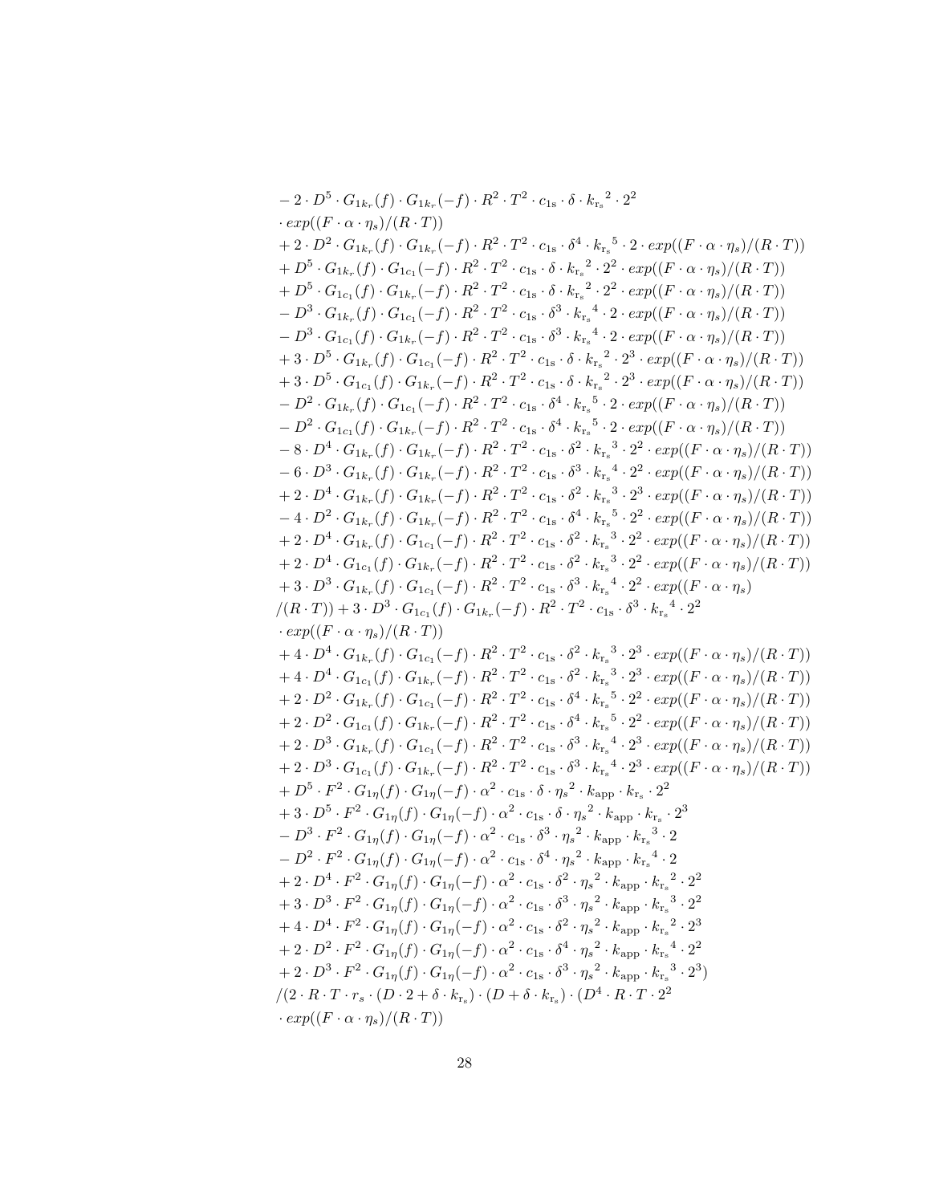$$
\begin{aligned}
&- 2 \cdot D^5 \cdot G_{1k_r}(f) \cdot G_{1k_r}(-f) \cdot R^2 \cdot T^2 \cdot c_{1\mathrm{s}} \cdot \delta \cdot {k_{\mathrm{r_s}}}^2 \cdot 2^2 \\
&\cdot exp((F \cdot \alpha \cdot \eta_s)/(R \cdot T)) \\
&+ 2 \cdot D^2 \cdot G_{1k_r}(f) \cdot G_{1k_r}(-f) \cdot R^2 \cdot T^2 \cdot c_{1\mathrm{s}} \cdot \delta^4 \cdot {k_{\mathrm{r_s}}}^5 \cdot 2 \cdot exp((F \cdot \alpha \cdot \eta_s)/(R \cdot T)) \\
&+ D^5 \cdot G_{1k_r}(f) \cdot G_{1c_1}(-f) \cdot R^2 \cdot T^2 \cdot c_{1\mathrm{s}} \cdot \delta \cdot {k_{\mathrm{r_s}}}^2 \cdot 2^2 \cdot exp((F \cdot \alpha \cdot \eta_s)/(R \cdot T)) \\
&+ D^5 \cdot G_{1c_1}(f) \cdot G_{1k_r}(-f) \cdot R^2 \cdot T^2 \cdot c_{1\mathrm{s}} \cdot \delta \cdot {k_{\mathrm{r_s}}}^2 \cdot 2^2 \cdot exp((F \cdot \alpha \cdot \eta_s)/(R \cdot T)) \\
&- D^3 \cdot G_{1k_r}(f) \cdot G_{1c_1}(-f) \cdot R^2 \cdot T^2 \cdot c_{1\mathrm{s}} \cdot \delta^3 \cdot {k_{\mathrm{r_s}}}^4 \cdot 2 \cdot exp((F \cdot \alpha \cdot \eta_s)/(R \cdot T)) \\
&- D^3 \cdot G_{1c_1}(f) \cdot G_{1k_r}(-f) \cdot R^2 \cdot T^2 \cdot c_{1\mathrm{s}} \cdot \delta^3 \cdot {k_{\mathrm{r_s}}}^4 \cdot 2 \cdot exp((F \cdot \alpha \cdot \eta_s)/(R \cdot T)) \\
&+ 3 \cdot D^5 \cdot G_{1k_r}(f) \cdot G_{1c_1}(-f) \cdot R^2 \cdot T^2 \cdot c_{1\mathrm{s}} \cdot \delta \cdot {k_{\mathrm{r_s}}}^2 \cdot 2^3 \cdot exp((F \cdot \alpha \cdot \eta_s)/(R \cdot T)) \\
&+ 3 \cdot D^5 \cdot G_{1c_1}(f) \cdot G_{1k_r}(-f) \cdot R^2 \cdot T^2 \cdot c_{1\mathrm{s}} \cdot \delta \cdot {k_{\mathrm{r_s}}}^2 \cdot 2^3 \cdot exp((F \cdot \alpha \cdot \eta_s)/(R \cdot T)) \\
&- D^2 \cdot G_{1k_r}(f) \cdot G_{1c_1}(-f) \cdot R^2 \cdot T^2 \cdot c_{1\mathrm{s}} \cdot \delta^4 \cdot {k_{\mathrm{r_s}}}^5 \cdot 2 \cdot exp((F \cdot \alpha \cdot \eta_s)/(R \cdot T)) \\
&- D^2 \cdot G_{1c_1}(f) \cdot G_{1k_r}(-f) \cdot R^2 \cdot T^2 \cdot c_{1\mathrm{s}} \cdot \delta^4 \cdot {k_{\mathrm{r_s}}}^5 \cdot 2 \cdot exp((F \cdot \alpha \cdot \eta_s)/(R \cdot T)) \\
&- 8 \cdot D^4 \cdot G_{1k_r}(f) \cdot G_{1k_r}(-f) \cdot R^2 \cdot T^2 \cdot c_{1\mathrm{s}} \cdot \delta^2 \cdot {k_{\mathrm{r_s}}}^3 \cdot 2^2 \cdot exp((F \cdot \alpha \cdot \eta_s)/(R \cdot T)) \\
&- 6 \cdot D^3 \cdot G_{1k_r}(f) \cdot G_{1k_r}(-f) \cdot R^2 \cdot T^2 \cdot c_{1\mathrm{s}} \cdot \delta^3 \cdot {k_{\mathrm{r_s}}}^4 \cdot 2^2 \cdot exp((F \cdot \alpha \cdot \eta_s)/(R \cdot T)) \\
&+ 2 \cdot D^4 \cdot G_{1k_r}(f) \cdot G_{1k_r}(-f) \cdot R^2 \cdot T^2 \cdot c_{1\mathrm{s}} \cdot \delta^2 \cdot {k_{\mathrm{r_s}}}^3 \cdot 2^3 \cdot exp((F \cdot \alpha \cdot \eta_s)/(R \cdot T)) \\
&- 4 \cdot D^2 \cdot G_{1k_r}(f) \cdot G_{1k_r}(-f) \cdot R^2 \cdot T^2 \cdot c_{1\mathrm{s}} \cdot \delta^4 \cdot {k_{\mathrm{r_s}}}^5 \cdot 2^2 \cdot exp((F \cdot \alpha \cdot \eta_s)/(R \cdot T)) \\
&+ 2 \cdot D^4 \cdot G_{1k_r}(f) \cdot G_{1c_1}(-f) \cdot R^2 \cdot T^2 \cdot c_{1\mathrm{s}} \cdot \delta^2 \cdot {k_{\mathrm{r_s}}}^3 \cdot 2^2 \cdot exp((F \cdot \alpha \cdot \eta_s)/(R \cdot T)) \\
&+ 2 \cdot D^4 \cdot G_{1c_1}(f) \cdot G_{1k_r}(-f) \cdot R^2 \cdot T^2 \cdot c_{1\mathrm{s}} \cdot \delta^2 \cdot {k_{\mathrm{r_s}}}^3 \cdot 2^2 \cdot exp((F \cdot \alpha \cdot \eta_s)/(R \cdot T)) \\
&+ 3 \cdot D^3 \cdot G_{1k_r}(f) \cdot G_{1c_1}(-f) \cdot R^2 \cdot T^2 \cdot c_{1\mathrm{s}} \cdot \delta^3 \cdot {k_{\mathrm{r_s}}}^4 \cdot 2^2 \cdot exp((F \cdot \alpha \cdot \eta_s) \\
&/(R \cdot T)) + 3 \cdot D^3 \cdot G_{1c_1}(f) \cdot G_{1k_r}(-f) \cdot R^2 \cdot T^2 \cdot c_{1\mathrm{s}} \cdot \delta^3 \cdot {k_{\mathrm{r_s}}}^4 \cdot 2^2 \\
&\cdot exp((F \cdot \alpha \cdot \eta_s)/(R \cdot T)) \\
&+ 4 \cdot D^4 \cdot G_{1k_r}(f) \cdot G_{1c_1}(-f) \cdot R^2 \cdot T^2 \cdot c_{1\mathrm{s}} \cdot \delta^2 \cdot {k_{\mathrm{r_s}}}^3 \cdot 2^3 \cdot exp((F \cdot \alpha \cdot \eta_s)/(R \cdot T)) \\
&+ 4 \cdot D^4 \cdot G_{1c_1}(f) \cdot G_{1k_r}(-f) \cdot R^2 \cdot T^2 \cdot c_{1\mathrm{s}} \cdot \delta^2 \cdot {k_{\mathrm{r_s}}}^3 \cdot 2^3 \cdot exp((F \cdot \alpha \cdot \eta_s)/(R \cdot T)) \\
&+ 2 \cdot D^2 \cdot G_{1k_r}(f) \cdot G_{1c_1}(-f) \cdot R^2 \cdot T^2 \cdot c_{1\mathrm{s}} \cdot \delta^4 \cdot {k_{\mathrm{r_s}}}^5 \cdot 2^2 \cdot exp((F \cdot \alpha \cdot \eta_s)/(R \cdot T)) \\
&+ 2 \cdot D^2 \cdot G_{1c_1}(f) \cdot G_{1k_r}(-f) \cdot R^2 \cdot T^2 \cdot c_{1\mathrm{s}} \cdot \delta^4 \cdot {k_{\mathrm{r_s}}}^5 \cdot 2^2 \cdot exp((F \cdot \alpha \cdot \eta_s)/(R \cdot T)) \\
&+ 2 \cdot D^3 \cdot G_{1k_r}(f) \cdot G_{1c_1}(-f) \cdot R^2 \cdot T^2 \cdot c_{1\mathrm{s}} \cdot \delta^3 \cdot {k_{\mathrm{r_s}}}^4 \cdot 2^3 \cdot exp((F \cdot \alpha \cdot \eta_s)/(R \cdot T)) \\
&+ 2 \cdot D^3 \cdot G_{1c_1}(f) \cdot G_{1k_r}(-f) \cdot R^2 \cdot T^2 \cdot c_{1\mathrm{s}} \cdot \delta^3 \cdot {k_{\mathrm{r_s}}}^4 \cdot 2^3 \cdot exp((F \cdot \alpha \cdot \eta_s)/(R \cdot T)) \\
&+ D^5 \cdot F^2 \cdot G_{1\eta}(f) \cdot G_{1\eta}(-f) \cdot \alpha^2 \cdot c_{1\mathrm{s}} \cdot \delta \cdot {\eta_s}^2 \cdot k_{\mathrm{app}} \cdot k_{\mathrm{r_s}} \cdot 2^2 \\
&+ 3 \cdot D^5 \cdot F^2 \cdot G_{1\eta}(f) \cdot G_{1\eta}(-f) \cdot \alpha^2 \cdot c_{1\mathrm{s}} \cdot \delta \cdot {\eta_s}^2 \cdot k_{\mathrm{app}} \cdot k_{\mathrm{r_s}} \cdot 2^3 \\
&- D^3 \cdot F^2 \cdot G_{1\eta}(f) \cdot G_{1\eta}(-f) \cdot \alpha^2 \cdot c_{1\mathrm{s}} \cdot \delta^3 \cdot {\eta_s}^2 \cdot k_{\mathrm{app}} \cdot {k_{\mathrm{r_s}}}^3 \cdot 2 \\
&- D^2 \cdot F^2 \cdot G_{1\eta}(f) \cdot G_{1\eta}(-f) \cdot \alpha^2 \cdot c_{1\mathrm{s}} \cdot \delta^4 \cdot {\eta_s}^2 \cdot k_{\mathrm{app}} \cdot {k_{\mathrm{r_s}}}^4 \cdot 2 \\
&+ 2 \cdot D^4 \cdot F^2 \cdot G_{1\eta}(f) \cdot G_{1\eta}(-f) \cdot \alpha^2 \cdot c_{1\mathrm{s}} \cdot \delta^2 \cdot {\eta_s}^2 \cdot k_{\mathrm{app}} \cdot {k_{\mathrm{r_s}}}^2 \cdot 2^2 \\
&+ 3 \cdot D^3 \cdot F^2 \cdot G_{1\eta}(f) \cdot G_{1\eta}(-f) \cdot \alpha^2 \cdot c_{1\mathrm{s}} \cdot \delta^3 \cdot {\eta_s}^2 \cdot k_{\mathrm{app}} \cdot {k_{\mathrm{r_s}}}^3 \cdot 2^2 \\
&+ 4 \cdot D^4 \cdot F^2 \cdot G_{1\eta}(f) \cdot G_{1\eta}(-f) \cdot \alpha^2 \cdot c_{1\mathrm{s}} \cdot \delta^2 \cdot {\eta_s}^2 \cdot k_{\mathrm{app}} \cdot {k_{\mathrm{r_s}}}^2 \cdot 2^3 \\
&+ 2 \cdot D^2 \cdot F^2 \cdot G_{1\eta}(f) \cdot G_{1\eta}(-f) \cdot \alpha^2 \cdot c_{1\mathrm{s}} \cdot \delta^4 \cdot {\eta_s}^2 \cdot k_{\mathrm{app}} \cdot {k_{\mathrm{r_s}}}^4 \cdot 2^2 \\
&+ 2 \cdot D^3 \cdot F^2 \cdot G_{1\eta}(f) \cdot G_{1\eta}(-f) \cdot \alpha^2 \cdot c_{1\mathrm{s}} \cdot \delta^3 \cdot {\eta_s}^2 \cdot k_{\mathrm{app}} \cdot {k_{\mathrm{r_s}}}^3 \cdot 2^3) \\
&/(2 \cdot R \cdot T \cdot r_s \cdot (D \cdot 2 + \delta \cdot k_{\mathrm{r_s}}) \cdot (D + \delta \cdot k_{\mathrm{r_s}}) \cdot (D^4 \cdot R \cdot T \cdot 2^2 \\
&\cdot exp((F \cdot \alpha \cdot \eta_s)/(R \cdot T))
\end{aligned}
$$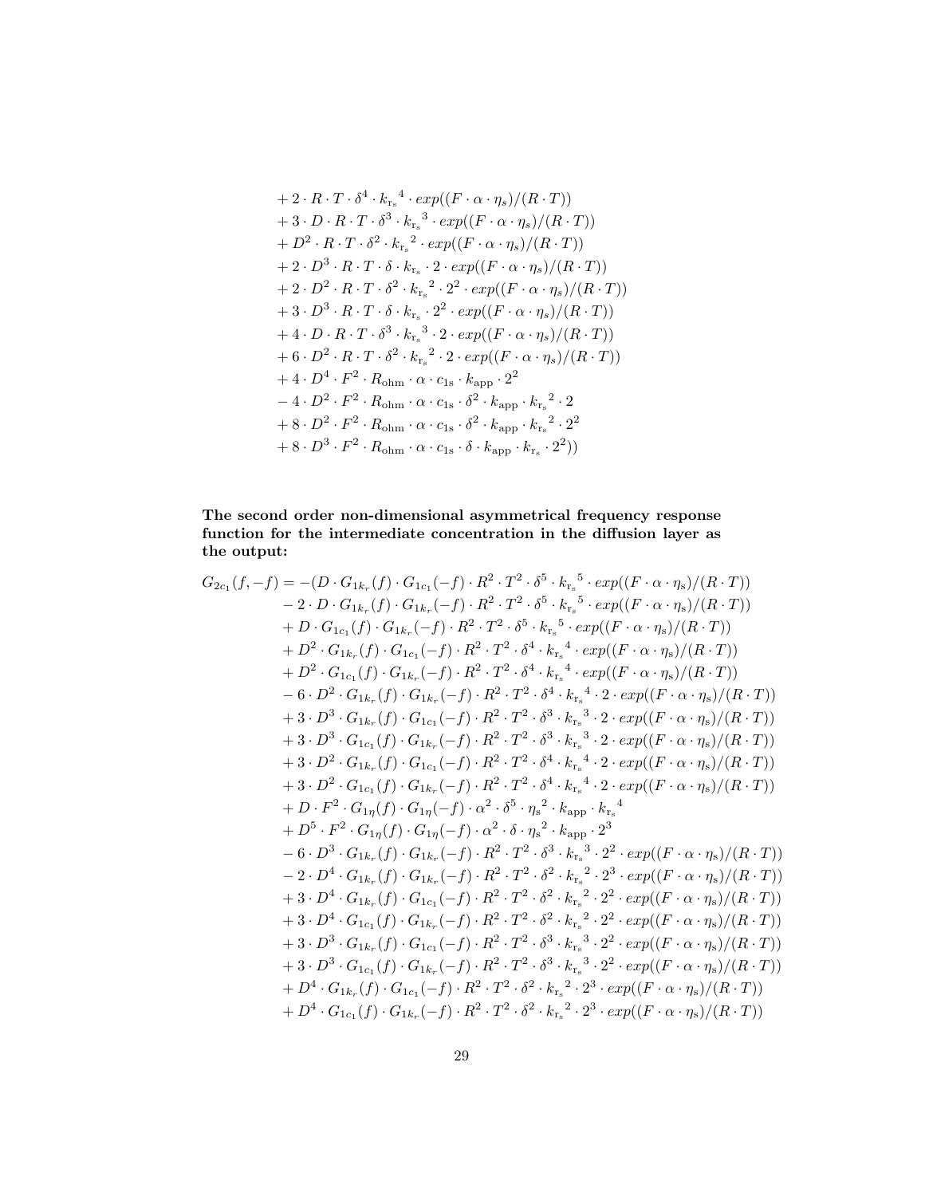$$
\begin{aligned}
&+ 2 \cdot R \cdot T \cdot \delta^4 \cdot {k_{\mathrm{r_s}}}^4 \cdot exp((F \cdot \alpha \cdot \eta_s)/(R \cdot T)) \\
&+ 3 \cdot D \cdot R \cdot T \cdot \delta^3 \cdot {k_{\mathrm{r_s}}}^3 \cdot exp((F \cdot \alpha \cdot \eta_s)/(R \cdot T)) \\
&+ D^2 \cdot R \cdot T \cdot \delta^2 \cdot {k_{\mathrm{r_s}}}^2 \cdot exp((F \cdot \alpha \cdot \eta_s)/(R \cdot T)) \\
&+ 2 \cdot D^3 \cdot R \cdot T \cdot \delta \cdot k_{\mathrm{r_s}} \cdot 2 \cdot exp((F \cdot \alpha \cdot \eta_s)/(R \cdot T)) \\
&+ 2 \cdot D^2 \cdot R \cdot T \cdot \delta^2 \cdot {k_{\mathrm{r_s}}}^2 \cdot 2^2 \cdot exp((F \cdot \alpha \cdot \eta_s)/(R \cdot T)) \\
&+ 3 \cdot D^3 \cdot R \cdot T \cdot \delta \cdot k_{\mathrm{r_s}} \cdot 2^2 \cdot exp((F \cdot \alpha \cdot \eta_s)/(R \cdot T)) \\
&+ 4 \cdot D \cdot R \cdot T \cdot \delta^3 \cdot {k_{\mathrm{r_s}}}^3 \cdot 2 \cdot exp((F \cdot \alpha \cdot \eta_s)/(R \cdot T)) \\
&+ 6 \cdot D^2 \cdot R \cdot T \cdot \delta^2 \cdot {k_{\mathrm{r_s}}}^2 \cdot 2 \cdot exp((F \cdot \alpha \cdot \eta_s)/(R \cdot T)) \\
&+ 4 \cdot D^4 \cdot F^2 \cdot R_{\mathrm{ohm}} \cdot \alpha \cdot c_{1\mathrm{s}} \cdot k_{\mathrm{app}} \cdot 2^2 \\
&- 4 \cdot D^2 \cdot F^2 \cdot R_{\mathrm{ohm}} \cdot \alpha \cdot c_{1\mathrm{s}} \cdot \delta^2 \cdot k_{\mathrm{app}} \cdot {k_{\mathrm{r_s}}}^2 \cdot 2 \\
&+ 8 \cdot D^2 \cdot F^2 \cdot R_{\mathrm{ohm}} \cdot \alpha \cdot c_{1\mathrm{s}} \cdot \delta^2 \cdot k_{\mathrm{app}} \cdot {k_{\mathrm{r_s}}}^2 \cdot 2^2 \\
&+ 8 \cdot D^3 \cdot F^2 \cdot R_{\mathrm{ohm}} \cdot \alpha \cdot c_{1\mathrm{s}} \cdot \delta \cdot k_{\mathrm{app}} \cdot k_{\mathrm{r_s}} \cdot 2^2))
\end{aligned}
$$

**The second order non-dimensional asymmetrical frequency response function for the intermediate concentration in the diffusion layer as the output:**

$$
\begin{aligned}
G_{2c_1}(f,-f) = &-(D \cdot G_{1k_r}(f) \cdot G_{1c_1}(-f) \cdot R^2 \cdot T^2 \cdot \delta^5 \cdot {k_{\mathrm{r_s}}}^5 \cdot exp((F \cdot \alpha \cdot \eta_{\mathrm{s}})/(R \cdot T)) \\
&- 2 \cdot D \cdot G_{1k_r}(f) \cdot G_{1k_r}(-f) \cdot R^2 \cdot T^2 \cdot \delta^5 \cdot {k_{\mathrm{r_s}}}^5 \cdot exp((F \cdot \alpha \cdot \eta_{\mathrm{s}})/(R \cdot T)) \\
&+ D \cdot G_{1c_1}(f) \cdot G_{1k_r}(-f) \cdot R^2 \cdot T^2 \cdot \delta^5 \cdot {k_{\mathrm{r_s}}}^5 \cdot exp((F \cdot \alpha \cdot \eta_{\mathrm{s}})/(R \cdot T)) \\
&+ D^2 \cdot G_{1k_r}(f) \cdot G_{1c_1}(-f) \cdot R^2 \cdot T^2 \cdot \delta^4 \cdot {k_{\mathrm{r_s}}}^4 \cdot exp((F \cdot \alpha \cdot \eta_{\mathrm{s}})/(R \cdot T)) \\
&+ D^2 \cdot G_{1c_1}(f) \cdot G_{1k_r}(-f) \cdot R^2 \cdot T^2 \cdot \delta^4 \cdot {k_{\mathrm{r_s}}}^4 \cdot exp((F \cdot \alpha \cdot \eta_{\mathrm{s}})/(R \cdot T)) \\
&- 6 \cdot D^2 \cdot G_{1k_r}(f) \cdot G_{1k_r}(-f) \cdot R^2 \cdot T^2 \cdot \delta^4 \cdot {k_{\mathrm{r_s}}}^4 \cdot 2 \cdot exp((F \cdot \alpha \cdot \eta_{\mathrm{s}})/(R \cdot T)) \\
&+ 3 \cdot D^3 \cdot G_{1k_r}(f) \cdot G_{1c_1}(-f) \cdot R^2 \cdot T^2 \cdot \delta^3 \cdot {k_{\mathrm{r_s}}}^3 \cdot 2 \cdot exp((F \cdot \alpha \cdot \eta_{\mathrm{s}})/(R \cdot T)) \\
&+ 3 \cdot D^3 \cdot G_{1c_1}(f) \cdot G_{1k_r}(-f) \cdot R^2 \cdot T^2 \cdot \delta^3 \cdot {k_{\mathrm{r_s}}}^3 \cdot 2 \cdot exp((F \cdot \alpha \cdot \eta_{\mathrm{s}})/(R \cdot T)) \\
&+ 3 \cdot D^2 \cdot G_{1k_r}(f) \cdot G_{1c_1}(-f) \cdot R^2 \cdot T^2 \cdot \delta^4 \cdot {k_{\mathrm{r_s}}}^4 \cdot 2 \cdot exp((F \cdot \alpha \cdot \eta_{\mathrm{s}})/(R \cdot T)) \\
&+ 3 \cdot D^2 \cdot G_{1c_1}(f) \cdot G_{1k_r}(-f) \cdot R^2 \cdot T^2 \cdot \delta^4 \cdot {k_{\mathrm{r_s}}}^4 \cdot 2 \cdot exp((F \cdot \alpha \cdot \eta_{\mathrm{s}})/(R \cdot T)) \\
&+ D \cdot F^2 \cdot G_{1\eta}(f) \cdot G_{1\eta}(-f) \cdot \alpha^2 \cdot \delta^5 \cdot {\eta_{\mathrm{s}}}^2 \cdot k_{\mathrm{app}} \cdot {k_{\mathrm{r_s}}}^4 \\
&+ D^5 \cdot F^2 \cdot G_{1\eta}(f) \cdot G_{1\eta}(-f) \cdot \alpha^2 \cdot \delta \cdot {\eta_{\mathrm{s}}}^2 \cdot k_{\mathrm{app}} \cdot 2^3 \\
&- 6 \cdot D^3 \cdot G_{1k_r}(f) \cdot G_{1k_r}(-f) \cdot R^2 \cdot T^2 \cdot \delta^3 \cdot {k_{\mathrm{r_s}}}^3 \cdot 2^2 \cdot exp((F \cdot \alpha \cdot \eta_{\mathrm{s}})/(R \cdot T)) \\
&- 2 \cdot D^4 \cdot G_{1k_r}(f) \cdot G_{1k_r}(-f) \cdot R^2 \cdot T^2 \cdot \delta^2 \cdot {k_{\mathrm{r_s}}}^2 \cdot 2^3 \cdot exp((F \cdot \alpha \cdot \eta_{\mathrm{s}})/(R \cdot T)) \\
&+ 3 \cdot D^4 \cdot G_{1k_r}(f) \cdot G_{1c_1}(-f) \cdot R^2 \cdot T^2 \cdot \delta^2 \cdot {k_{\mathrm{r_s}}}^2 \cdot 2^2 \cdot exp((F \cdot \alpha \cdot \eta_{\mathrm{s}})/(R \cdot T)) \\
&+ 3 \cdot D^4 \cdot G_{1c_1}(f) \cdot G_{1k_r}(-f) \cdot R^2 \cdot T^2 \cdot \delta^2 \cdot {k_{\mathrm{r_s}}}^2 \cdot 2^2 \cdot exp((F \cdot \alpha \cdot \eta_{\mathrm{s}})/(R \cdot T)) \\
&+ 3 \cdot D^3 \cdot G_{1k_r}(f) \cdot G_{1c_1}(-f) \cdot R^2 \cdot T^2 \cdot \delta^3 \cdot {k_{\mathrm{r_s}}}^3 \cdot 2^2 \cdot exp((F \cdot \alpha \cdot \eta_{\mathrm{s}})/(R \cdot T)) \\
&+ 3 \cdot D^3 \cdot G_{1c_1}(f) \cdot G_{1k_r}(-f) \cdot R^2 \cdot T^2 \cdot \delta^3 \cdot {k_{\mathrm{r_s}}}^3 \cdot 2^2 \cdot exp((F \cdot \alpha \cdot \eta_{\mathrm{s}})/(R \cdot T)) \\
&+ D^4 \cdot G_{1k_r}(f) \cdot G_{1c_1}(-f) \cdot R^2 \cdot T^2 \cdot \delta^2 \cdot {k_{\mathrm{r_s}}}^2 \cdot 2^3 \cdot exp((F \cdot \alpha \cdot \eta_{\mathrm{s}})/(R \cdot T)) \\
&+ D^4 \cdot G_{1c_1}(f) \cdot G_{1k_r}(-f) \cdot R^2 \cdot T^2 \cdot \delta^2 \cdot {k_{\mathrm{r_s}}}^2 \cdot 2^3 \cdot exp((F \cdot \alpha \cdot \eta_{\mathrm{s}})/(R \cdot T))
\end{aligned}
$$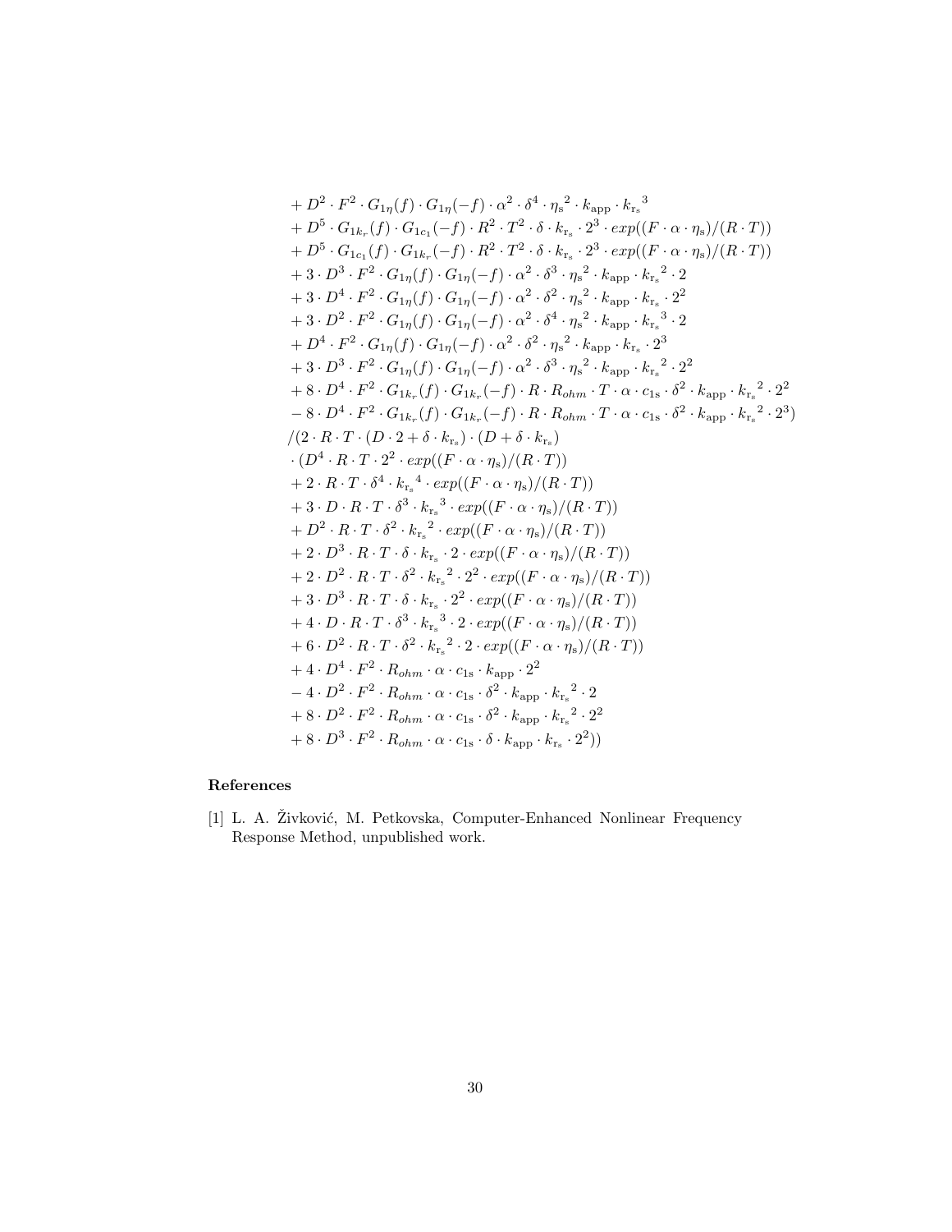$$
\begin{aligned}
&+ D^2 \cdot F^2 \cdot G_{1\eta}(f) \cdot G_{1\eta}(-f) \cdot \alpha^2 \cdot \delta^4 \cdot {\eta_\mathrm{s}}^2 \cdot k_\mathrm{app} \cdot {k_{\mathrm{r_s}}}^3 \\
&+ D^5 \cdot G_{1k_r}(f) \cdot G_{1c_1}(-f) \cdot R^2 \cdot T^2 \cdot \delta \cdot k_{\mathrm{r_s}} \cdot 2^3 \cdot exp((F \cdot \alpha \cdot \eta_\mathrm{s})/(R \cdot T)) \\
&+ D^5 \cdot G_{1c_1}(f) \cdot G_{1k_r}(-f) \cdot R^2 \cdot T^2 \cdot \delta \cdot k_{\mathrm{r_s}} \cdot 2^3 \cdot exp((F \cdot \alpha \cdot \eta_\mathrm{s})/(R \cdot T)) \\
&+ 3 \cdot D^3 \cdot F^2 \cdot G_{1\eta}(f) \cdot G_{1\eta}(-f) \cdot \alpha^2 \cdot \delta^3 \cdot {\eta_\mathrm{s}}^2 \cdot k_\mathrm{app} \cdot {k_{\mathrm{r_s}}}^2 \cdot 2 \\
&+ 3 \cdot D^4 \cdot F^2 \cdot G_{1\eta}(f) \cdot G_{1\eta}(-f) \cdot \alpha^2 \cdot \delta^2 \cdot {\eta_\mathrm{s}}^2 \cdot k_\mathrm{app} \cdot k_{\mathrm{r_s}} \cdot 2^2 \\
&+ 3 \cdot D^2 \cdot F^2 \cdot G_{1\eta}(f) \cdot G_{1\eta}(-f) \cdot \alpha^2 \cdot \delta^4 \cdot {\eta_\mathrm{s}}^2 \cdot k_\mathrm{app} \cdot {k_{\mathrm{r_s}}}^3 \cdot 2 \\
&+ D^4 \cdot F^2 \cdot G_{1\eta}(f) \cdot G_{1\eta}(-f) \cdot \alpha^2 \cdot \delta^2 \cdot {\eta_\mathrm{s}}^2 \cdot k_\mathrm{app} \cdot k_{\mathrm{r_s}} \cdot 2^3 \\
&+ 3 \cdot D^3 \cdot F^2 \cdot G_{1\eta}(f) \cdot G_{1\eta}(-f) \cdot \alpha^2 \cdot \delta^3 \cdot {\eta_\mathrm{s}}^2 \cdot k_\mathrm{app} \cdot {k_{\mathrm{r_s}}}^2 \cdot 2^2 \\
&+ 8 \cdot D^4 \cdot F^2 \cdot G_{1k_r}(f) \cdot G_{1k_r}(-f) \cdot R \cdot R_{ohm} \cdot T \cdot \alpha \cdot c_{1\mathrm{s}} \cdot \delta^2 \cdot k_\mathrm{app} \cdot {k_{\mathrm{r_s}}}^2 \cdot 2^2 \\
&- 8 \cdot D^4 \cdot F^2 \cdot G_{1k_r}(f) \cdot G_{1k_r}(-f) \cdot R \cdot R_{ohm} \cdot T \cdot \alpha \cdot c_{1\mathrm{s}} \cdot \delta^2 \cdot k_\mathrm{app} \cdot {k_{\mathrm{r_s}}}^2 \cdot 2^3) \\
&/(2 \cdot R \cdot T \cdot (D \cdot 2 + \delta \cdot k_{\mathrm{r_s}}) \cdot (D + \delta \cdot k_{\mathrm{r_s}}) \\
&\cdot (D^4 \cdot R \cdot T \cdot 2^2 \cdot exp((F \cdot \alpha \cdot \eta_\mathrm{s})/(R \cdot T)) \\
&+ 2 \cdot R \cdot T \cdot \delta^4 \cdot {k_{\mathrm{r_s}}}^4 \cdot exp((F \cdot \alpha \cdot \eta_\mathrm{s})/(R \cdot T)) \\
&+ 3 \cdot D \cdot R \cdot T \cdot \delta^3 \cdot {k_{\mathrm{r_s}}}^3 \cdot exp((F \cdot \alpha \cdot \eta_\mathrm{s})/(R \cdot T)) \\
&+ D^2 \cdot R \cdot T \cdot \delta^2 \cdot {k_{\mathrm{r_s}}}^2 \cdot exp((F \cdot \alpha \cdot \eta_\mathrm{s})/(R \cdot T)) \\
&+ 2 \cdot D^3 \cdot R \cdot T \cdot \delta \cdot k_{\mathrm{r_s}} \cdot 2 \cdot exp((F \cdot \alpha \cdot \eta_\mathrm{s})/(R \cdot T)) \\
&+ 2 \cdot D^2 \cdot R \cdot T \cdot \delta^2 \cdot {k_{\mathrm{r_s}}}^2 \cdot 2^2 \cdot exp((F \cdot \alpha \cdot \eta_\mathrm{s})/(R \cdot T)) \\
&+ 3 \cdot D^3 \cdot R \cdot T \cdot \delta \cdot k_{\mathrm{r_s}} \cdot 2^2 \cdot exp((F \cdot \alpha \cdot \eta_\mathrm{s})/(R \cdot T)) \\
&+ 4 \cdot D \cdot R \cdot T \cdot \delta^3 \cdot {k_{\mathrm{r_s}}}^3 \cdot 2 \cdot exp((F \cdot \alpha \cdot \eta_\mathrm{s})/(R \cdot T)) \\
&+ 6 \cdot D^2 \cdot R \cdot T \cdot \delta^2 \cdot {k_{\mathrm{r_s}}}^2 \cdot 2 \cdot exp((F \cdot \alpha \cdot \eta_\mathrm{s})/(R \cdot T)) \\
&+ 4 \cdot D^4 \cdot F^2 \cdot R_{ohm} \cdot \alpha \cdot c_{1\mathrm{s}} \cdot k_\mathrm{app} \cdot 2^2 \\
&- 4 \cdot D^2 \cdot F^2 \cdot R_{ohm} \cdot \alpha \cdot c_{1\mathrm{s}} \cdot \delta^2 \cdot k_\mathrm{app} \cdot {k_{\mathrm{r_s}}}^2 \cdot 2 \\
&+ 8 \cdot D^2 \cdot F^2 \cdot R_{ohm} \cdot \alpha \cdot c_{1\mathrm{s}} \cdot \delta^2 \cdot k_\mathrm{app} \cdot {k_{\mathrm{r_s}}}^2 \cdot 2^2 \\
&+ 8 \cdot D^3 \cdot F^2 \cdot R_{ohm} \cdot \alpha \cdot c_{1\mathrm{s}} \cdot \delta \cdot k_\mathrm{app} \cdot k_{\mathrm{r_s}} \cdot 2^2))
\end{aligned}
$$

## References

[1] L. A. Živković, M. Petkovska, Computer-Enhanced Nonlinear Frequency Response Method, unpublished work.